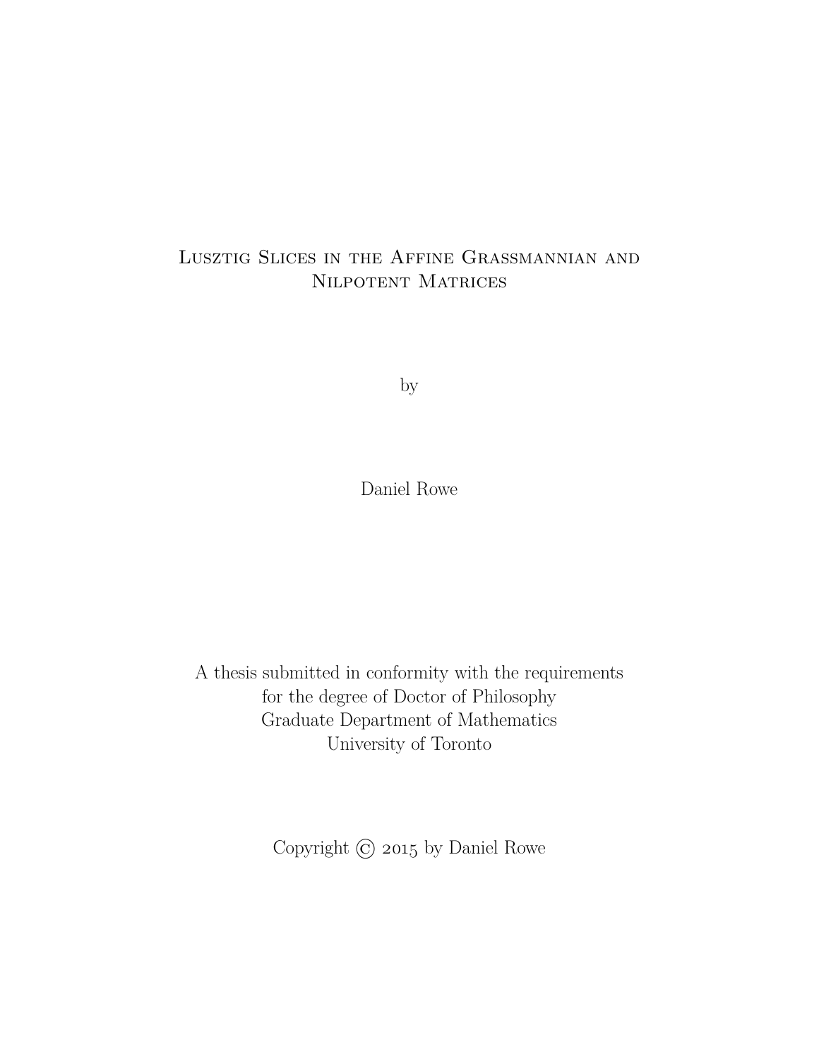# Lusztig Slices in the Affine Grassmannian and Nilpotent Matrices

by

Daniel Rowe

A thesis submitted in conformity with the requirements
for the degree of Doctor of Philosophy
Graduate Department of Mathematics
University of Toronto

Copyright © 2015 by Daniel Rowe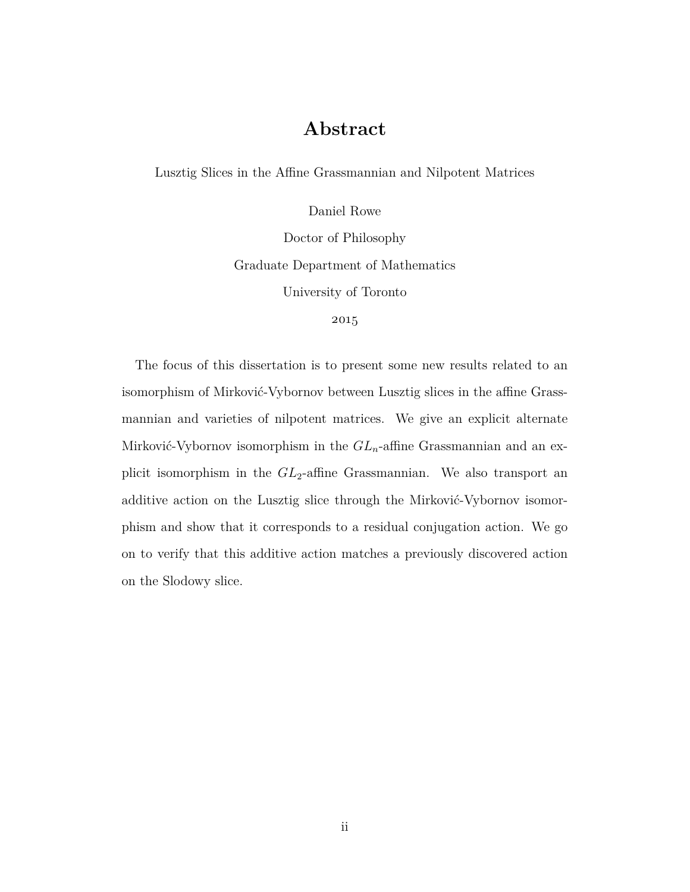# Abstract

Lusztig Slices in the Affine Grassmannian and Nilpotent Matrices

Daniel Rowe

Doctor of Philosophy

Graduate Department of Mathematics

University of Toronto

2015

The focus of this dissertation is to present some new results related to an isomorphism of Mirković-Vybornov between Lusztig slices in the affine Grassmannian and varieties of nilpotent matrices. We give an explicit alternate Mirković-Vybornov isomorphism in the $GL_n$-affine Grassmannian and an explicit isomorphism in the $GL_2$-affine Grassmannian. We also transport an additive action on the Lusztig slice through the Mirković-Vybornov isomorphism and show that it corresponds to a residual conjugation action. We go on to verify that this additive action matches a previously discovered action on the Slodowy slice.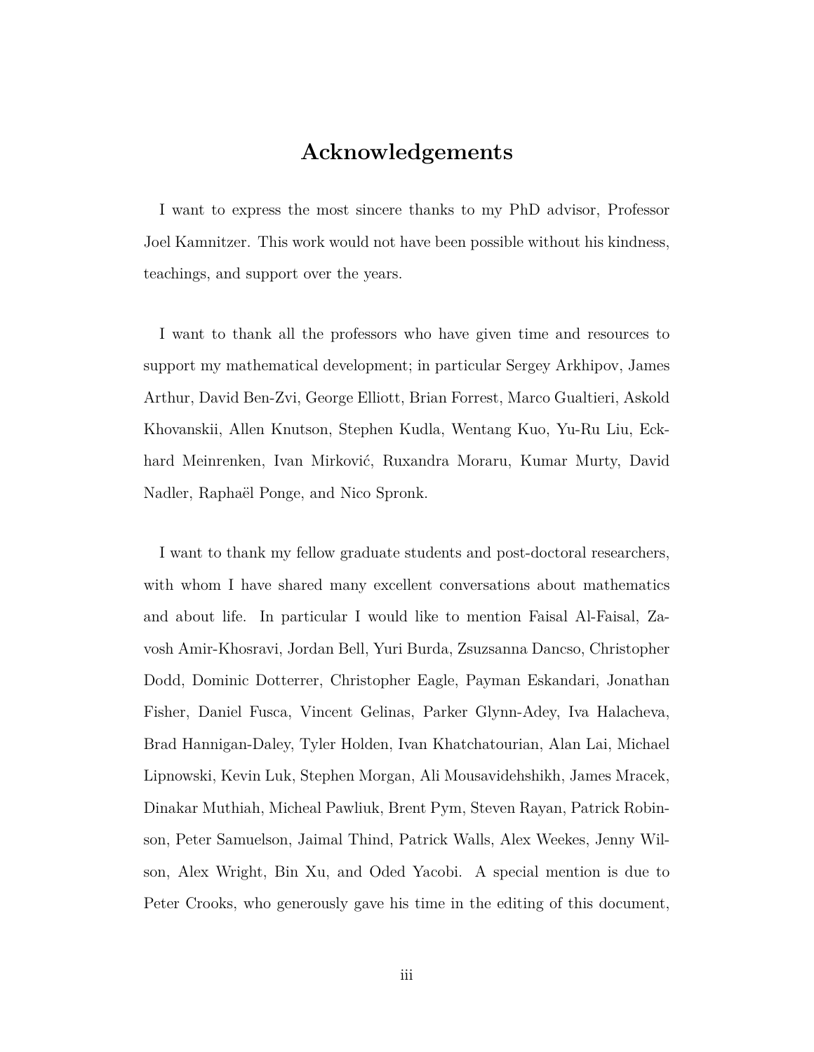# Acknowledgements

I want to express the most sincere thanks to my PhD advisor, Professor Joel Kamnitzer. This work would not have been possible without his kindness, teachings, and support over the years.

I want to thank all the professors who have given time and resources to support my mathematical development; in particular Sergey Arkhipov, James Arthur, David Ben-Zvi, George Elliott, Brian Forrest, Marco Gualtieri, Askold Khovanskii, Allen Knutson, Stephen Kudla, Wentang Kuo, Yu-Ru Liu, Eckhard Meinrenken, Ivan Mirković, Ruxandra Moraru, Kumar Murty, David Nadler, Raphaël Ponge, and Nico Spronk.

I want to thank my fellow graduate students and post-doctoral researchers, with whom I have shared many excellent conversations about mathematics and about life. In particular I would like to mention Faisal Al-Faisal, Zavosh Amir-Khosravi, Jordan Bell, Yuri Burda, Zsuzsanna Dancso, Christopher Dodd, Dominic Dotterrer, Christopher Eagle, Payman Eskandari, Jonathan Fisher, Daniel Fusca, Vincent Gelinas, Parker Glynn-Adey, Iva Halacheva, Brad Hannigan-Daley, Tyler Holden, Ivan Khatchatourian, Alan Lai, Michael Lipnowski, Kevin Luk, Stephen Morgan, Ali Mousavidehshikh, James Mracek, Dinakar Muthiah, Micheal Pawliuk, Brent Pym, Steven Rayan, Patrick Robinson, Peter Samuelson, Jaimal Thind, Patrick Walls, Alex Weekes, Jenny Wilson, Alex Wright, Bin Xu, and Oded Yacobi. A special mention is due to Peter Crooks, who generously gave his time in the editing of this document,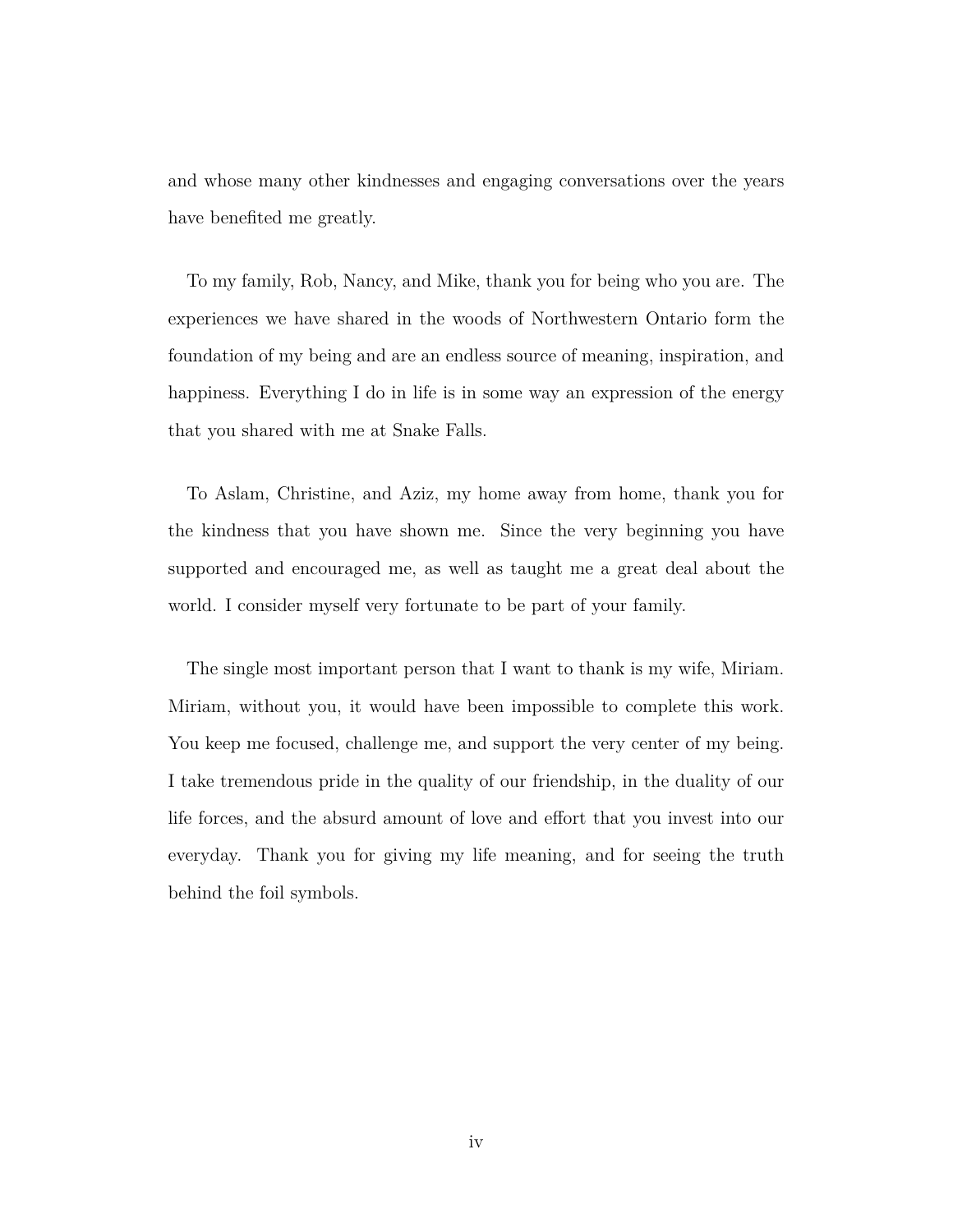and whose many other kindnesses and engaging conversations over the years have benefited me greatly.

To my family, Rob, Nancy, and Mike, thank you for being who you are. The experiences we have shared in the woods of Northwestern Ontario form the foundation of my being and are an endless source of meaning, inspiration, and happiness. Everything I do in life is in some way an expression of the energy that you shared with me at Snake Falls.

To Aslam, Christine, and Aziz, my home away from home, thank you for the kindness that you have shown me. Since the very beginning you have supported and encouraged me, as well as taught me a great deal about the world. I consider myself very fortunate to be part of your family.

The single most important person that I want to thank is my wife, Miriam. Miriam, without you, it would have been impossible to complete this work. You keep me focused, challenge me, and support the very center of my being. I take tremendous pride in the quality of our friendship, in the duality of our life forces, and the absurd amount of love and effort that you invest into our everyday. Thank you for giving my life meaning, and for seeing the truth behind the foil symbols.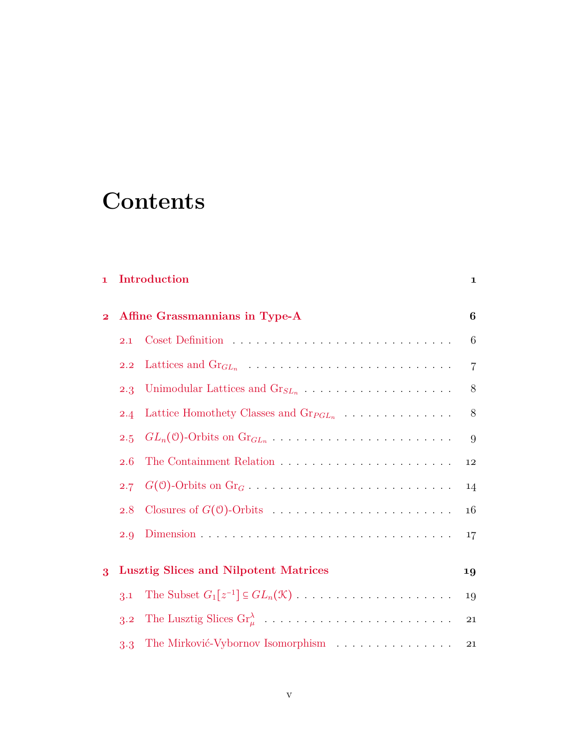# Contents

1 Introduction 1

2 Affine Grassmannians in Type-A 6

2.1 Coset Definition 6

2.2 Lattices and $\mathrm{Gr}_{GL_n}$ 7

2.3 Unimodular Lattices and $\mathrm{Gr}_{SL_n}$ 8

2.4 Lattice Homothety Classes and $\mathrm{Gr}_{PGL_n}$ 8

2.5 $GL_n(\mathcal{O})$-Orbits on $\mathrm{Gr}_{GL_n}$ 9

2.6 The Containment Relation 12

2.7 $G(\mathcal{O})$-Orbits on $\mathrm{Gr}_G$ 14

2.8 Closures of $G(\mathcal{O})$-Orbits 16

2.9 Dimension 17

3 Lusztig Slices and Nilpotent Matrices 19

3.1 The Subset $G_1[z^{-1}] \subseteq GL_n(\mathcal{K})$ 19

3.2 The Lusztig Slices $\mathrm{Gr}^\lambda_\mu$ 21

3.3 The Mirković-Vybornov Isomorphism 21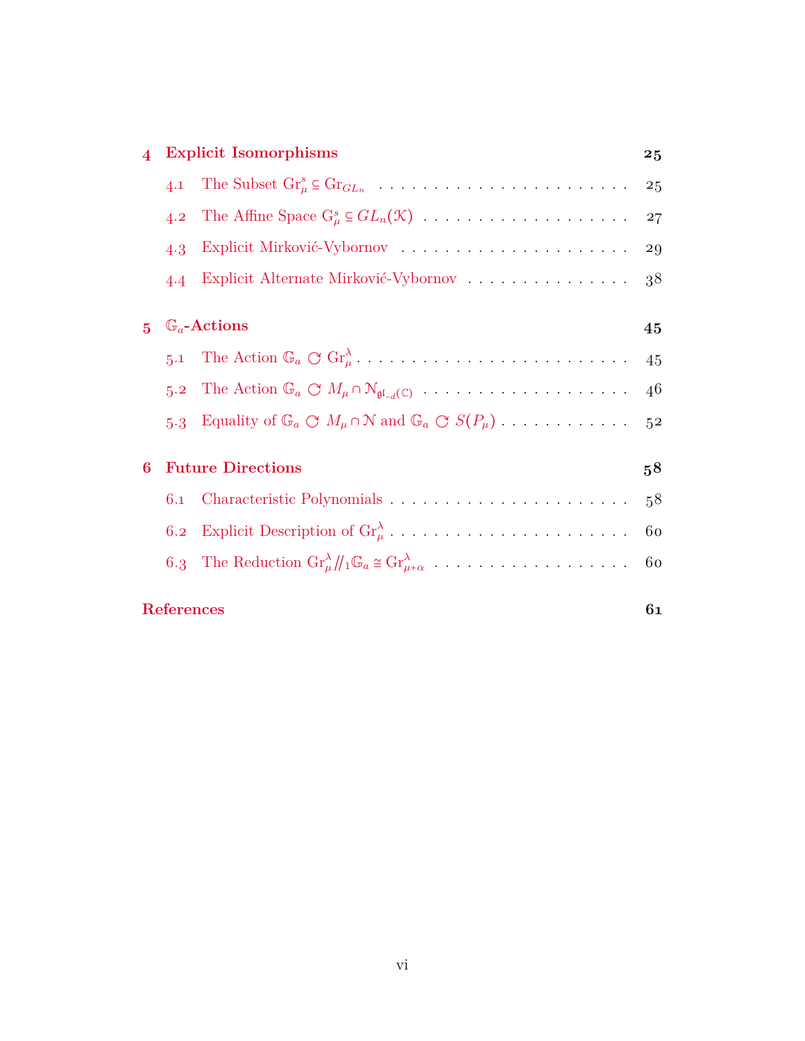**4 Explicit Isomorphisms** **25**

4.1 The Subset $\mathrm{Gr}^s_\mu \subseteq \mathrm{Gr}_{GL_n}$ . . . . . . . . . . . . . . . . . . . . . . . 25

4.2 The Affine Space $\mathrm{G}^s_\mu \subseteq GL_n(\mathcal{K})$ . . . . . . . . . . . . . . . . . . . . 27

4.3 Explicit Mirković-Vybornov . . . . . . . . . . . . . . . . . . . . . . . . 29

4.4 Explicit Alternate Mirković-Vybornov . . . . . . . . . . . . . . . . 38

**5 $\mathbb{G}_a$-Actions** **45**

5.1 The Action $\mathbb{G}_a \circlearrowright \mathrm{Gr}^\lambda_\mu$ . . . . . . . . . . . . . . . . . . . . . . . . . 45

5.2 The Action $\mathbb{G}_a \circlearrowright M_\mu \cap \mathcal{N}_{\mathfrak{gl}_{-d}(\mathbb{C})}$ . . . . . . . . . . . . . . . . . . . 46

5.3 Equality of $\mathbb{G}_a \circlearrowright M_\mu \cap \mathcal{N}$ and $\mathbb{G}_a \circlearrowright S(P_\mu)$ . . . . . . . . . . . . 52

**6 Future Directions** **58**

6.1 Characteristic Polynomials . . . . . . . . . . . . . . . . . . . . . . . . 58

6.2 Explicit Description of $\mathrm{Gr}^\lambda_\mu$ . . . . . . . . . . . . . . . . . . . . . . . 60

6.3 The Reduction $\mathrm{Gr}^\lambda_\mu /\!/_1 \mathbb{G}_a \cong \mathrm{Gr}^\lambda_{\mu+\alpha}$ . . . . . . . . . . . . . . . . . . . 60

**References** **61**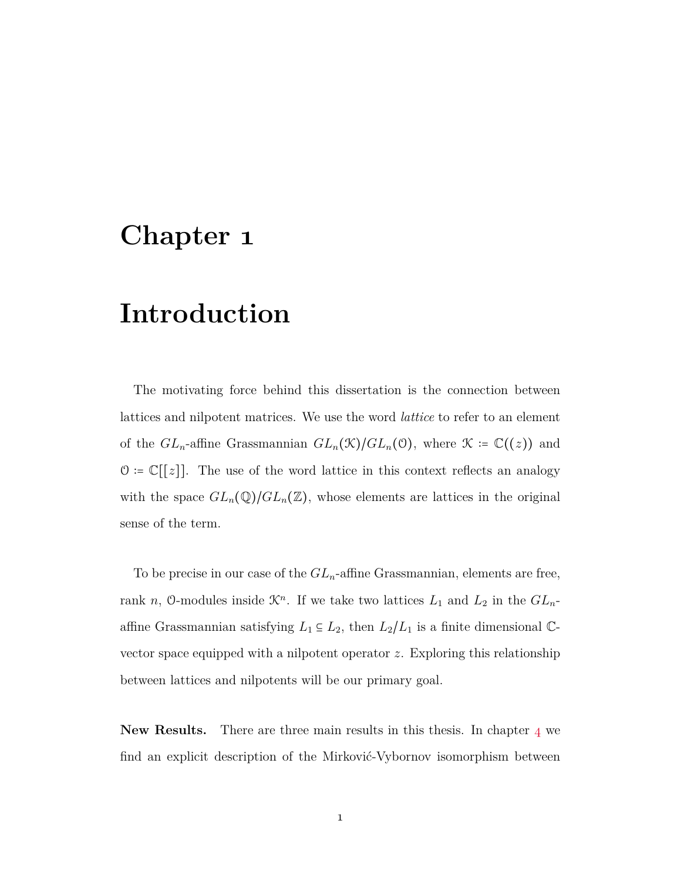# Chapter 1

# Introduction

The motivating force behind this dissertation is the connection between lattices and nilpotent matrices. We use the word *lattice* to refer to an element of the $GL_n$-affine Grassmannian $GL_n(\mathcal{K})/GL_n(\mathcal{O})$, where $\mathcal{K} := \mathbb{C}((z))$ and $\mathcal{O} := \mathbb{C}[[z]]$. The use of the word lattice in this context reflects an analogy with the space $GL_n(\mathbb{Q})/GL_n(\mathbb{Z})$, whose elements are lattices in the original sense of the term.

To be precise in our case of the $GL_n$-affine Grassmannian, elements are free, rank $n$, $\mathcal{O}$-modules inside $\mathcal{K}^n$. If we take two lattices $L_1$ and $L_2$ in the $GL_n$-affine Grassmannian satisfying $L_1 \subseteq L_2$, then $L_2/L_1$ is a finite dimensional $\mathbb{C}$-vector space equipped with a nilpotent operator $z$. Exploring this relationship between lattices and nilpotents will be our primary goal.

**New Results.** There are three main results in this thesis. In chapter 4 we find an explicit description of the Mirković-Vybornov isomorphism between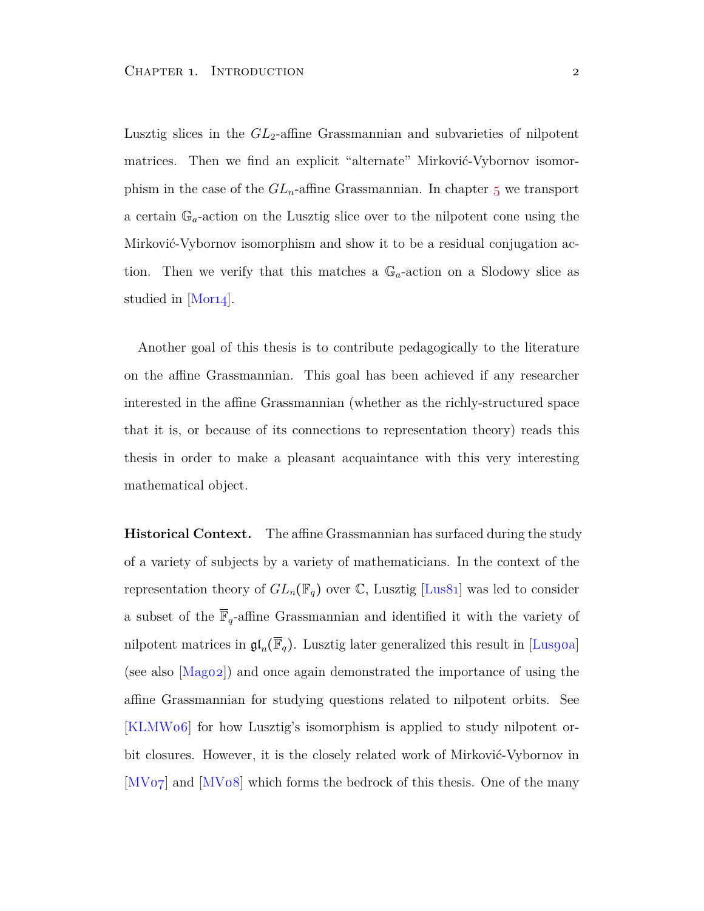Lusztig slices in the $GL_2$-affine Grassmannian and subvarieties of nilpotent matrices. Then we find an explicit "alternate" Mirković-Vybornov isomorphism in the case of the $GL_n$-affine Grassmannian. In chapter 5 we transport a certain $\mathbb{G}_a$-action on the Lusztig slice over to the nilpotent cone using the Mirković-Vybornov isomorphism and show it to be a residual conjugation action. Then we verify that this matches a $\mathbb{G}_a$-action on a Slodowy slice as studied in [Mor14].

Another goal of this thesis is to contribute pedagogically to the literature on the affine Grassmannian. This goal has been achieved if any researcher interested in the affine Grassmannian (whether as the richly-structured space that it is, or because of its connections to representation theory) reads this thesis in order to make a pleasant acquaintance with this very interesting mathematical object.

**Historical Context.** The affine Grassmannian has surfaced during the study of a variety of subjects by a variety of mathematicians. In the context of the representation theory of $GL_n(\mathbb{F}_q)$ over $\mathbb{C}$, Lusztig [Lus81] was led to consider a subset of the $\overline{\mathbb{F}}_q$-affine Grassmannian and identified it with the variety of nilpotent matrices in $\mathfrak{gl}_n(\overline{\mathbb{F}}_q)$. Lusztig later generalized this result in [Lus90a] (see also [Mag02]) and once again demonstrated the importance of using the affine Grassmannian for studying questions related to nilpotent orbits. See [KLMW06] for how Lusztig's isomorphism is applied to study nilpotent orbit closures. However, it is the closely related work of Mirković-Vybornov in [MV07] and [MV08] which forms the bedrock of this thesis. One of the many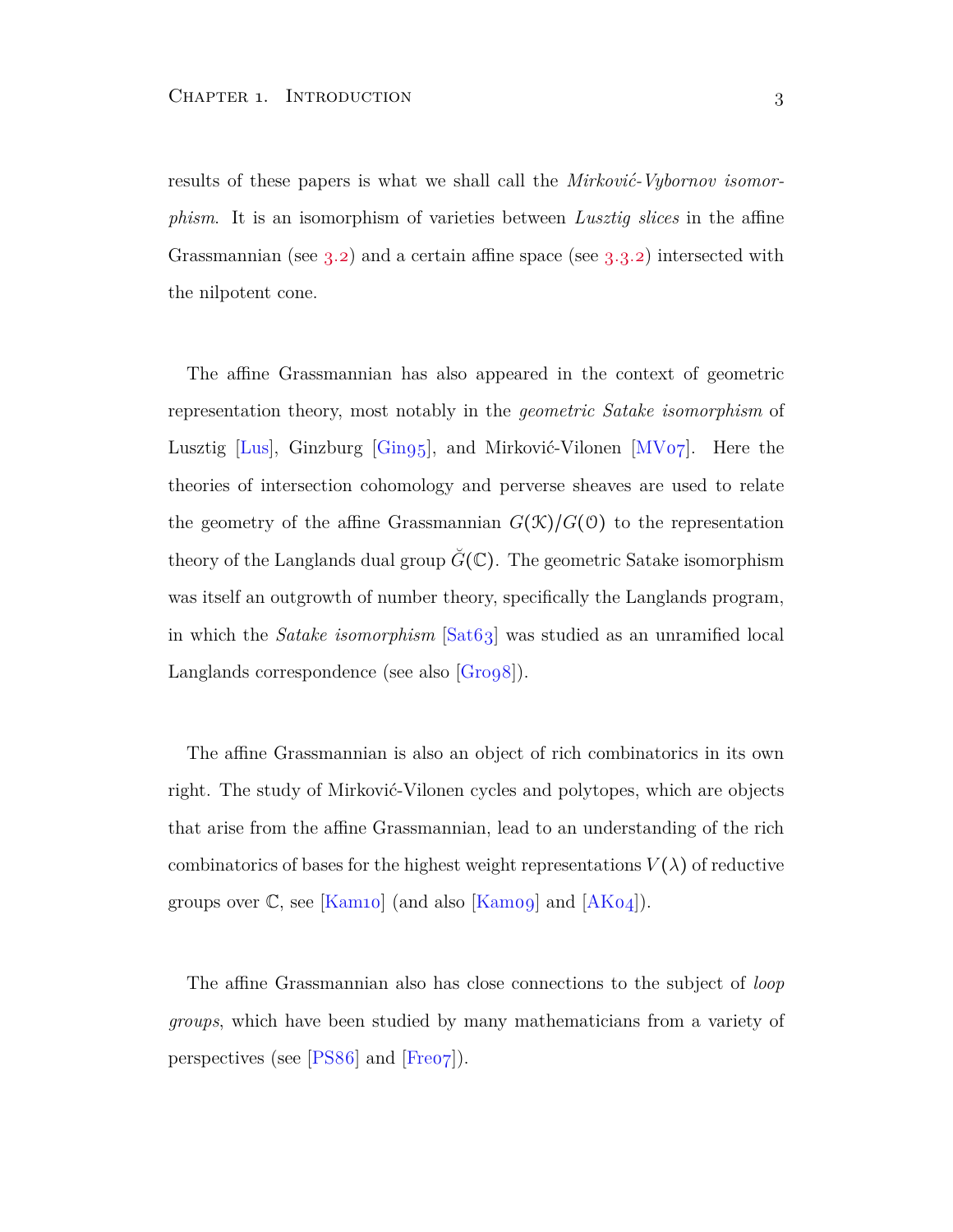results of these papers is what we shall call the *Mirković-Vybornov isomorphism*. It is an isomorphism of varieties between *Lusztig slices* in the affine Grassmannian (see 3.2) and a certain affine space (see 3.3.2) intersected with the nilpotent cone.

The affine Grassmannian has also appeared in the context of geometric representation theory, most notably in the *geometric Satake isomorphism* of Lusztig [Lus], Ginzburg [Gin95], and Mirković-Vilonen [MV07]. Here the theories of intersection cohomology and perverse sheaves are used to relate the geometry of the affine Grassmannian $G(\mathcal{K})/G(\mathcal{O})$ to the representation theory of the Langlands dual group $\breve{G}(\mathbb{C})$. The geometric Satake isomorphism was itself an outgrowth of number theory, specifically the Langlands program, in which the *Satake isomorphism* [Sat63] was studied as an unramified local Langlands correspondence (see also [Gro98]).

The affine Grassmannian is also an object of rich combinatorics in its own right. The study of Mirković-Vilonen cycles and polytopes, which are objects that arise from the affine Grassmannian, lead to an understanding of the rich combinatorics of bases for the highest weight representations $V(\lambda)$ of reductive groups over $\mathbb{C}$, see [Kam10] (and also [Kam09] and [AK04]).

The affine Grassmannian also has close connections to the subject of *loop groups*, which have been studied by many mathematicians from a variety of perspectives (see [PS86] and [Fre07]).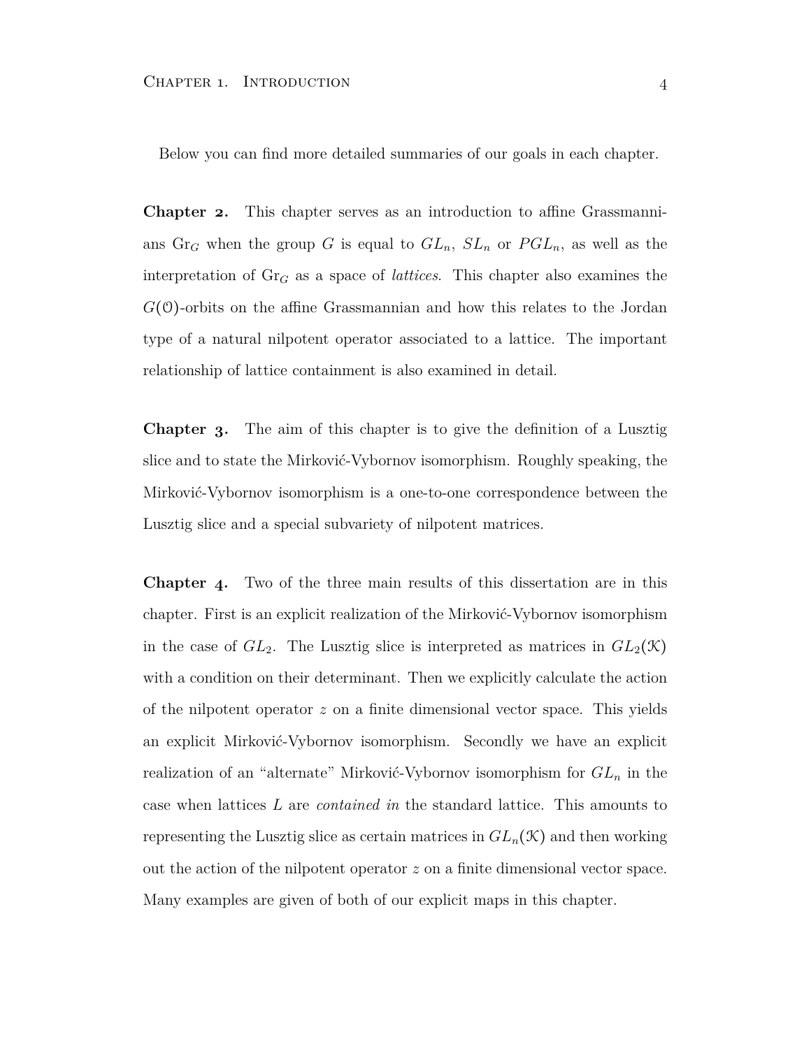Below you can find more detailed summaries of our goals in each chapter.

**Chapter 2.** This chapter serves as an introduction to affine Grassmannians $\mathrm{Gr}_G$ when the group $G$ is equal to $GL_n$, $SL_n$ or $PGL_n$, as well as the interpretation of $\mathrm{Gr}_G$ as a space of *lattices*. This chapter also examines the $G(\mathcal{O})$-orbits on the affine Grassmannian and how this relates to the Jordan type of a natural nilpotent operator associated to a lattice. The important relationship of lattice containment is also examined in detail.

**Chapter 3.** The aim of this chapter is to give the definition of a Lusztig slice and to state the Mirković-Vybornov isomorphism. Roughly speaking, the Mirković-Vybornov isomorphism is a one-to-one correspondence between the Lusztig slice and a special subvariety of nilpotent matrices.

**Chapter 4.** Two of the three main results of this dissertation are in this chapter. First is an explicit realization of the Mirković-Vybornov isomorphism in the case of $GL_2$. The Lusztig slice is interpreted as matrices in $GL_2(\mathcal{K})$ with a condition on their determinant. Then we explicitly calculate the action of the nilpotent operator $z$ on a finite dimensional vector space. This yields an explicit Mirković-Vybornov isomorphism. Secondly we have an explicit realization of an "alternate" Mirković-Vybornov isomorphism for $GL_n$ in the case when lattices $L$ are *contained in* the standard lattice. This amounts to representing the Lusztig slice as certain matrices in $GL_n(\mathcal{K})$ and then working out the action of the nilpotent operator $z$ on a finite dimensional vector space. Many examples are given of both of our explicit maps in this chapter.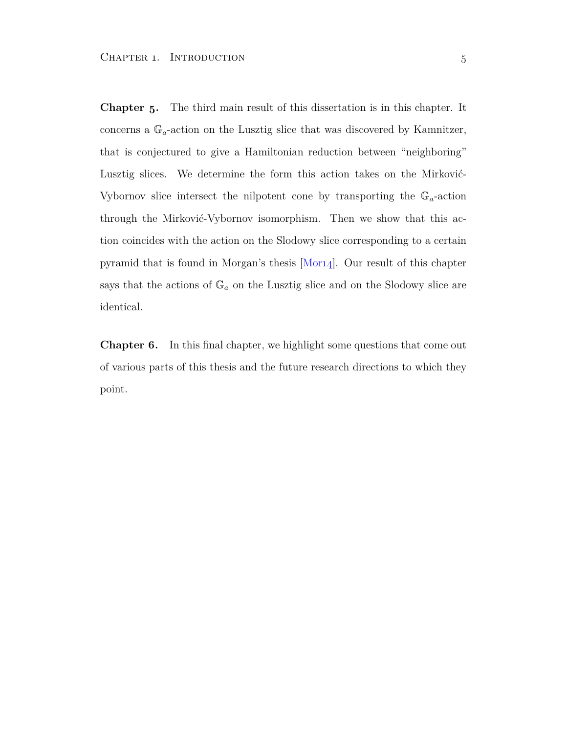**Chapter 5.** The third main result of this dissertation is in this chapter. It concerns a $\mathbb{G}_a$-action on the Lusztig slice that was discovered by Kamnitzer, that is conjectured to give a Hamiltonian reduction between "neighboring" Lusztig slices. We determine the form this action takes on the Mirković-Vybornov slice intersect the nilpotent cone by transporting the $\mathbb{G}_a$-action through the Mirković-Vybornov isomorphism. Then we show that this action coincides with the action on the Slodowy slice corresponding to a certain pyramid that is found in Morgan's thesis [Mor14]. Our result of this chapter says that the actions of $\mathbb{G}_a$ on the Lusztig slice and on the Slodowy slice are identical.

**Chapter 6.** In this final chapter, we highlight some questions that come out of various parts of this thesis and the future research directions to which they point.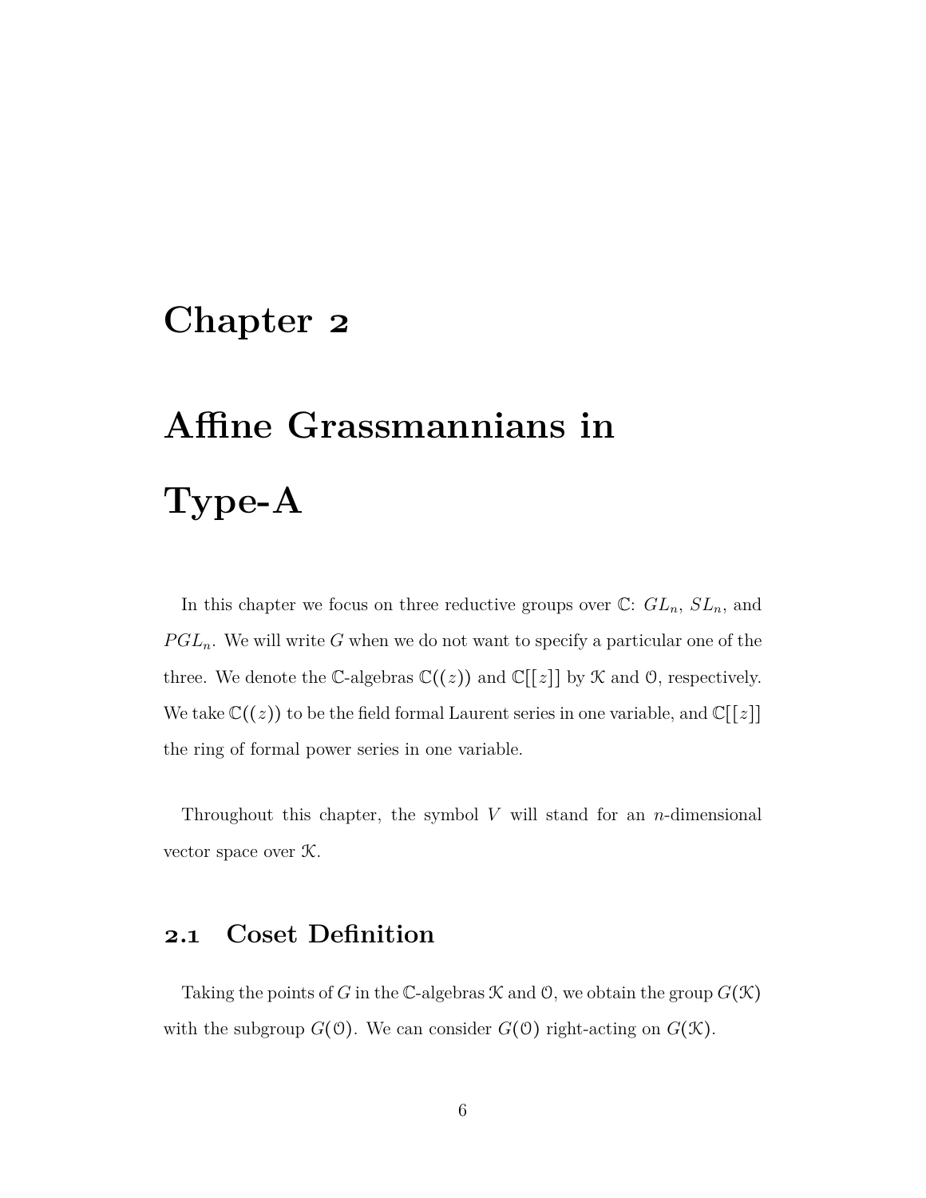# Chapter 2

# Affine Grassmannians in Type-A

In this chapter we focus on three reductive groups over $\mathbb{C}$: $GL_n$, $SL_n$, and $PGL_n$. We will write $G$ when we do not want to specify a particular one of the three. We denote the $\mathbb{C}$-algebras $\mathbb{C}((z))$ and $\mathbb{C}[[z]]$ by $\mathcal{K}$ and $\mathcal{O}$, respectively. We take $\mathbb{C}((z))$ to be the field formal Laurent series in one variable, and $\mathbb{C}[[z]]$ the ring of formal power series in one variable.

Throughout this chapter, the symbol $V$ will stand for an $n$-dimensional vector space over $\mathcal{K}$.

## 2.1 Coset Definition

Taking the points of $G$ in the $\mathbb{C}$-algebras $\mathcal{K}$ and $\mathcal{O}$, we obtain the group $G(\mathcal{K})$ with the subgroup $G(\mathcal{O})$. We can consider $G(\mathcal{O})$ right-acting on $G(\mathcal{K})$.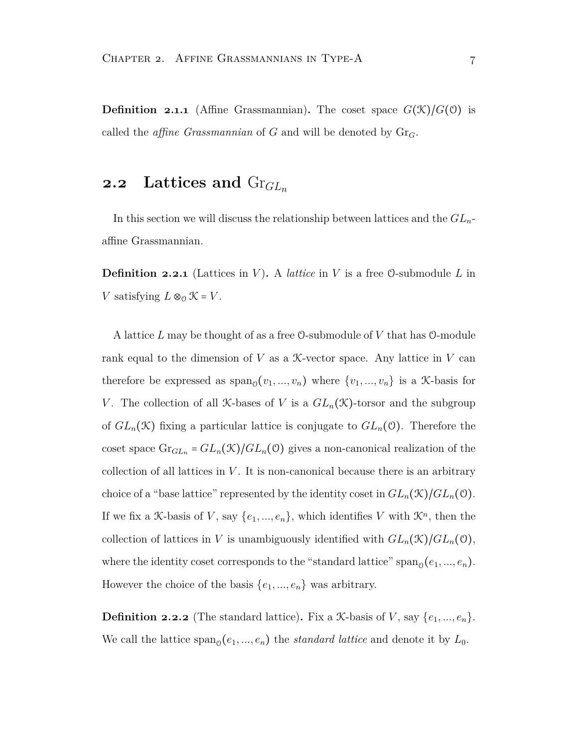**Definition 2.1.1** (Affine Grassmannian)**.** The coset space $G(\mathcal{K})/G(\mathcal{O})$ is called the *affine Grassmannian* of $G$ and will be denoted by $\mathrm{Gr}_G$.

## 2.2 Lattices and $\mathrm{Gr}_{GL_n}$

In this section we will discuss the relationship between lattices and the $GL_n$-affine Grassmannian.

**Definition 2.2.1** (Lattices in $V$)**.** A *lattice* in $V$ is a free $\mathcal{O}$-submodule $L$ in $V$ satisfying $L \otimes_{\mathcal{O}} \mathcal{K} = V$.

A lattice $L$ may be thought of as a free $\mathcal{O}$-submodule of $V$ that has $\mathcal{O}$-module rank equal to the dimension of $V$ as a $\mathcal{K}$-vector space. Any lattice in $V$ can therefore be expressed as $\mathrm{span}_{\mathcal{O}}(v_1, ..., v_n)$ where $\{v_1, ..., v_n\}$ is a $\mathcal{K}$-basis for $V$. The collection of all $\mathcal{K}$-bases of $V$ is a $GL_n(\mathcal{K})$-torsor and the subgroup of $GL_n(\mathcal{K})$ fixing a particular lattice is conjugate to $GL_n(\mathcal{O})$. Therefore the coset space $\mathrm{Gr}_{GL_n} = GL_n(\mathcal{K})/GL_n(\mathcal{O})$ gives a non-canonical realization of the collection of all lattices in $V$. It is non-canonical because there is an arbitrary choice of a "base lattice" represented by the identity coset in $GL_n(\mathcal{K})/GL_n(\mathcal{O})$. If we fix a $\mathcal{K}$-basis of $V$, say $\{e_1, ..., e_n\}$, which identifies $V$ with $\mathcal{K}^n$, then the collection of lattices in $V$ is unambiguously identified with $GL_n(\mathcal{K})/GL_n(\mathcal{O})$, where the identity coset corresponds to the "standard lattice" $\mathrm{span}_{\mathcal{O}}(e_1, ..., e_n)$. However the choice of the basis $\{e_1, ..., e_n\}$ was arbitrary.

**Definition 2.2.2** (The standard lattice)**.** Fix a $\mathcal{K}$-basis of $V$, say $\{e_1, ..., e_n\}$. We call the lattice $\mathrm{span}_{\mathcal{O}}(e_1, ..., e_n)$ the *standard lattice* and denote it by $L_0$.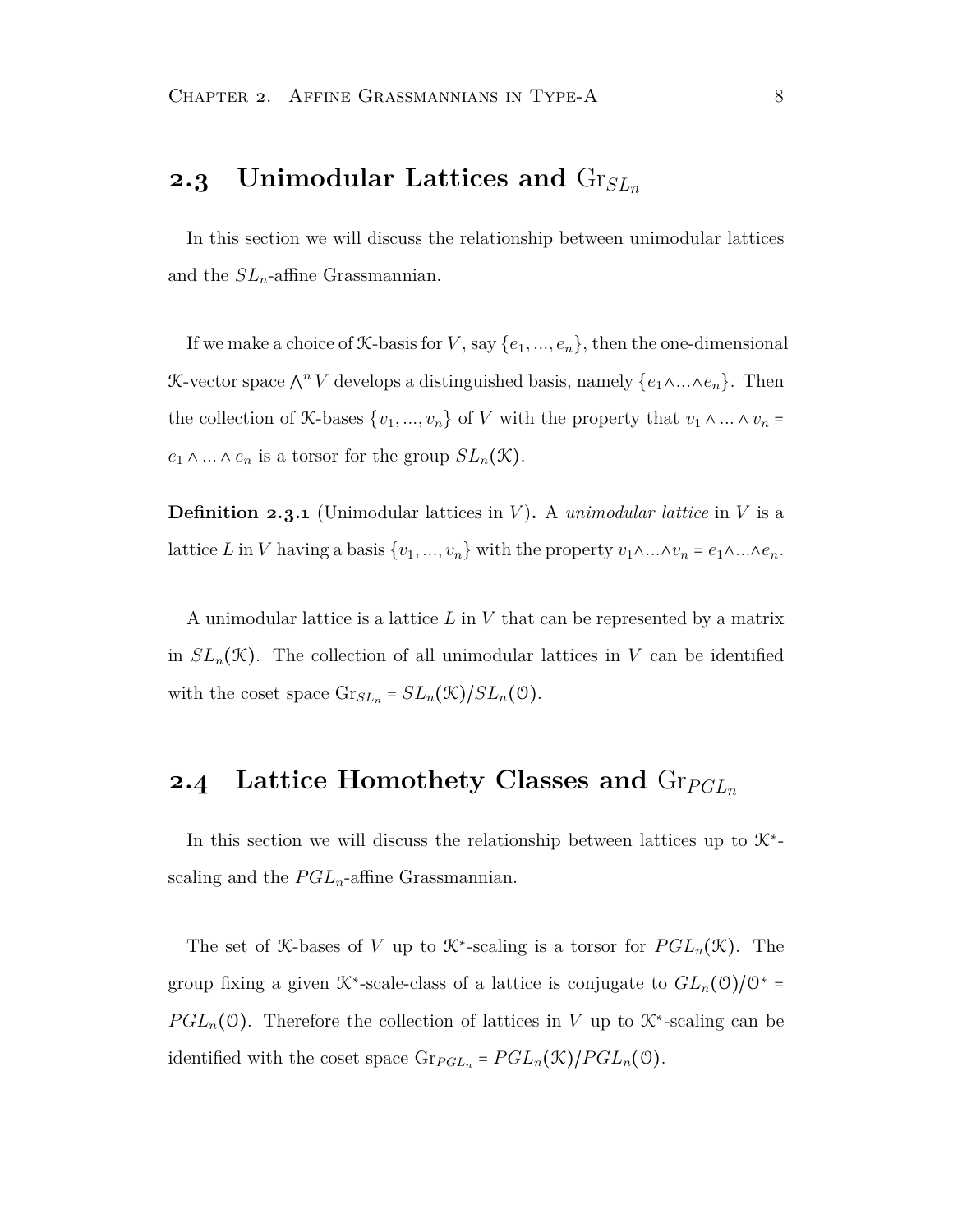## 2.3 Unimodular Lattices and $\mathrm{Gr}_{SL_n}$

In this section we will discuss the relationship between unimodular lattices and the $SL_n$-affine Grassmannian.

If we make a choice of $\mathcal{K}$-basis for $V$, say $\{e_1, ..., e_n\}$, then the one-dimensional $\mathcal{K}$-vector space $\bigwedge^n V$ develops a distinguished basis, namely $\{e_1 \wedge ... \wedge e_n\}$. Then the collection of $\mathcal{K}$-bases $\{v_1, ..., v_n\}$ of $V$ with the property that $v_1 \wedge ... \wedge v_n = e_1 \wedge ... \wedge e_n$ is a torsor for the group $SL_n(\mathcal{K})$.

**Definition 2.3.1** (Unimodular lattices in $V$)**.** A *unimodular lattice* in $V$ is a lattice $L$ in $V$ having a basis $\{v_1, ..., v_n\}$ with the property $v_1 \wedge ... \wedge v_n = e_1 \wedge ... \wedge e_n$.

A unimodular lattice is a lattice $L$ in $V$ that can be represented by a matrix in $SL_n(\mathcal{K})$. The collection of all unimodular lattices in $V$ can be identified with the coset space $\mathrm{Gr}_{SL_n} = SL_n(\mathcal{K})/SL_n(\mathcal{O})$.

## 2.4 Lattice Homothety Classes and $\mathrm{Gr}_{PGL_n}$

In this section we will discuss the relationship between lattices up to $\mathcal{K}^*$-scaling and the $PGL_n$-affine Grassmannian.

The set of $\mathcal{K}$-bases of $V$ up to $\mathcal{K}^*$-scaling is a torsor for $PGL_n(\mathcal{K})$. The group fixing a given $\mathcal{K}^*$-scale-class of a lattice is conjugate to $GL_n(\mathcal{O})/\mathcal{O}^* = PGL_n(\mathcal{O})$. Therefore the collection of lattices in $V$ up to $\mathcal{K}^*$-scaling can be identified with the coset space $\mathrm{Gr}_{PGL_n} = PGL_n(\mathcal{K})/PGL_n(\mathcal{O})$.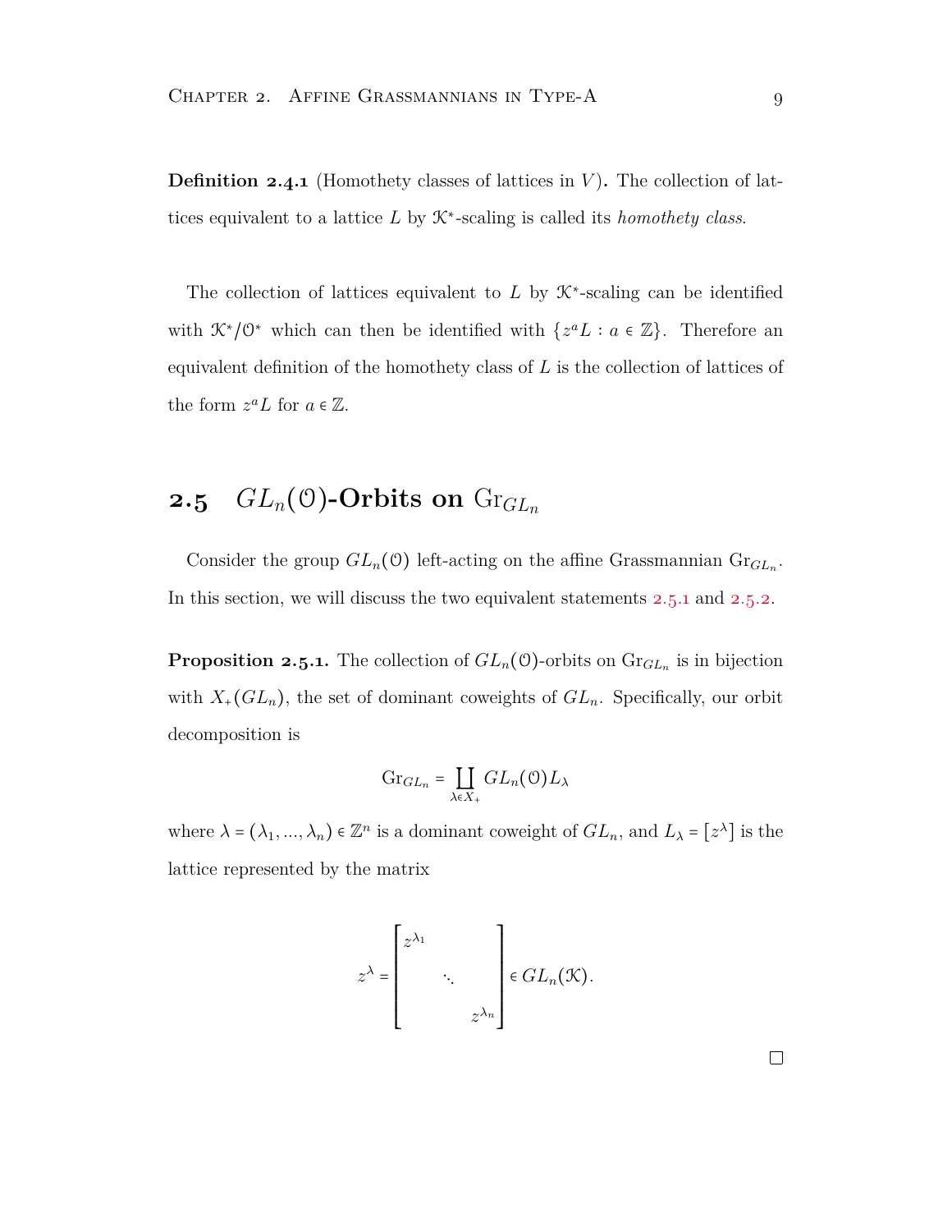**Definition 2.4.1** (Homothety classes of lattices in $V$)**.** The collection of lattices equivalent to a lattice $L$ by $\mathcal{K}^*$-scaling is called its *homothety class*.

The collection of lattices equivalent to $L$ by $\mathcal{K}^*$-scaling can be identified with $\mathcal{K}^*/\mathcal{O}^*$ which can then be identified with $\{z^a L : a \in \mathbb{Z}\}$. Therefore an equivalent definition of the homothety class of $L$ is the collection of lattices of the form $z^a L$ for $a \in \mathbb{Z}$.

## 2.5 $GL_n(\mathcal{O})$-Orbits on $\mathrm{Gr}_{GL_n}$

Consider the group $GL_n(\mathcal{O})$ left-acting on the affine Grassmannian $\mathrm{Gr}_{GL_n}$. In this section, we will discuss the two equivalent statements 2.5.1 and 2.5.2.

**Proposition 2.5.1.** The collection of $GL_n(\mathcal{O})$-orbits on $\mathrm{Gr}_{GL_n}$ is in bijection with $X_+(GL_n)$, the set of dominant coweights of $GL_n$. Specifically, our orbit decomposition is

$$\mathrm{Gr}_{GL_n} = \coprod_{\lambda \in X_+} GL_n(\mathcal{O}) L_\lambda$$

where $\lambda = (\lambda_1, ..., \lambda_n) \in \mathbb{Z}^n$ is a dominant coweight of $GL_n$, and $L_\lambda = [z^\lambda]$ is the lattice represented by the matrix

$$z^\lambda = \begin{bmatrix} z^{\lambda_1} & & \\ & \ddots & \\ & & z^{\lambda_n} \end{bmatrix} \in GL_n(\mathcal{K}).$$

□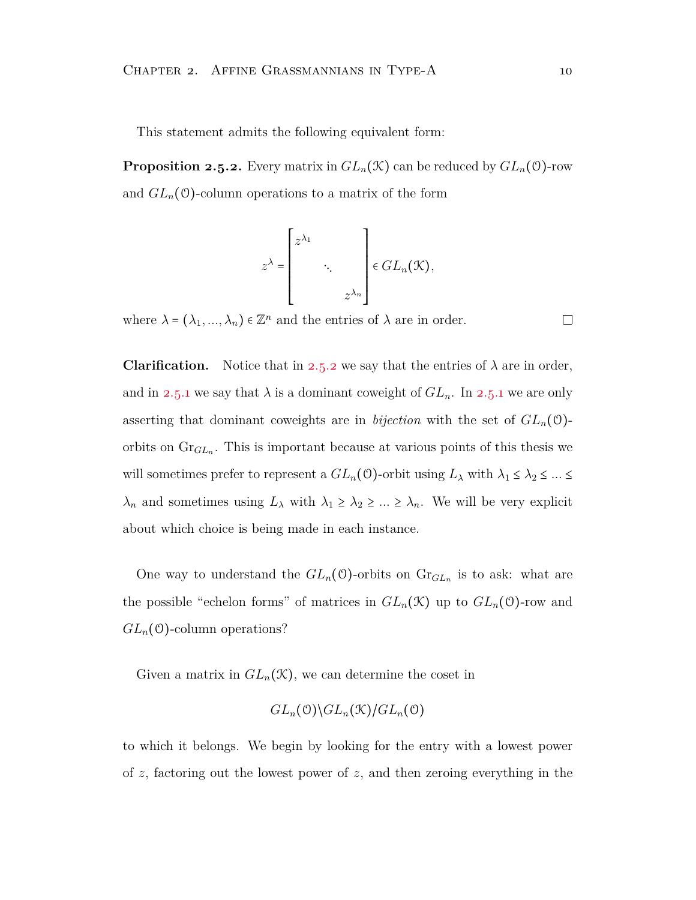This statement admits the following equivalent form:

**Proposition 2.5.2.** Every matrix in $GL_n(\mathcal{K})$ can be reduced by $GL_n(\mathcal{O})$-row and $GL_n(\mathcal{O})$-column operations to a matrix of the form

$$z^\lambda = \begin{bmatrix} z^{\lambda_1} & & \\ & \ddots & \\ & & z^{\lambda_n} \end{bmatrix} \in GL_n(\mathcal{K}),$$

where $\lambda = (\lambda_1, ..., \lambda_n) \in \mathbb{Z}^n$ and the entries of $\lambda$ are in order. □

**Clarification.** Notice that in 2.5.2 we say that the entries of $\lambda$ are in order, and in 2.5.1 we say that $\lambda$ is a dominant coweight of $GL_n$. In 2.5.1 we are only asserting that dominant coweights are in *bijection* with the set of $GL_n(\mathcal{O})$-orbits on $\mathrm{Gr}_{GL_n}$. This is important because at various points of this thesis we will sometimes prefer to represent a $GL_n(\mathcal{O})$-orbit using $L_\lambda$ with $\lambda_1 \leq \lambda_2 \leq ... \leq \lambda_n$ and sometimes using $L_\lambda$ with $\lambda_1 \geq \lambda_2 \geq ... \geq \lambda_n$. We will be very explicit about which choice is being made in each instance.

One way to understand the $GL_n(\mathcal{O})$-orbits on $\mathrm{Gr}_{GL_n}$ is to ask: what are the possible "echelon forms" of matrices in $GL_n(\mathcal{K})$ up to $GL_n(\mathcal{O})$-row and $GL_n(\mathcal{O})$-column operations?

Given a matrix in $GL_n(\mathcal{K})$, we can determine the coset in

$$GL_n(\mathcal{O})\backslash GL_n(\mathcal{K})/GL_n(\mathcal{O})$$

to which it belongs. We begin by looking for the entry with a lowest power of $z$, factoring out the lowest power of $z$, and then zeroing everything in the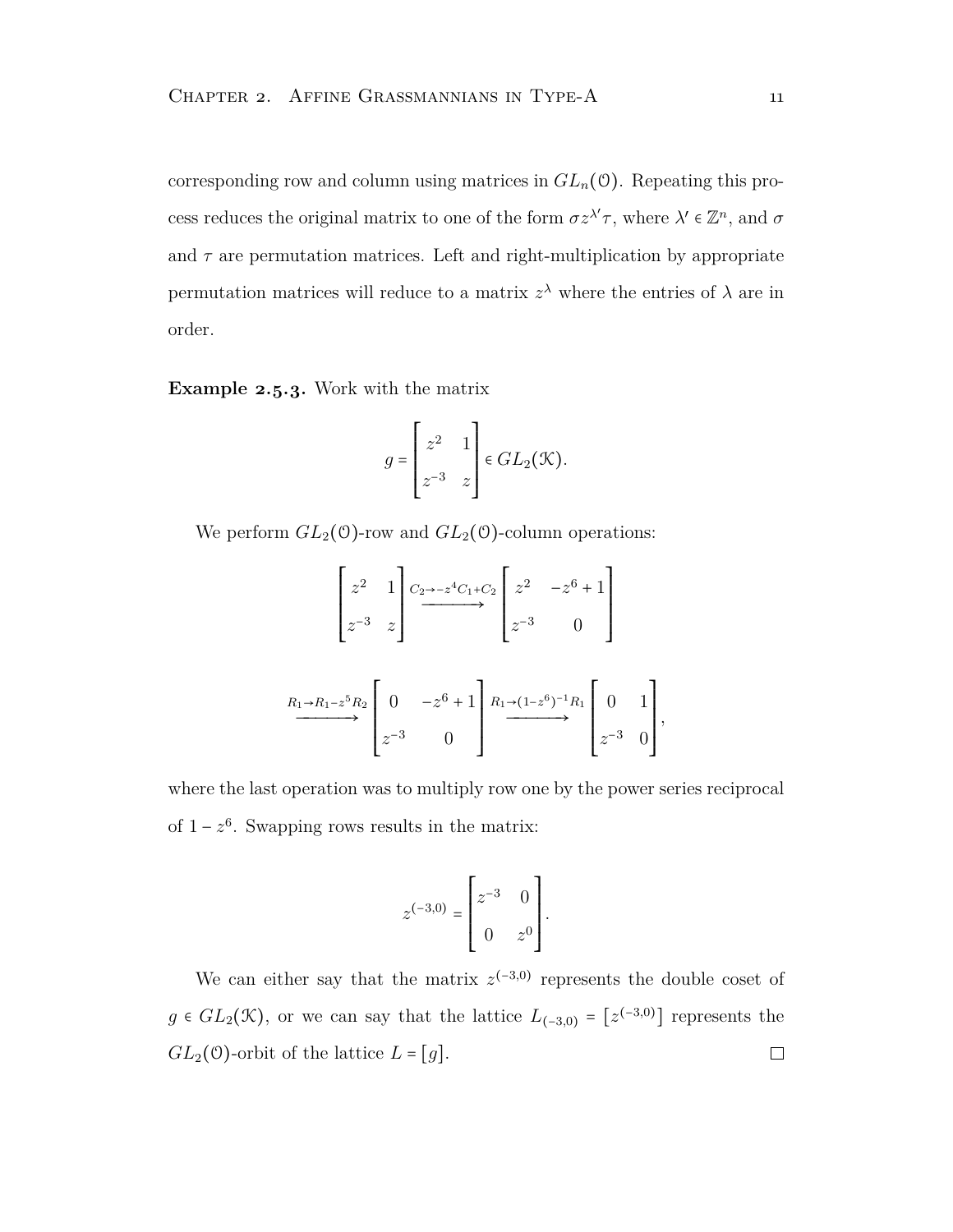corresponding row and column using matrices in $GL_n(\mathcal{O})$. Repeating this process reduces the original matrix to one of the form $\sigma z^{\lambda'}\tau$, where $\lambda' \in \mathbb{Z}^n$, and $\sigma$ and $\tau$ are permutation matrices. Left and right-multiplication by appropriate permutation matrices will reduce to a matrix $z^\lambda$ where the entries of $\lambda$ are in order.

**Example 2.5.3.** Work with the matrix

$$g = \begin{bmatrix} z^2 & 1 \\ z^{-3} & z \end{bmatrix} \in GL_2(\mathcal{K}).$$

We perform $GL_2(\mathcal{O})$-row and $GL_2(\mathcal{O})$-column operations:

$$\begin{bmatrix} z^2 & 1 \\ z^{-3} & z \end{bmatrix} \xrightarrow{C_2 \to -z^4 C_1 + C_2} \begin{bmatrix} z^2 & -z^6+1 \\ z^{-3} & 0 \end{bmatrix}$$

$$\xrightarrow{R_1 \to R_1 - z^5 R_2} \begin{bmatrix} 0 & -z^6+1 \\ z^{-3} & 0 \end{bmatrix} \xrightarrow{R_1 \to (1-z^6)^{-1} R_1} \begin{bmatrix} 0 & 1 \\ z^{-3} & 0 \end{bmatrix},$$

where the last operation was to multiply row one by the power series reciprocal of $1 - z^6$. Swapping rows results in the matrix:

$$z^{(-3,0)} = \begin{bmatrix} z^{-3} & 0 \\ 0 & z^0 \end{bmatrix}.$$

We can either say that the matrix $z^{(-3,0)}$ represents the double coset of $g \in GL_2(\mathcal{K})$, or we can say that the lattice $L_{(-3,0)} = [z^{(-3,0)}]$ represents the $GL_2(\mathcal{O})$-orbit of the lattice $L = [g]$. □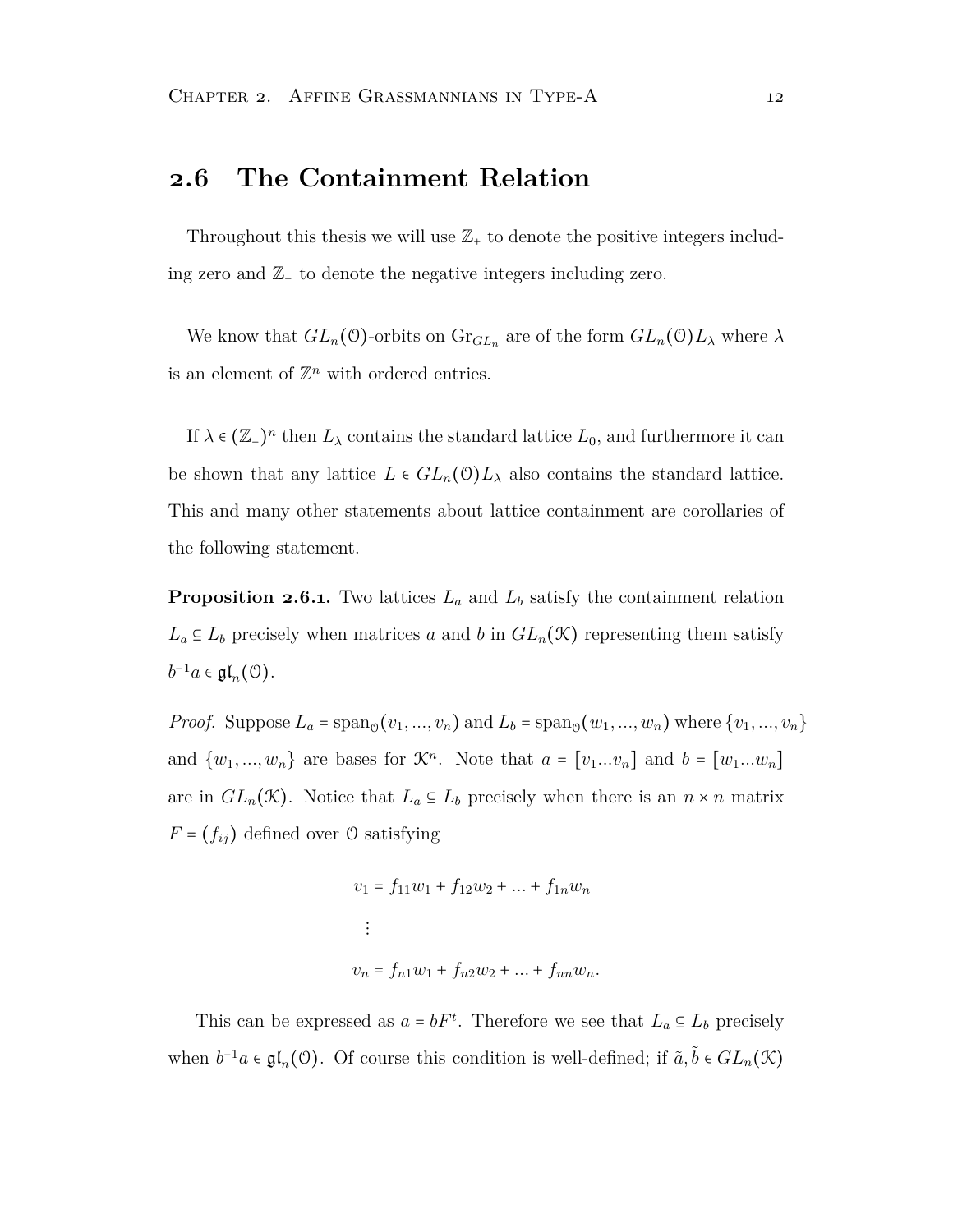## 2.6 The Containment Relation

Throughout this thesis we will use $\mathbb{Z}_+$ to denote the positive integers including zero and $\mathbb{Z}_-$ to denote the negative integers including zero.

We know that $GL_n(\mathcal{O})$-orbits on $\text{Gr}_{GL_n}$ are of the form $GL_n(\mathcal{O})L_\lambda$ where $\lambda$ is an element of $\mathbb{Z}^n$ with ordered entries.

If $\lambda \in (\mathbb{Z}_-)^n$ then $L_\lambda$ contains the standard lattice $L_0$, and furthermore it can be shown that any lattice $L \in GL_n(\mathcal{O})L_\lambda$ also contains the standard lattice. This and many other statements about lattice containment are corollaries of the following statement.

**Proposition 2.6.1.** Two lattices $L_a$ and $L_b$ satisfy the containment relation $L_a \subseteq L_b$ precisely when matrices $a$ and $b$ in $GL_n(\mathcal{K})$ representing them satisfy $b^{-1}a \in \mathfrak{gl}_n(\mathcal{O})$.

*Proof.* Suppose $L_a = \text{span}_\mathcal{O}(v_1, ..., v_n)$ and $L_b = \text{span}_\mathcal{O}(w_1, ..., w_n)$ where $\{v_1, ..., v_n\}$ and $\{w_1, ..., w_n\}$ are bases for $\mathcal{K}^n$. Note that $a = [v_1 ... v_n]$ and $b = [w_1 ... w_n]$ are in $GL_n(\mathcal{K})$. Notice that $L_a \subseteq L_b$ precisely when there is an $n \times n$ matrix $F = (f_{ij})$ defined over $\mathcal{O}$ satisfying

$$
\begin{aligned}
v_1 &= f_{11}w_1 + f_{12}w_2 + ... + f_{1n}w_n \\
&\vdots \\
v_n &= f_{n1}w_1 + f_{n2}w_2 + ... + f_{nn}w_n.
\end{aligned}
$$

This can be expressed as $a = bF^t$. Therefore we see that $L_a \subseteq L_b$ precisely when $b^{-1}a \in \mathfrak{gl}_n(\mathcal{O})$. Of course this condition is well-defined; if $\tilde{a}, \tilde{b} \in GL_n(\mathcal{K})$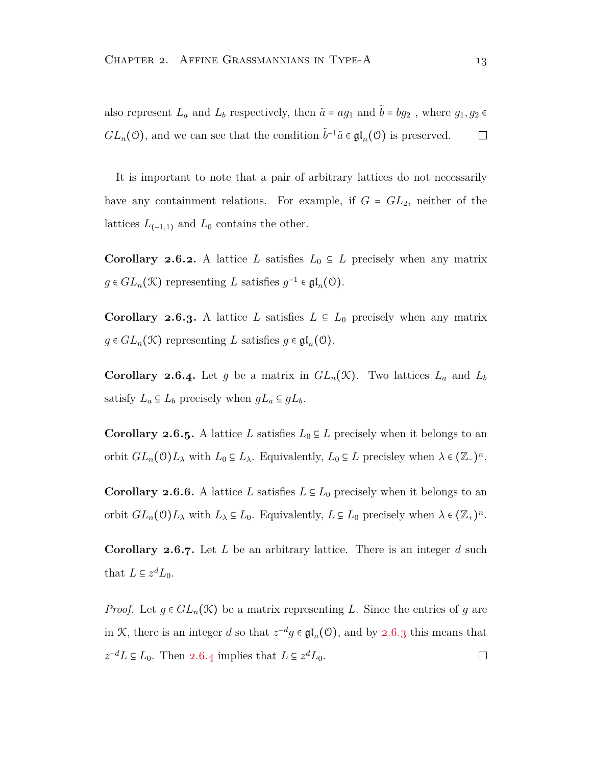also represent $L_a$ and $L_b$ respectively, then $\tilde{a} = ag_1$ and $\tilde{b} = bg_2$ , where $g_1, g_2 \in GL_n(\mathcal{O})$, and we can see that the condition $\tilde{b}^{-1}\tilde{a} \in \mathfrak{gl}_n(\mathcal{O})$ is preserved. □

It is important to note that a pair of arbitrary lattices do not necessarily have any containment relations. For example, if $G = GL_2$, neither of the lattices $L_{(-1,1)}$ and $L_0$ contains the other.

**Corollary 2.6.2.** A lattice $L$ satisfies $L_0 \subseteq L$ precisely when any matrix $g \in GL_n(\mathcal{K})$ representing $L$ satisfies $g^{-1} \in \mathfrak{gl}_n(\mathcal{O})$.

**Corollary 2.6.3.** A lattice $L$ satisfies $L \subseteq L_0$ precisely when any matrix $g \in GL_n(\mathcal{K})$ representing $L$ satisfies $g \in \mathfrak{gl}_n(\mathcal{O})$.

**Corollary 2.6.4.** Let $g$ be a matrix in $GL_n(\mathcal{K})$. Two lattices $L_a$ and $L_b$ satisfy $L_a \subseteq L_b$ precisely when $gL_a \subseteq gL_b$.

**Corollary 2.6.5.** A lattice $L$ satisfies $L_0 \subseteq L$ precisely when it belongs to an orbit $GL_n(\mathcal{O})L_\lambda$ with $L_0 \subseteq L_\lambda$. Equivalently, $L_0 \subseteq L$ precisley when $\lambda \in (\mathbb{Z}_-)^n$.

**Corollary 2.6.6.** A lattice $L$ satisfies $L \subseteq L_0$ precisely when it belongs to an orbit $GL_n(\mathcal{O})L_\lambda$ with $L_\lambda \subseteq L_0$. Equivalently, $L \subseteq L_0$ precisely when $\lambda \in (\mathbb{Z}_+)^n$.

**Corollary 2.6.7.** Let $L$ be an arbitrary lattice. There is an integer $d$ such that $L \subseteq z^d L_0$.

*Proof.* Let $g \in GL_n(\mathcal{K})$ be a matrix representing $L$. Since the entries of $g$ are in $\mathcal{K}$, there is an integer $d$ so that $z^{-d}g \in \mathfrak{gl}_n(\mathcal{O})$, and by 2.6.3 this means that $z^{-d}L \subseteq L_0$. Then 2.6.4 implies that $L \subseteq z^d L_0$. □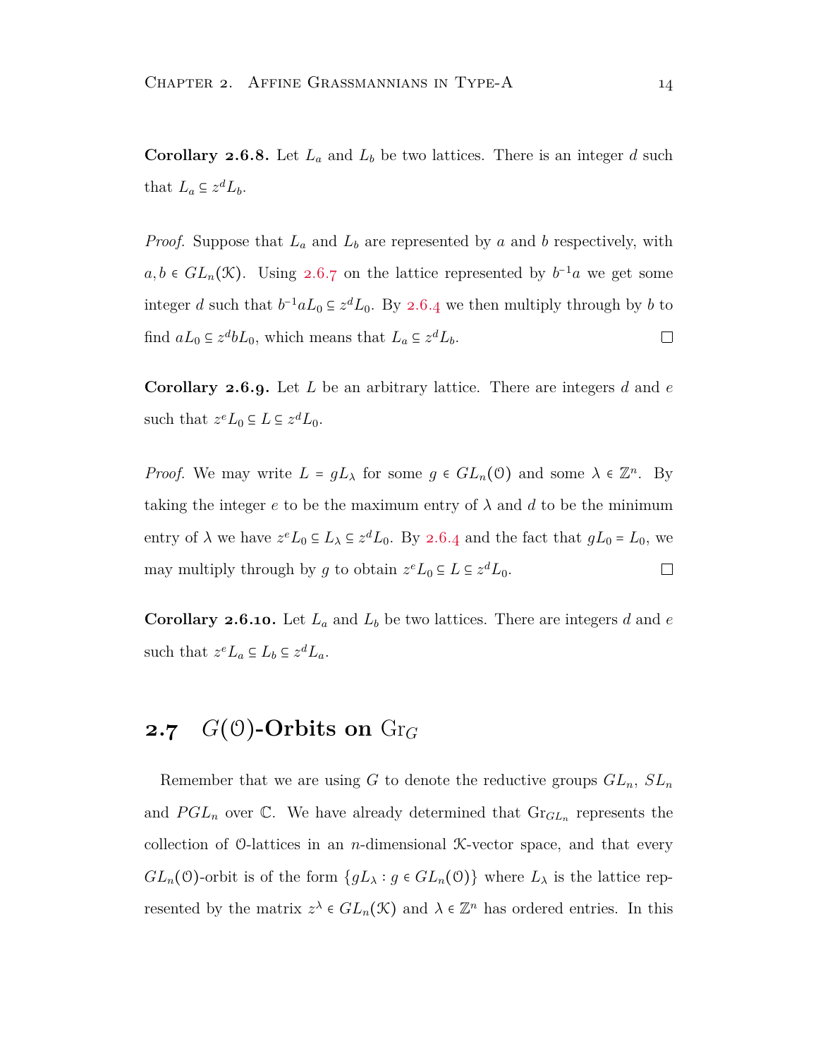**Corollary 2.6.8.** Let $L_a$ and $L_b$ be two lattices. There is an integer $d$ such that $L_a \subseteq z^d L_b$.

*Proof.* Suppose that $L_a$ and $L_b$ are represented by $a$ and $b$ respectively, with $a, b \in GL_n(\mathcal{K})$. Using 2.6.7 on the lattice represented by $b^{-1}a$ we get some integer $d$ such that $b^{-1}aL_0 \subseteq z^d L_0$. By 2.6.4 we then multiply through by $b$ to find $aL_0 \subseteq z^d bL_0$, which means that $L_a \subseteq z^d L_b$. □

**Corollary 2.6.9.** Let $L$ be an arbitrary lattice. There are integers $d$ and $e$ such that $z^e L_0 \subseteq L \subseteq z^d L_0$.

*Proof.* We may write $L = gL_\lambda$ for some $g \in GL_n(\mathcal{O})$ and some $\lambda \in \mathbb{Z}^n$. By taking the integer $e$ to be the maximum entry of $\lambda$ and $d$ to be the minimum entry of $\lambda$ we have $z^e L_0 \subseteq L_\lambda \subseteq z^d L_0$. By 2.6.4 and the fact that $gL_0 = L_0$, we may multiply through by $g$ to obtain $z^e L_0 \subseteq L \subseteq z^d L_0$. □

**Corollary 2.6.10.** Let $L_a$ and $L_b$ be two lattices. There are integers $d$ and $e$ such that $z^e L_a \subseteq L_b \subseteq z^d L_a$.

## 2.7 $G(\mathcal{O})$-Orbits on $\mathrm{Gr}_G$

Remember that we are using $G$ to denote the reductive groups $GL_n$, $SL_n$ and $PGL_n$ over $\mathbb{C}$. We have already determined that $\mathrm{Gr}_{GL_n}$ represents the collection of $\mathcal{O}$-lattices in an $n$-dimensional $\mathcal{K}$-vector space, and that every $GL_n(\mathcal{O})$-orbit is of the form $\{gL_\lambda : g \in GL_n(\mathcal{O})\}$ where $L_\lambda$ is the lattice represented by the matrix $z^\lambda \in GL_n(\mathcal{K})$ and $\lambda \in \mathbb{Z}^n$ has ordered entries. In this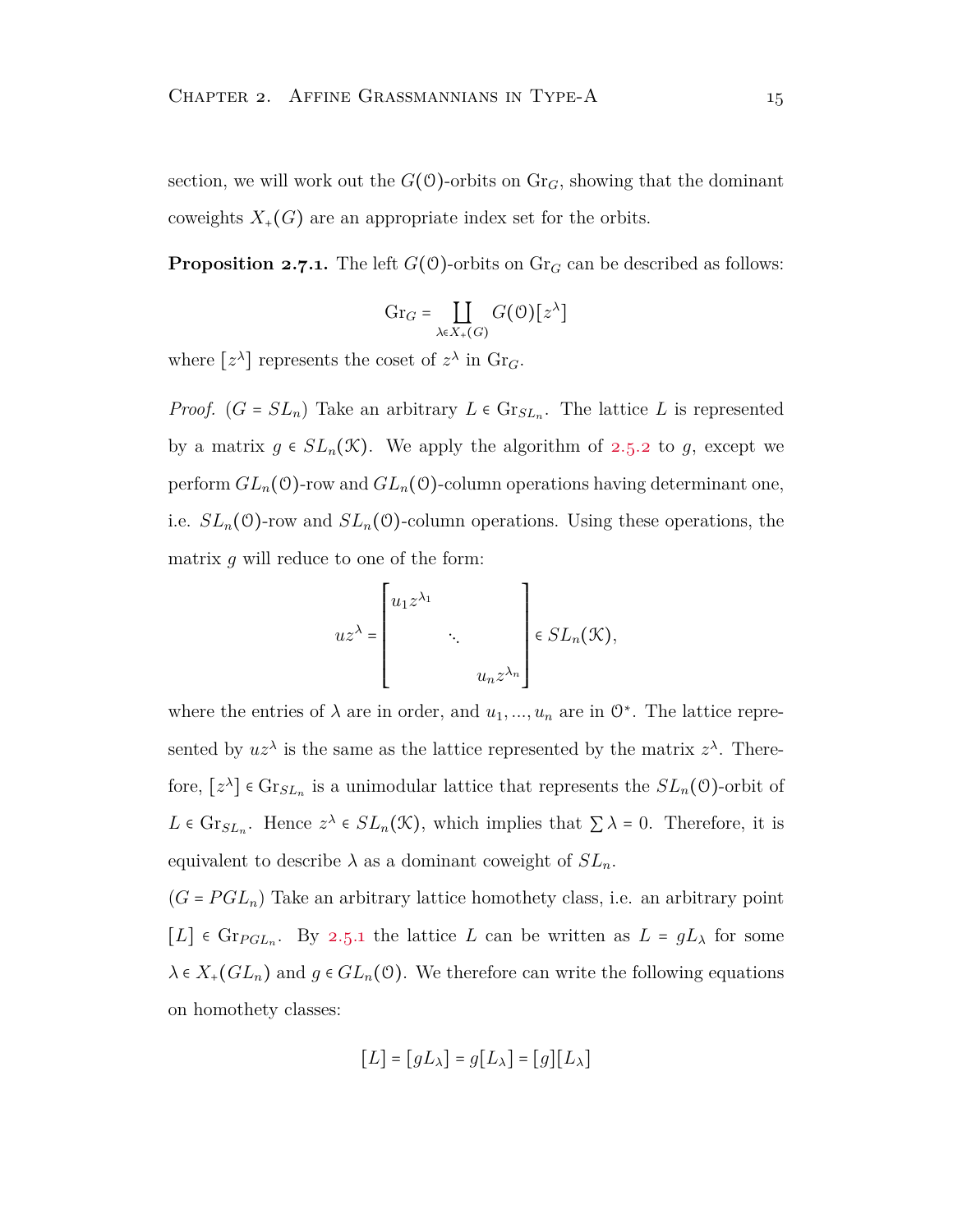section, we will work out the $G(\mathcal{O})$-orbits on $\mathrm{Gr}_G$, showing that the dominant coweights $X_+(G)$ are an appropriate index set for the orbits.

**Proposition 2.7.1.** The left $G(\mathcal{O})$-orbits on $\mathrm{Gr}_G$ can be described as follows:

$$\mathrm{Gr}_G = \coprod_{\lambda \in X_+(G)} G(\mathcal{O})[z^\lambda]$$

where $[z^\lambda]$ represents the coset of $z^\lambda$ in $\mathrm{Gr}_G$.

*Proof.* ($G = SL_n$) Take an arbitrary $L \in \mathrm{Gr}_{SL_n}$. The lattice $L$ is represented by a matrix $g \in SL_n(\mathcal{K})$. We apply the algorithm of 2.5.2 to $g$, except we perform $GL_n(\mathcal{O})$-row and $GL_n(\mathcal{O})$-column operations having determinant one, i.e. $SL_n(\mathcal{O})$-row and $SL_n(\mathcal{O})$-column operations. Using these operations, the matrix $g$ will reduce to one of the form:

$$uz^\lambda = \begin{bmatrix} u_1 z^{\lambda_1} & & \\ & \ddots & \\ & & u_n z^{\lambda_n} \end{bmatrix} \in SL_n(\mathcal{K}),$$

where the entries of $\lambda$ are in order, and $u_1, \ldots, u_n$ are in $\mathcal{O}^*$. The lattice represented by $uz^\lambda$ is the same as the lattice represented by the matrix $z^\lambda$. Therefore, $[z^\lambda] \in \mathrm{Gr}_{SL_n}$ is a unimodular lattice that represents the $SL_n(\mathcal{O})$-orbit of $L \in \mathrm{Gr}_{SL_n}$. Hence $z^\lambda \in SL_n(\mathcal{K})$, which implies that $\sum \lambda = 0$. Therefore, it is equivalent to describe $\lambda$ as a dominant coweight of $SL_n$.

($G = PGL_n$) Take an arbitrary lattice homothety class, i.e. an arbitrary point $[L] \in \mathrm{Gr}_{PGL_n}$. By 2.5.1 the lattice $L$ can be written as $L = gL_\lambda$ for some $\lambda \in X_+(GL_n)$ and $g \in GL_n(\mathcal{O})$. We therefore can write the following equations on homothety classes:

$$[L] = [gL_\lambda] = g[L_\lambda] = [g][L_\lambda]$$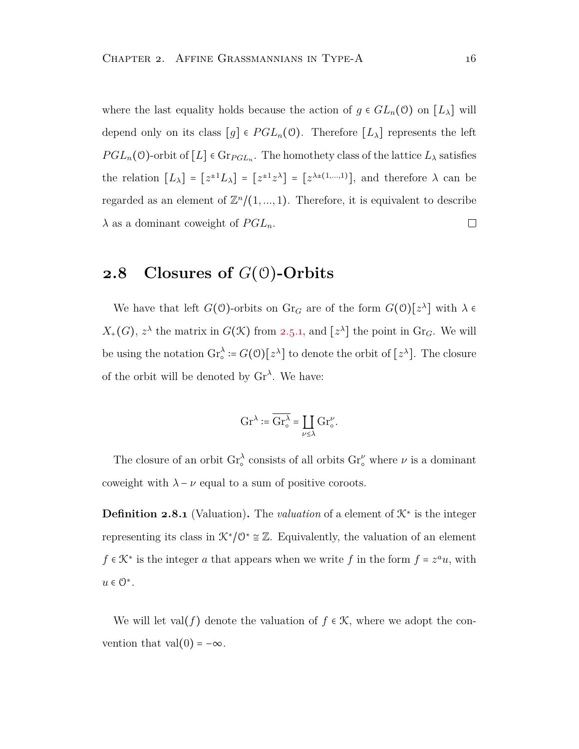where the last equality holds because the action of $g \in GL_n(\mathcal{O})$ on $[L_\lambda]$ will depend only on its class $[g] \in PGL_n(\mathcal{O})$. Therefore $[L_\lambda]$ represents the left $PGL_n(\mathcal{O})$-orbit of $[L] \in \mathrm{Gr}_{PGL_n}$. The homothety class of the lattice $L_\lambda$ satisfies the relation $[L_\lambda] = [z^{\pm 1} L_\lambda] = [z^{\pm 1} z^\lambda] = [z^{\lambda \pm (1,\ldots,1)}]$, and therefore $\lambda$ can be regarded as an element of $\mathbb{Z}^n/(1,\ldots,1)$. Therefore, it is equivalent to describe $\lambda$ as a dominant coweight of $PGL_n$. □

## 2.8 Closures of $G(\mathcal{O})$-Orbits

We have that left $G(\mathcal{O})$-orbits on $\mathrm{Gr}_G$ are of the form $G(\mathcal{O})[z^\lambda]$ with $\lambda \in X_+(G)$, $z^\lambda$ the matrix in $G(\mathcal{K})$ from 2.5.1, and $[z^\lambda]$ the point in $\mathrm{Gr}_G$. We will be using the notation $\mathrm{Gr}^\lambda_\circ := G(\mathcal{O})[z^\lambda]$ to denote the orbit of $[z^\lambda]$. The closure of the orbit will be denoted by $\mathrm{Gr}^\lambda$. We have:

$$\mathrm{Gr}^\lambda := \overline{\mathrm{Gr}^\lambda_\circ} = \coprod_{\nu \leq \lambda} \mathrm{Gr}^\nu_\circ.$$

The closure of an orbit $\mathrm{Gr}^\lambda_\circ$ consists of all orbits $\mathrm{Gr}^\nu_\circ$ where $\nu$ is a dominant coweight with $\lambda - \nu$ equal to a sum of positive coroots.

**Definition 2.8.1** (Valuation)**.** The *valuation* of a element of $\mathcal{K}^*$ is the integer representing its class in $\mathcal{K}^*/\mathcal{O}^* \cong \mathbb{Z}$. Equivalently, the valuation of an element $f \in \mathcal{K}^*$ is the integer $a$ that appears when we write $f$ in the form $f = z^a u$, with $u \in \mathcal{O}^*$.

We will let $\mathrm{val}(f)$ denote the valuation of $f \in \mathcal{K}$, where we adopt the convention that $\mathrm{val}(0) = -\infty$.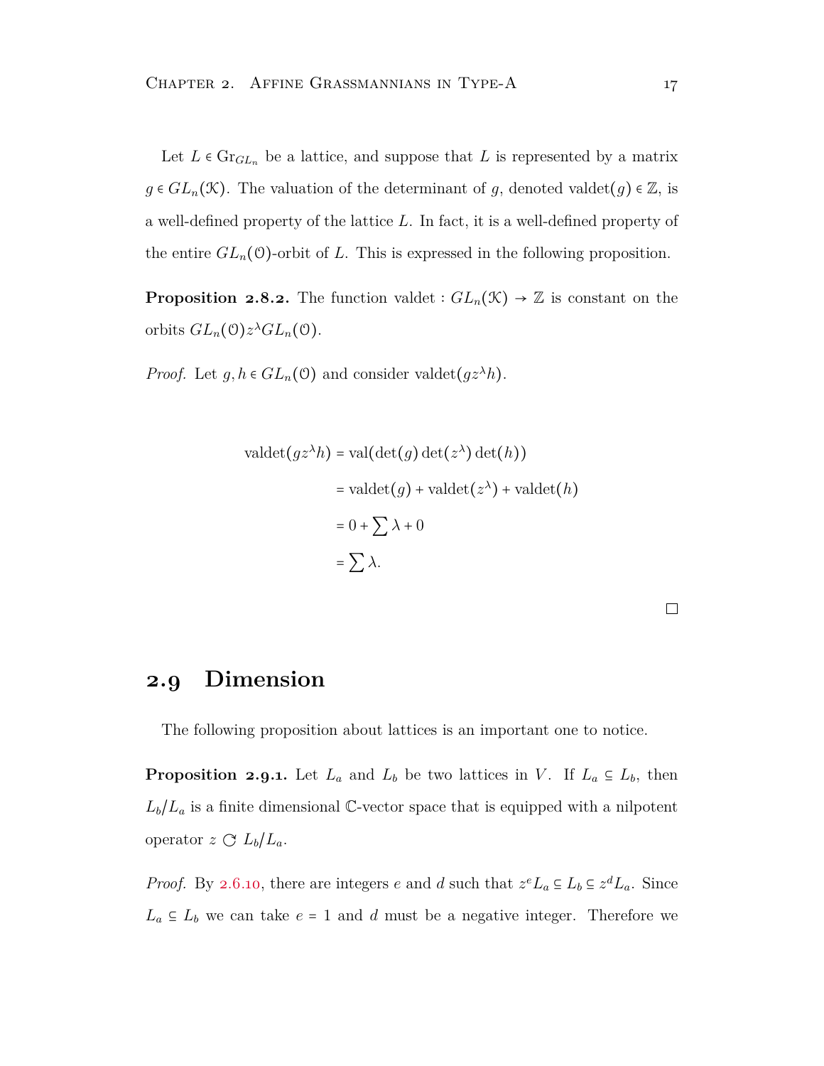Let $L \in \mathrm{Gr}_{GL_n}$ be a lattice, and suppose that $L$ is represented by a matrix $g \in GL_n(\mathcal{K})$. The valuation of the determinant of $g$, denoted $\mathrm{valdet}(g) \in \mathbb{Z}$, is a well-defined property of the lattice $L$. In fact, it is a well-defined property of the entire $GL_n(\mathcal{O})$-orbit of $L$. This is expressed in the following proposition.

**Proposition 2.8.2.** The function $\mathrm{valdet} : GL_n(\mathcal{K}) \to \mathbb{Z}$ is constant on the orbits $GL_n(\mathcal{O})z^\lambda GL_n(\mathcal{O})$.

*Proof.* Let $g, h \in GL_n(\mathcal{O})$ and consider $\mathrm{valdet}(gz^\lambda h)$.

$$
\begin{aligned}
\mathrm{valdet}(gz^\lambda h) &= \mathrm{val}(\det(g)\det(z^\lambda)\det(h)) \\
&= \mathrm{valdet}(g) + \mathrm{valdet}(z^\lambda) + \mathrm{valdet}(h) \\
&= 0 + \sum \lambda + 0 \\
&= \sum \lambda.
\end{aligned}
$$

□

## 2.9 Dimension

The following proposition about lattices is an important one to notice.

**Proposition 2.9.1.** Let $L_a$ and $L_b$ be two lattices in $V$. If $L_a \subseteq L_b$, then $L_b/L_a$ is a finite dimensional $\mathbb{C}$-vector space that is equipped with a nilpotent operator $z \circlearrowright L_b/L_a$.

*Proof.* By 2.6.10, there are integers $e$ and $d$ such that $z^e L_a \subseteq L_b \subseteq z^d L_a$. Since $L_a \subseteq L_b$ we can take $e = 1$ and $d$ must be a negative integer. Therefore we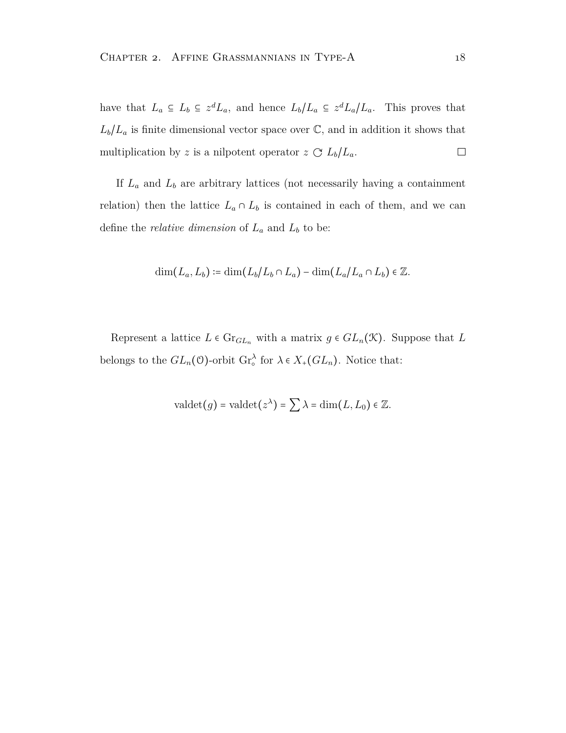have that $L_a \subseteq L_b \subseteq z^d L_a$, and hence $L_b/L_a \subseteq z^d L_a/L_a$. This proves that $L_b/L_a$ is finite dimensional vector space over $\mathbb{C}$, and in addition it shows that multiplication by $z$ is a nilpotent operator $z \circlearrowleft L_b/L_a$. $\square$

If $L_a$ and $L_b$ are arbitrary lattices (not necessarily having a containment relation) then the lattice $L_a \cap L_b$ is contained in each of them, and we can define the *relative dimension* of $L_a$ and $L_b$ to be:

$$\dim(L_a, L_b) := \dim(L_b/L_b \cap L_a) - \dim(L_a/L_a \cap L_b) \in \mathbb{Z}.$$

Represent a lattice $L \in \mathrm{Gr}_{GL_n}$ with a matrix $g \in GL_n(\mathcal{K})$. Suppose that $L$ belongs to the $GL_n(\mathcal{O})$-orbit $\mathrm{Gr}^\lambda_\circ$ for $\lambda \in X_+(GL_n)$. Notice that:

$$\mathrm{valdet}(g) = \mathrm{valdet}(z^\lambda) = \sum \lambda = \dim(L, L_0) \in \mathbb{Z}.$$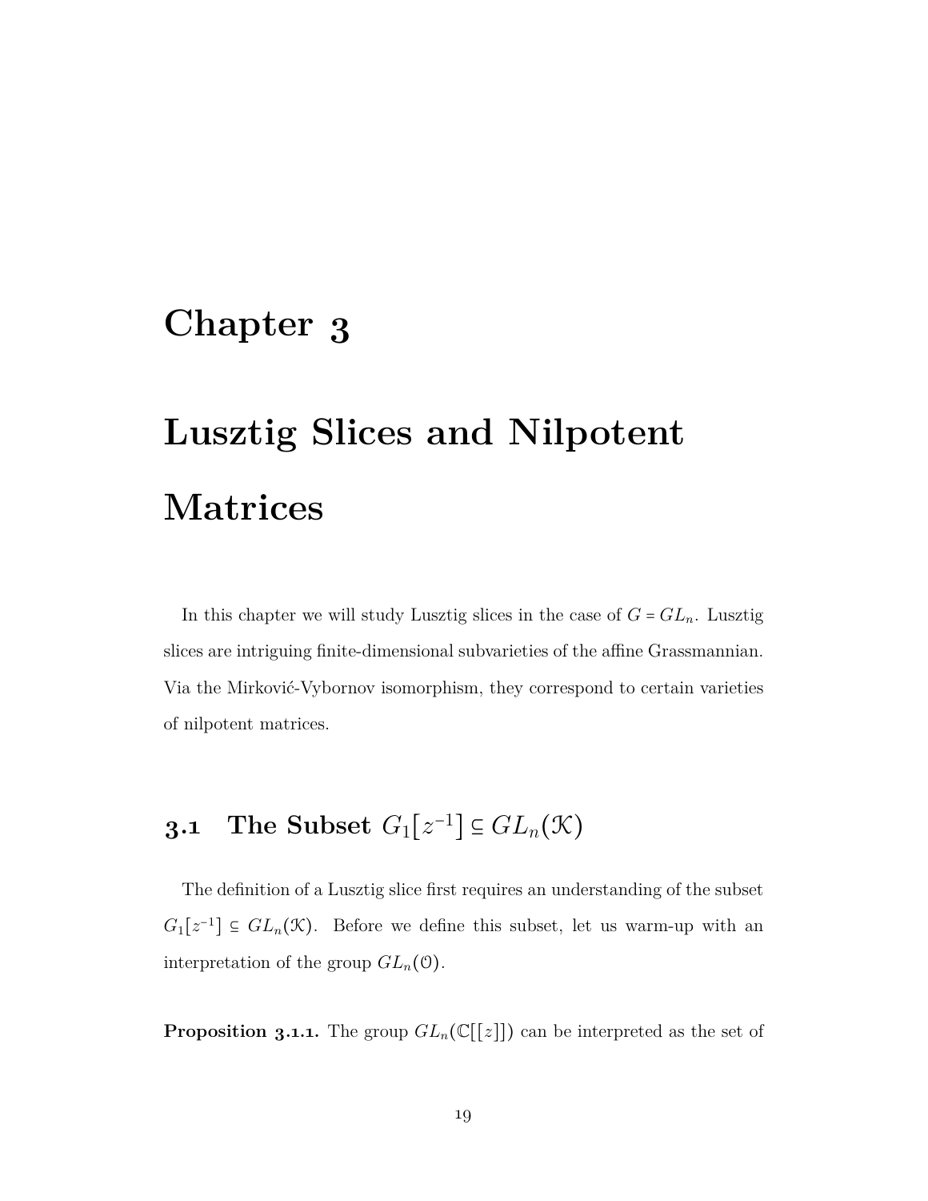# Chapter 3

# Lusztig Slices and Nilpotent Matrices

In this chapter we will study Lusztig slices in the case of $G = GL_n$. Lusztig slices are intriguing finite-dimensional subvarieties of the affine Grassmannian. Via the Mirković-Vybornov isomorphism, they correspond to certain varieties of nilpotent matrices.

## 3.1 The Subset $G_1[z^{-1}] \subseteq GL_n(\mathcal{K})$

The definition of a Lusztig slice first requires an understanding of the subset $G_1[z^{-1}] \subseteq GL_n(\mathcal{K})$. Before we define this subset, let us warm-up with an interpretation of the group $GL_n(\mathcal{O})$.

**Proposition 3.1.1.** The group $GL_n(\mathbb{C}[[z]])$ can be interpreted as the set of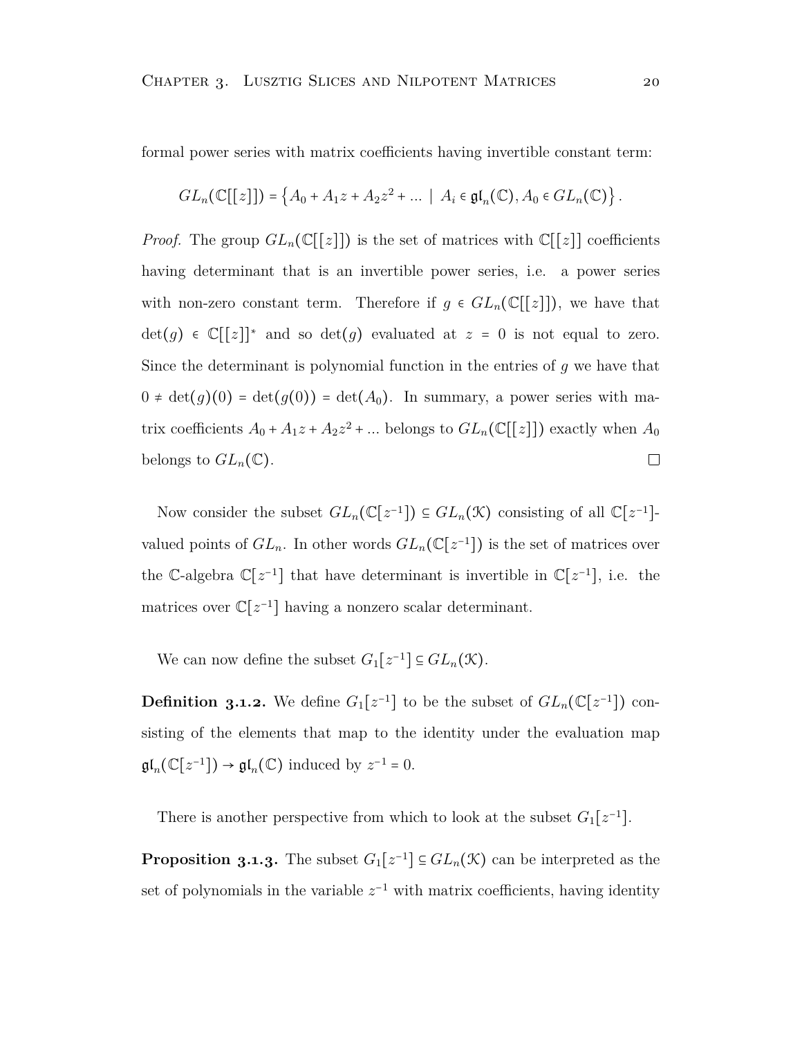formal power series with matrix coefficients having invertible constant term:

$$GL_n(\mathbb{C}[[z]]) = \left\{A_0 + A_1 z + A_2 z^2 + \ldots \mid A_i \in \mathfrak{gl}_n(\mathbb{C}), A_0 \in GL_n(\mathbb{C})\right\}.$$

*Proof.* The group $GL_n(\mathbb{C}[[z]])$ is the set of matrices with $\mathbb{C}[[z]]$ coefficients having determinant that is an invertible power series, i.e. a power series with non-zero constant term. Therefore if $g \in GL_n(\mathbb{C}[[z]])$, we have that $\det(g) \in \mathbb{C}[[z]]^*$ and so $\det(g)$ evaluated at $z = 0$ is not equal to zero. Since the determinant is polynomial function in the entries of $g$ we have that $0 \neq \det(g)(0) = \det(g(0)) = \det(A_0)$. In summary, a power series with matrix coefficients $A_0 + A_1 z + A_2 z^2 + \ldots$ belongs to $GL_n(\mathbb{C}[[z]])$ exactly when $A_0$ belongs to $GL_n(\mathbb{C})$. $\square$

Now consider the subset $GL_n(\mathbb{C}[z^{-1}]) \subseteq GL_n(\mathcal{K})$ consisting of all $\mathbb{C}[z^{-1}]$-valued points of $GL_n$. In other words $GL_n(\mathbb{C}[z^{-1}])$ is the set of matrices over the $\mathbb{C}$-algebra $\mathbb{C}[z^{-1}]$ that have determinant is invertible in $\mathbb{C}[z^{-1}]$, i.e. the matrices over $\mathbb{C}[z^{-1}]$ having a nonzero scalar determinant.

We can now define the subset $G_1[z^{-1}] \subseteq GL_n(\mathcal{K})$.

**Definition 3.1.2.** We define $G_1[z^{-1}]$ to be the subset of $GL_n(\mathbb{C}[z^{-1}])$ consisting of the elements that map to the identity under the evaluation map $\mathfrak{gl}_n(\mathbb{C}[z^{-1}]) \to \mathfrak{gl}_n(\mathbb{C})$ induced by $z^{-1} = 0$.

There is another perspective from which to look at the subset $G_1[z^{-1}]$.

**Proposition 3.1.3.** The subset $G_1[z^{-1}] \subseteq GL_n(\mathcal{K})$ can be interpreted as the set of polynomials in the variable $z^{-1}$ with matrix coefficients, having identity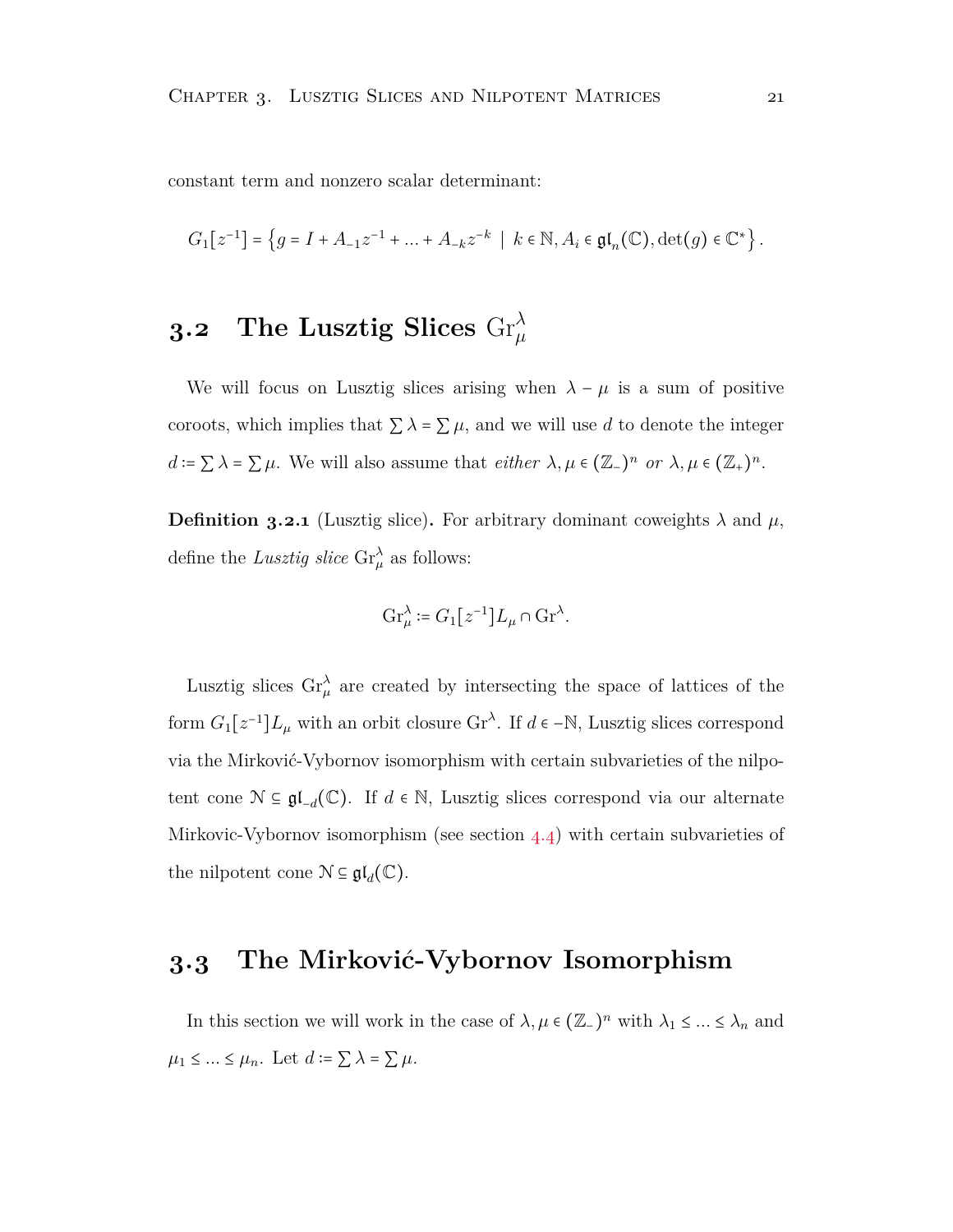constant term and nonzero scalar determinant:

$$G_1[z^{-1}] = \left\{ g = I + A_{-1}z^{-1} + \ldots + A_{-k}z^{-k} \mid k \in \mathbb{N}, A_i \in \mathfrak{gl}_n(\mathbb{C}), \det(g) \in \mathbb{C}^* \right\}.$$

## 3.2 The Lusztig Slices $\mathrm{Gr}^\lambda_\mu$

We will focus on Lusztig slices arising when $\lambda - \mu$ is a sum of positive coroots, which implies that $\sum \lambda = \sum \mu$, and we will use $d$ to denote the integer $d := \sum \lambda = \sum \mu$. We will also assume that *either* $\lambda, \mu \in (\mathbb{Z}_-)^n$ *or* $\lambda, \mu \in (\mathbb{Z}_+)^n$.

**Definition 3.2.1** (Lusztig slice)**.** For arbitrary dominant coweights $\lambda$ and $\mu$, define the *Lusztig slice* $\mathrm{Gr}^\lambda_\mu$ as follows:

$$\mathrm{Gr}^\lambda_\mu := G_1[z^{-1}]L_\mu \cap \mathrm{Gr}^\lambda.$$

Lusztig slices $\mathrm{Gr}^\lambda_\mu$ are created by intersecting the space of lattices of the form $G_1[z^{-1}]L_\mu$ with an orbit closure $\mathrm{Gr}^\lambda$. If $d \in -\mathbb{N}$, Lusztig slices correspond via the Mirković-Vybornov isomorphism with certain subvarieties of the nilpotent cone $\mathcal{N} \subseteq \mathfrak{gl}_{-d}(\mathbb{C})$. If $d \in \mathbb{N}$, Lusztig slices correspond via our alternate Mirkovic-Vybornov isomorphism (see section 4.4) with certain subvarieties of the nilpotent cone $\mathcal{N} \subseteq \mathfrak{gl}_d(\mathbb{C})$.

## 3.3 The Mirković-Vybornov Isomorphism

In this section we will work in the case of $\lambda, \mu \in (\mathbb{Z}_-)^n$ with $\lambda_1 \leq \ldots \leq \lambda_n$ and $\mu_1 \leq \ldots \leq \mu_n$. Let $d := \sum \lambda = \sum \mu$.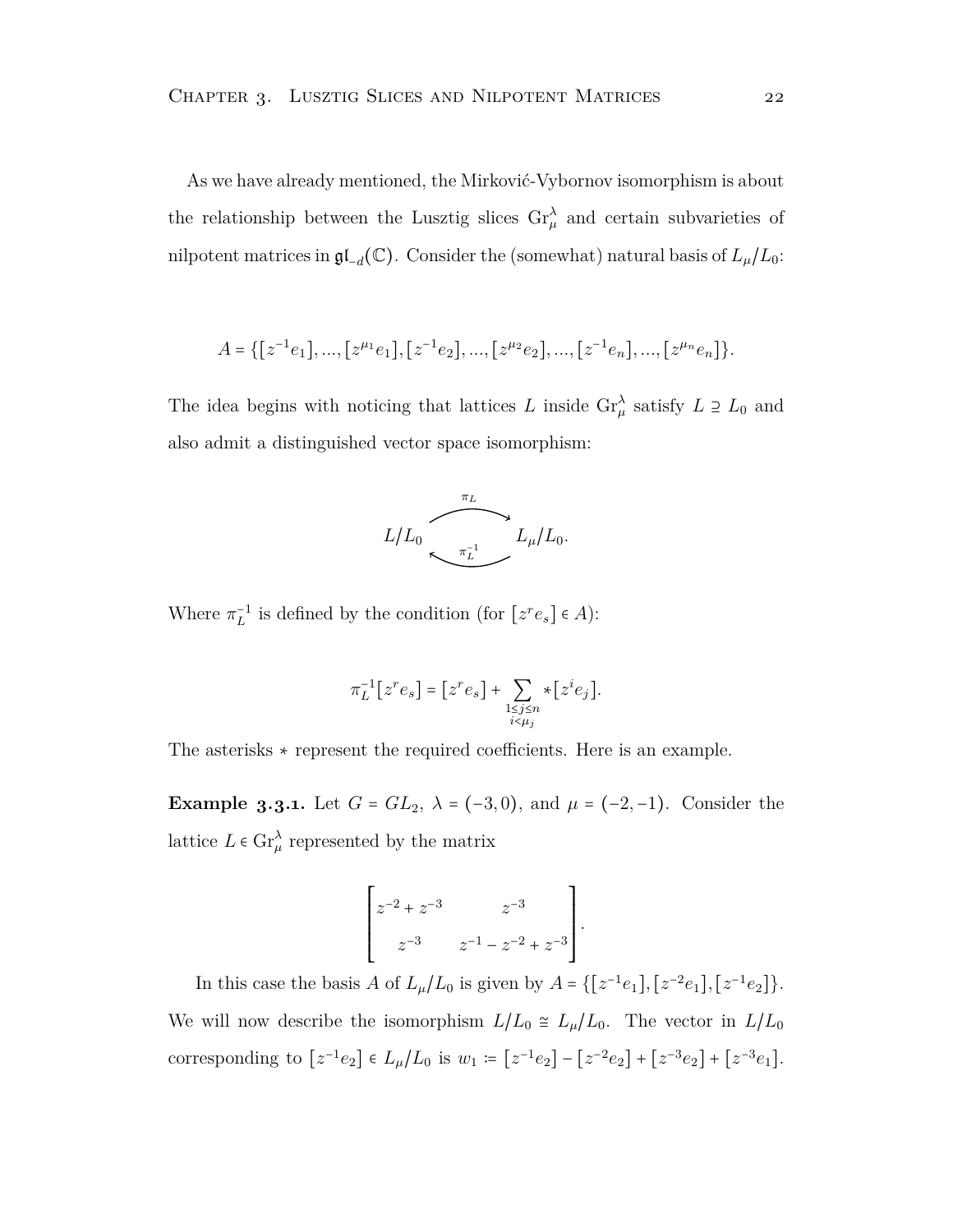As we have already mentioned, the Mirković-Vybornov isomorphism is about the relationship between the Lusztig slices $\mathrm{Gr}_\mu^\lambda$ and certain subvarieties of nilpotent matrices in $\mathfrak{gl}_{-d}(\mathbb{C})$. Consider the (somewhat) natural basis of $L_\mu/L_0$:

$$A = \{[z^{-1}e_1], ..., [z^{\mu_1}e_1], [z^{-1}e_2], ..., [z^{\mu_2}e_2], ..., [z^{-1}e_n], ..., [z^{\mu_n}e_n]\}.$$

The idea begins with noticing that lattices $L$ inside $\mathrm{Gr}_\mu^\lambda$ satisfy $L \supseteq L_0$ and also admit a distinguished vector space isomorphism:

$$L/L_0 \underset{\pi_L^{-1}}{\overset{\pi_L}{\rightleftarrows}} L_\mu/L_0.$$

Where $\pi_L^{-1}$ is defined by the condition (for $[z^r e_s] \in A$):

$$\pi_L^{-1}[z^r e_s] = [z^r e_s] + \sum_{\substack{1 \le j \le n \\ i < \mu_j}} *[z^i e_j].$$

The asterisks $*$ represent the required coefficients. Here is an example.

**Example 3.3.1.** Let $G = GL_2$, $\lambda = (-3, 0)$, and $\mu = (-2, -1)$. Consider the lattice $L \in \mathrm{Gr}_\mu^\lambda$ represented by the matrix

$$\begin{bmatrix} z^{-2} + z^{-3} & z^{-3} \\ z^{-3} & z^{-1} - z^{-2} + z^{-3} \end{bmatrix}.$$

In this case the basis $A$ of $L_\mu/L_0$ is given by $A = \{[z^{-1}e_1], [z^{-2}e_1], [z^{-1}e_2]\}$. We will now describe the isomorphism $L/L_0 \cong L_\mu/L_0$. The vector in $L/L_0$ corresponding to $[z^{-1}e_2] \in L_\mu/L_0$ is $w_1 := [z^{-1}e_2] - [z^{-2}e_2] + [z^{-3}e_2] + [z^{-3}e_1]$.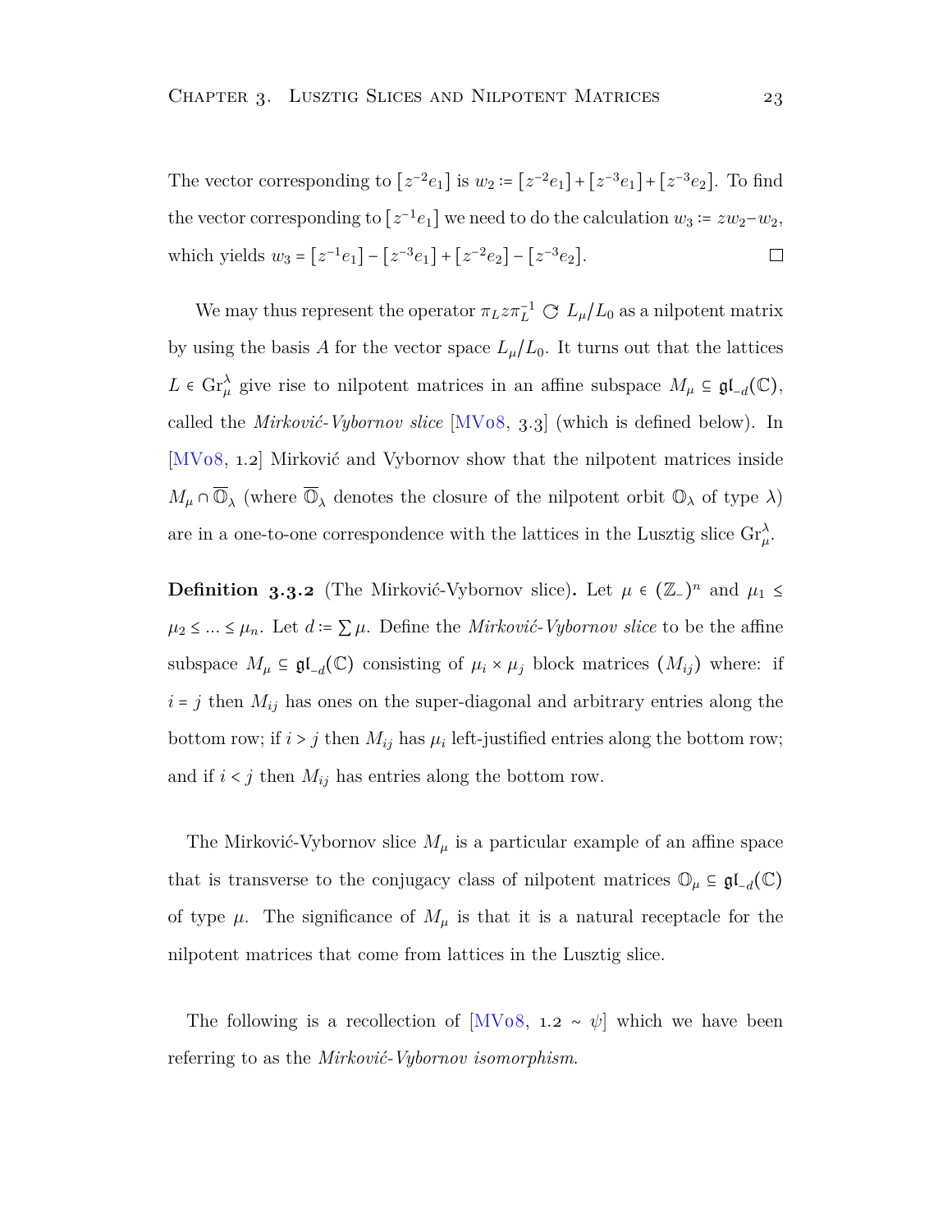The vector corresponding to $[z^{-2}e_1]$ is $w_2 := [z^{-2}e_1] + [z^{-3}e_1] + [z^{-3}e_2]$. To find the vector corresponding to $[z^{-1}e_1]$ we need to do the calculation $w_3 := zw_2 - w_2$, which yields $w_3 = [z^{-1}e_1] - [z^{-3}e_1] + [z^{-2}e_2] - [z^{-3}e_2]$. □

We may thus represent the operator $\pi_L z \pi_L^{-1} \circlearrowleft L_\mu/L_0$ as a nilpotent matrix by using the basis $A$ for the vector space $L_\mu/L_0$. It turns out that the lattices $L \in \mathrm{Gr}_\mu^\lambda$ give rise to nilpotent matrices in an affine subspace $M_\mu \subseteq \mathfrak{gl}_{-d}(\mathbb{C})$, called the *Mirković-Vybornov slice* [MV08, 3.3] (which is defined below). In [MV08, 1.2] Mirković and Vybornov show that the nilpotent matrices inside $M_\mu \cap \overline{\mathbb{O}}_\lambda$ (where $\overline{\mathbb{O}}_\lambda$ denotes the closure of the nilpotent orbit $\mathbb{O}_\lambda$ of type $\lambda$) are in a one-to-one correspondence with the lattices in the Lusztig slice $\mathrm{Gr}_\mu^\lambda$.

**Definition 3.3.2** (The Mirković-Vybornov slice)**.** Let $\mu \in (\mathbb{Z}_-)^n$ and $\mu_1 \leq \mu_2 \leq \ldots \leq \mu_n$. Let $d := \sum \mu$. Define the *Mirković-Vybornov slice* to be the affine subspace $M_\mu \subseteq \mathfrak{gl}_{-d}(\mathbb{C})$ consisting of $\mu_i \times \mu_j$ block matrices $(M_{ij})$ where: if $i = j$ then $M_{ij}$ has ones on the super-diagonal and arbitrary entries along the bottom row; if $i > j$ then $M_{ij}$ has $\mu_i$ left-justified entries along the bottom row; and if $i < j$ then $M_{ij}$ has entries along the bottom row.

The Mirković-Vybornov slice $M_\mu$ is a particular example of an affine space that is transverse to the conjugacy class of nilpotent matrices $\mathbb{O}_\mu \subseteq \mathfrak{gl}_{-d}(\mathbb{C})$ of type $\mu$. The significance of $M_\mu$ is that it is a natural receptacle for the nilpotent matrices that come from lattices in the Lusztig slice.

The following is a recollection of [MV08, 1.2 ~ $\psi$] which we have been referring to as the *Mirković-Vybornov isomorphism*.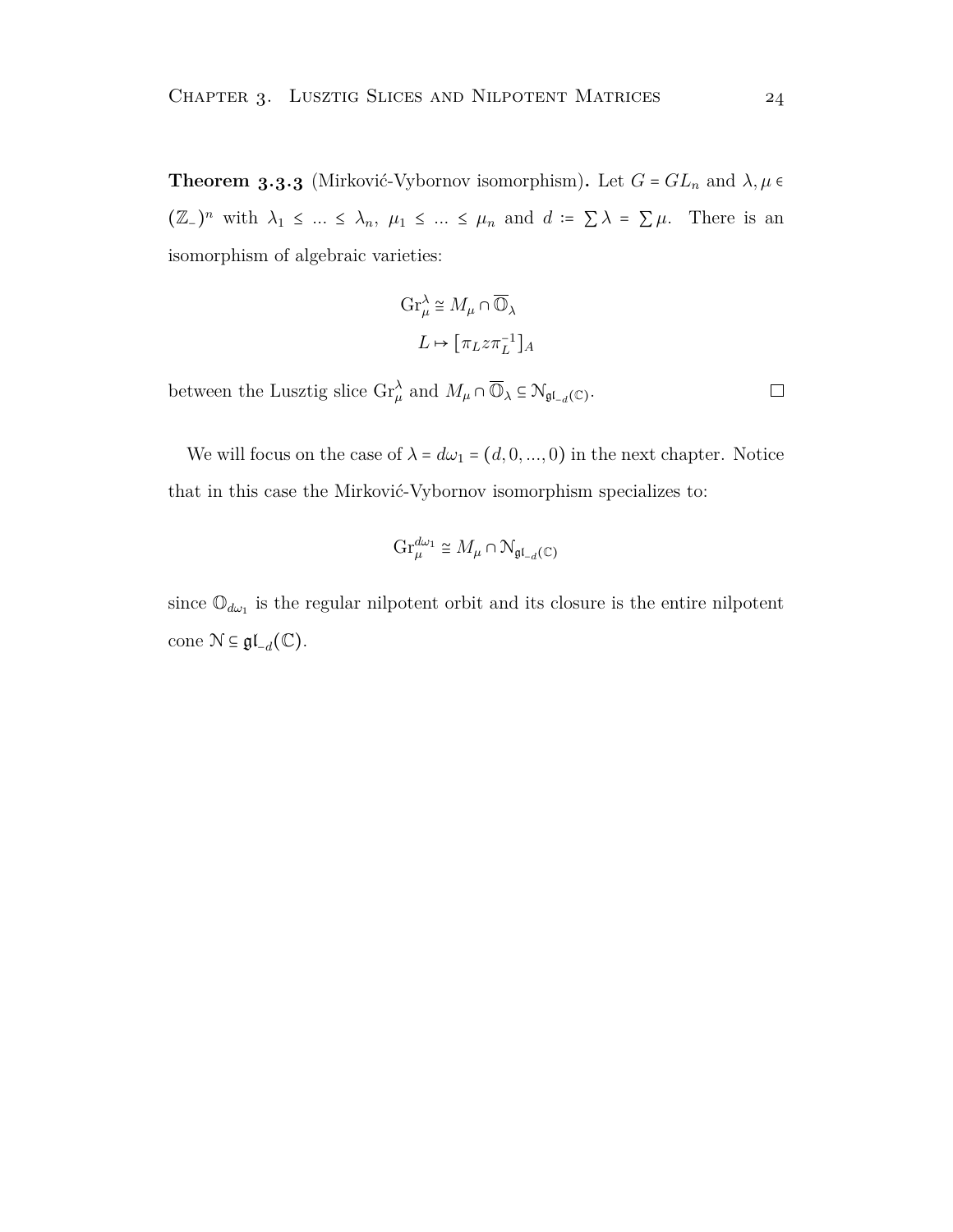**Theorem 3.3.3** (Mirković-Vybornov isomorphism)**.** Let $G = GL_n$ and $\lambda, \mu \in (\mathbb{Z}_-)^n$ with $\lambda_1 \leq \ldots \leq \lambda_n$, $\mu_1 \leq \ldots \leq \mu_n$ and $d := \sum \lambda = \sum \mu$. There is an isomorphism of algebraic varieties:

$$\mathrm{Gr}_\mu^\lambda \cong M_\mu \cap \overline{\mathbb{O}}_\lambda$$
$$L \mapsto [\pi_L z \pi_L^{-1}]_A$$

between the Lusztig slice $\mathrm{Gr}_\mu^\lambda$ and $M_\mu \cap \overline{\mathbb{O}}_\lambda \subseteq \mathcal{N}_{\mathfrak{gl}_{-d}(\mathbb{C})}$. □

We will focus on the case of $\lambda = d\omega_1 = (d, 0, \ldots, 0)$ in the next chapter. Notice that in this case the Mirković-Vybornov isomorphism specializes to:

$$\mathrm{Gr}_\mu^{d\omega_1} \cong M_\mu \cap \mathcal{N}_{\mathfrak{gl}_{-d}(\mathbb{C})}$$

since $\mathbb{O}_{d\omega_1}$ is the regular nilpotent orbit and its closure is the entire nilpotent cone $\mathcal{N} \subseteq \mathfrak{gl}_{-d}(\mathbb{C})$.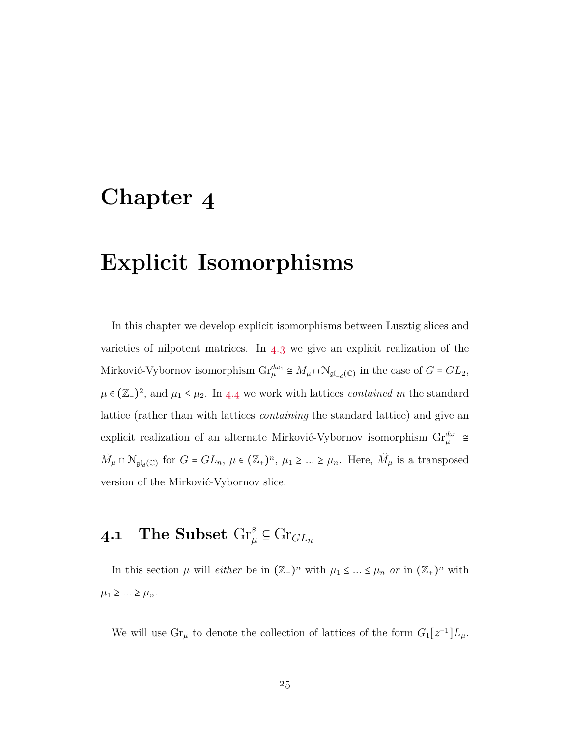# Chapter 4

# Explicit Isomorphisms

In this chapter we develop explicit isomorphisms between Lusztig slices and varieties of nilpotent matrices. In 4.3 we give an explicit realization of the Mirković-Vybornov isomorphism $\mathrm{Gr}_{\mu}^{d\omega_1} \cong M_{\mu} \cap \mathcal{N}_{\mathfrak{gl}_{-d}(\mathbb{C})}$ in the case of $G = GL_2$, $\mu \in (\mathbb{Z}_{-})^2$, and $\mu_1 \leq \mu_2$. In 4.4 we work with lattices *contained in* the standard lattice (rather than with lattices *containing* the standard lattice) and give an explicit realization of an alternate Mirković-Vybornov isomorphism $\mathrm{Gr}_{\mu}^{d\omega_1} \cong \breve{M}_{\mu} \cap \mathcal{N}_{\mathfrak{gl}_{d}(\mathbb{C})}$ for $G = GL_n$, $\mu \in (\mathbb{Z}_{+})^n$, $\mu_1 \geq \ldots \geq \mu_n$. Here, $\breve{M}_{\mu}$ is a transposed version of the Mirković-Vybornov slice.

## 4.1 The Subset $\mathrm{Gr}_{\mu}^{s} \subseteq \mathrm{Gr}_{GL_n}$

In this section $\mu$ will *either* be in $(\mathbb{Z}_{-})^n$ with $\mu_1 \leq \ldots \leq \mu_n$ *or* in $(\mathbb{Z}_{+})^n$ with $\mu_1 \geq \ldots \geq \mu_n$.

We will use $\mathrm{Gr}_{\mu}$ to denote the collection of lattices of the form $G_1[z^{-1}]L_{\mu}$.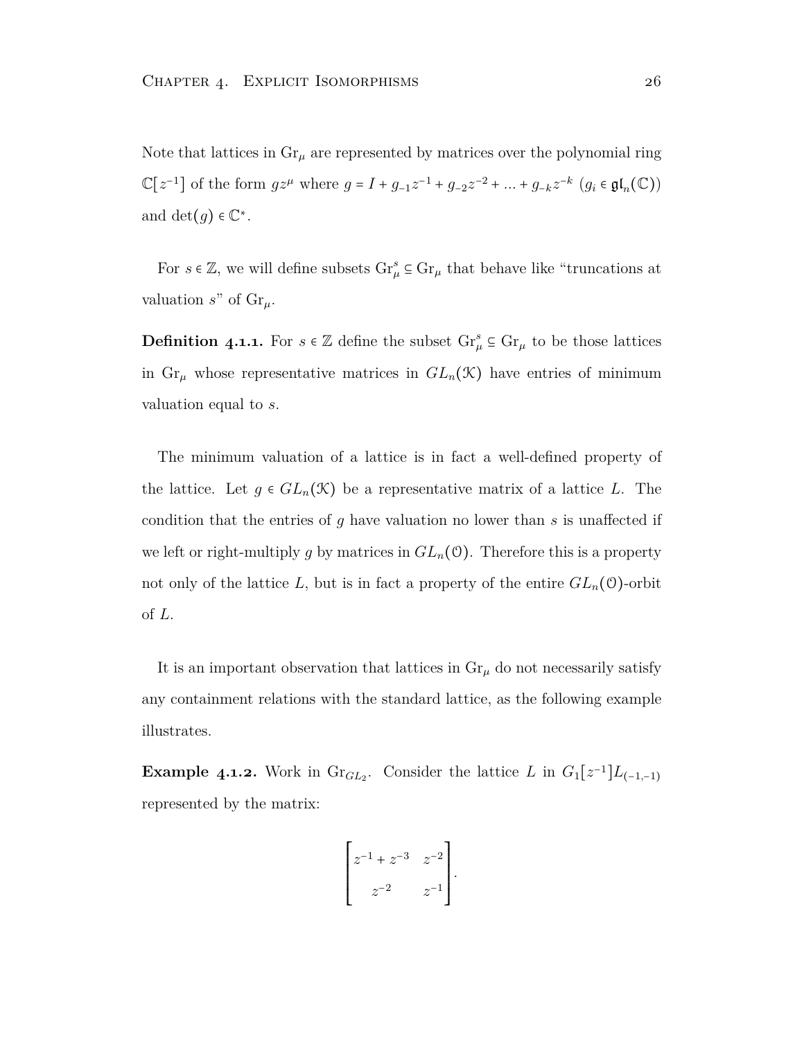Note that lattices in $\mathrm{Gr}_\mu$ are represented by matrices over the polynomial ring $\mathbb{C}[z^{-1}]$ of the form $gz^\mu$ where $g = I + g_{-1}z^{-1} + g_{-2}z^{-2} + \ldots + g_{-k}z^{-k}$ ($g_i \in \mathfrak{gl}_n(\mathbb{C})$) and $\det(g) \in \mathbb{C}^*$.

For $s \in \mathbb{Z}$, we will define subsets $\mathrm{Gr}_\mu^s \subseteq \mathrm{Gr}_\mu$ that behave like "truncations at valuation $s$" of $\mathrm{Gr}_\mu$.

**Definition 4.1.1.** For $s \in \mathbb{Z}$ define the subset $\mathrm{Gr}_\mu^s \subseteq \mathrm{Gr}_\mu$ to be those lattices in $\mathrm{Gr}_\mu$ whose representative matrices in $GL_n(\mathcal{K})$ have entries of minimum valuation equal to $s$.

The minimum valuation of a lattice is in fact a well-defined property of the lattice. Let $g \in GL_n(\mathcal{K})$ be a representative matrix of a lattice $L$. The condition that the entries of $g$ have valuation no lower than $s$ is unaffected if we left or right-multiply $g$ by matrices in $GL_n(\mathcal{O})$. Therefore this is a property not only of the lattice $L$, but is in fact a property of the entire $GL_n(\mathcal{O})$-orbit of $L$.

It is an important observation that lattices in $\mathrm{Gr}_\mu$ do not necessarily satisfy any containment relations with the standard lattice, as the following example illustrates.

**Example 4.1.2.** Work in $\mathrm{Gr}_{GL_2}$. Consider the lattice $L$ in $G_1[z^{-1}]L_{(-1,-1)}$ represented by the matrix:

$$\begin{bmatrix} z^{-1} + z^{-3} & z^{-2} \\ z^{-2} & z^{-1} \end{bmatrix}.$$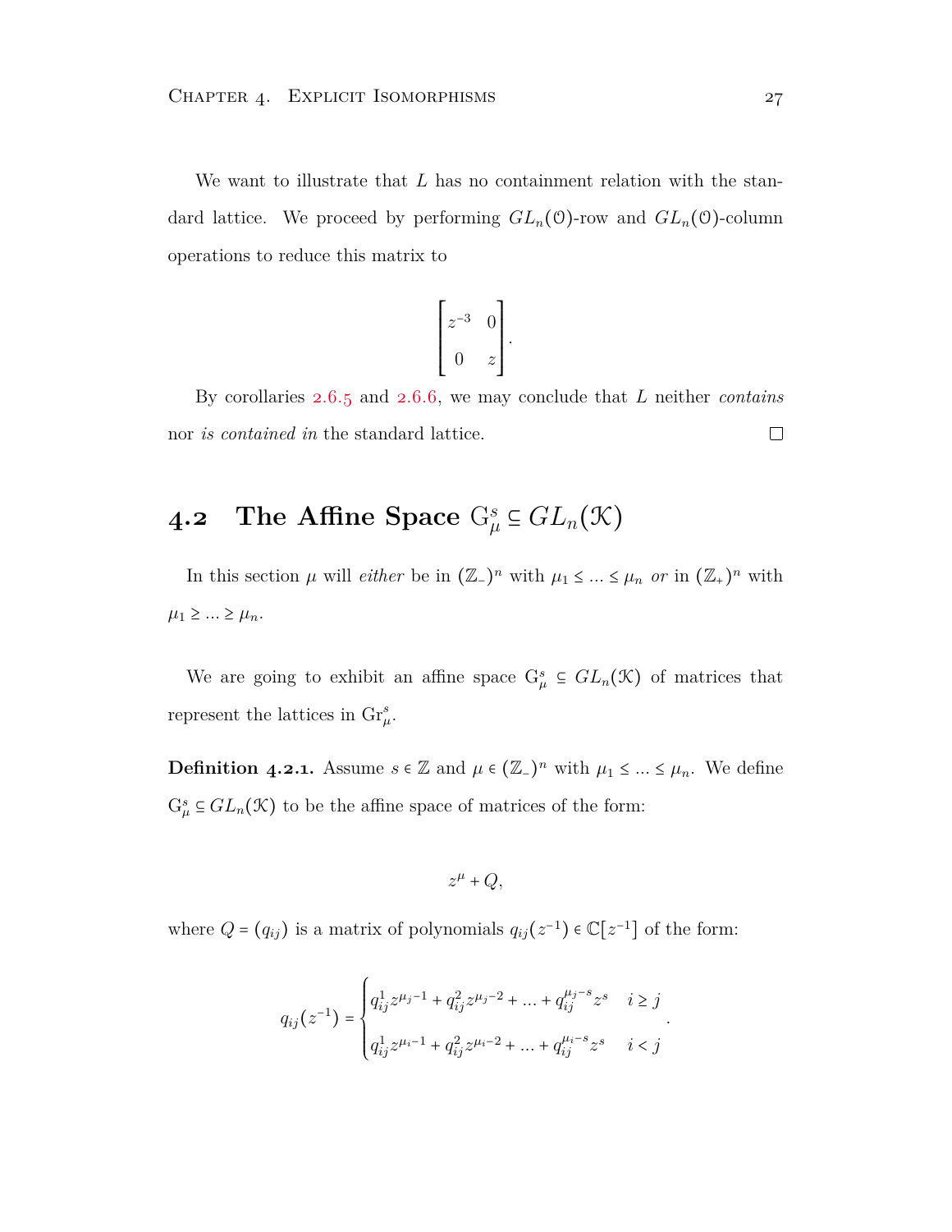We want to illustrate that $L$ has no containment relation with the standard lattice. We proceed by performing $GL_n(\mathcal{O})$-row and $GL_n(\mathcal{O})$-column operations to reduce this matrix to

$$\begin{bmatrix} z^{-3} & 0 \\ 0 & z \end{bmatrix}.$$

By corollaries 2.6.5 and 2.6.6, we may conclude that $L$ neither *contains* nor *is contained in* the standard lattice. $\square$

## 4.2 The Affine Space $\mathrm{G}^s_\mu \subseteq GL_n(\mathcal{K})$

In this section $\mu$ will *either* be in $(\mathbb{Z}_-)^n$ with $\mu_1 \leq \ldots \leq \mu_n$ *or* in $(\mathbb{Z}_+)^n$ with $\mu_1 \geq \ldots \geq \mu_n$.

We are going to exhibit an affine space $\mathrm{G}^s_\mu \subseteq GL_n(\mathcal{K})$ of matrices that represent the lattices in $\mathrm{Gr}^s_\mu$.

**Definition 4.2.1.** Assume $s \in \mathbb{Z}$ and $\mu \in (\mathbb{Z}_-)^n$ with $\mu_1 \leq \ldots \leq \mu_n$. We define $\mathrm{G}^s_\mu \subseteq GL_n(\mathcal{K})$ to be the affine space of matrices of the form:

$$z^\mu + Q,$$

where $Q = (q_{ij})$ is a matrix of polynomials $q_{ij}(z^{-1}) \in \mathbb{C}[z^{-1}]$ of the form:

$$q_{ij}(z^{-1}) = \begin{cases} q^1_{ij} z^{\mu_j - 1} + q^2_{ij} z^{\mu_j - 2} + \ldots + q^{\mu_j - s}_{ij} z^s & i \geq j \\ q^1_{ij} z^{\mu_i - 1} + q^2_{ij} z^{\mu_i - 2} + \ldots + q^{\mu_i - s}_{ij} z^s & i < j \end{cases}.$$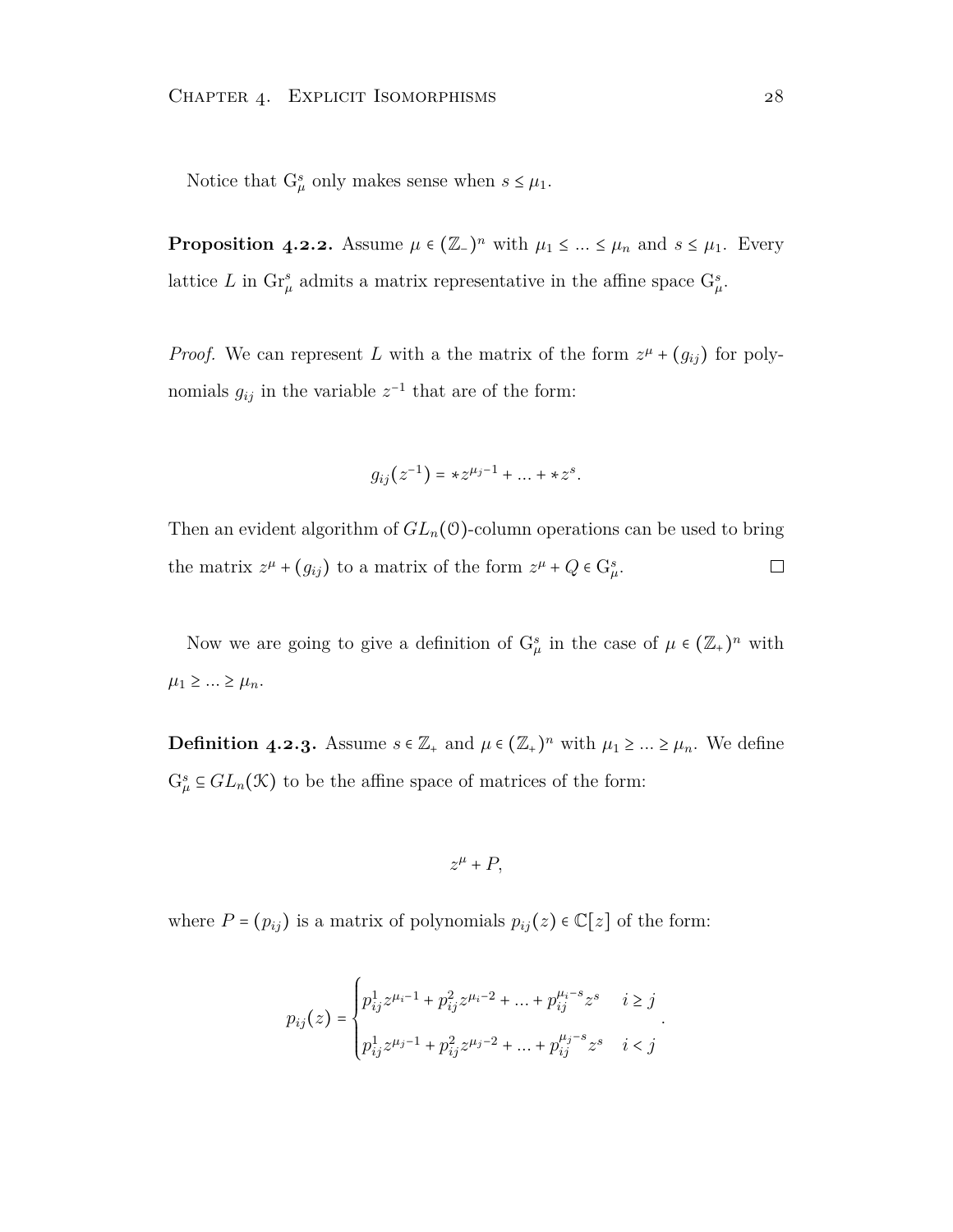Notice that $\mathrm{G}_\mu^s$ only makes sense when $s \leq \mu_1$.

**Proposition 4.2.2.** Assume $\mu \in (\mathbb{Z}_-)^n$ with $\mu_1 \leq \ldots \leq \mu_n$ and $s \leq \mu_1$. Every lattice $L$ in $\mathrm{Gr}_\mu^s$ admits a matrix representative in the affine space $\mathrm{G}_\mu^s$.

*Proof.* We can represent $L$ with a the matrix of the form $z^\mu + (g_{ij})$ for polynomials $g_{ij}$ in the variable $z^{-1}$ that are of the form:

$$g_{ij}(z^{-1}) = * z^{\mu_j - 1} + \ldots + * z^s.$$

Then an evident algorithm of $GL_n(\mathcal{O})$-column operations can be used to bring the matrix $z^\mu + (g_{ij})$ to a matrix of the form $z^\mu + Q \in \mathrm{G}_\mu^s$. □

Now we are going to give a definition of $\mathrm{G}_\mu^s$ in the case of $\mu \in (\mathbb{Z}_+)^n$ with $\mu_1 \geq \ldots \geq \mu_n$.

**Definition 4.2.3.** Assume $s \in \mathbb{Z}_+$ and $\mu \in (\mathbb{Z}_+)^n$ with $\mu_1 \geq \ldots \geq \mu_n$. We define $\mathrm{G}_\mu^s \subseteq GL_n(\mathcal{K})$ to be the affine space of matrices of the form:

$$z^\mu + P,$$

where $P = (p_{ij})$ is a matrix of polynomials $p_{ij}(z) \in \mathbb{C}[z]$ of the form:

$$p_{ij}(z) = \begin{cases} p_{ij}^1 z^{\mu_i - 1} + p_{ij}^2 z^{\mu_i - 2} + \ldots + p_{ij}^{\mu_i - s} z^s & i \geq j \\ p_{ij}^1 z^{\mu_j - 1} + p_{ij}^2 z^{\mu_j - 2} + \ldots + p_{ij}^{\mu_j - s} z^s & i < j \end{cases}.$$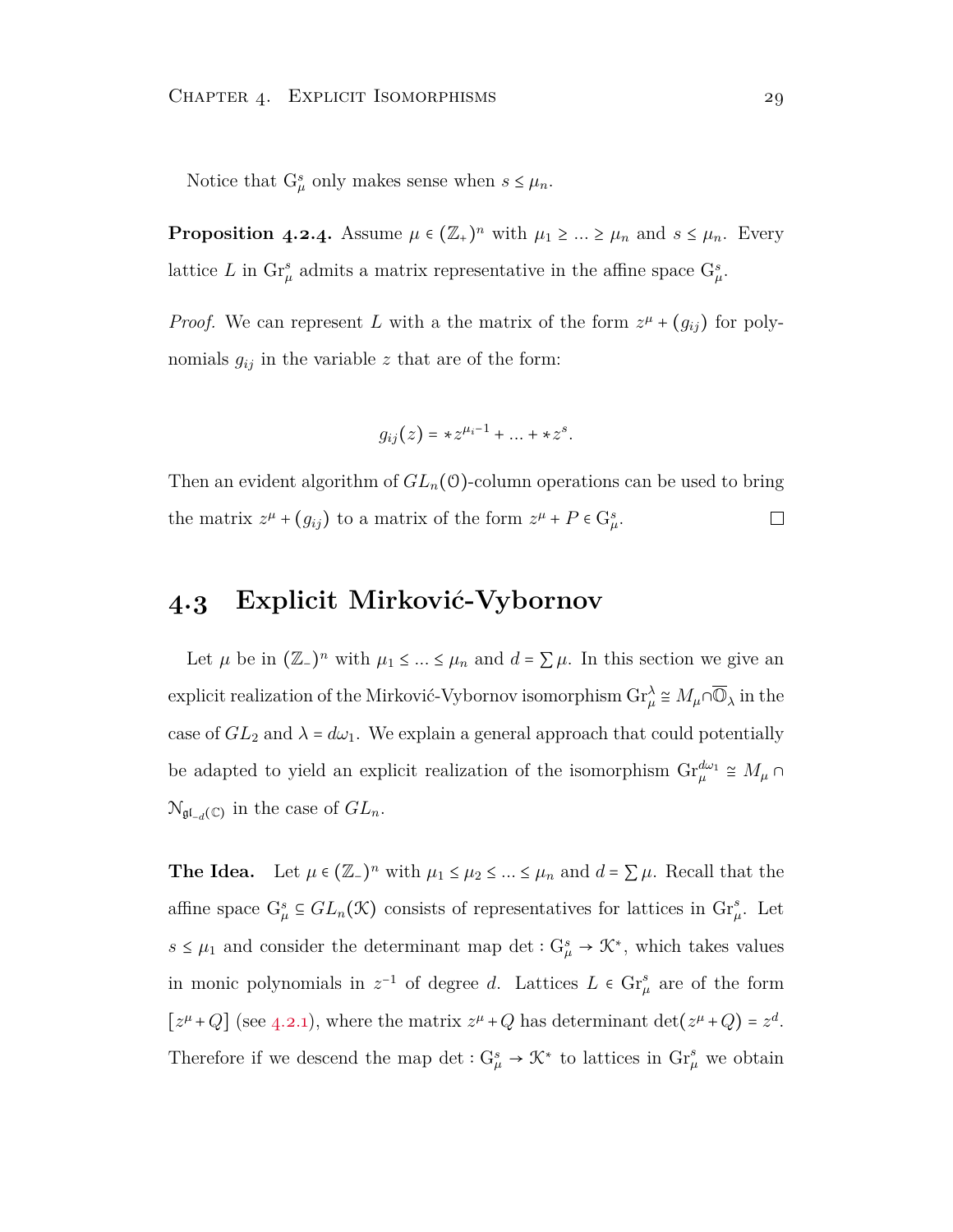Notice that $\mathrm{G}_\mu^s$ only makes sense when $s \le \mu_n$.

**Proposition 4.2.4.** Assume $\mu \in (\mathbb{Z}_+)^n$ with $\mu_1 \ge \ldots \ge \mu_n$ and $s \le \mu_n$. Every lattice $L$ in $\mathrm{Gr}_\mu^s$ admits a matrix representative in the affine space $\mathrm{G}_\mu^s$.

*Proof.* We can represent $L$ with a the matrix of the form $z^\mu + (g_{ij})$ for polynomials $g_{ij}$ in the variable $z$ that are of the form:

$$g_{ij}(z) = * z^{\mu_i - 1} + \ldots + * z^s.$$

Then an evident algorithm of $GL_n(\mathcal{O})$-column operations can be used to bring the matrix $z^\mu + (g_{ij})$ to a matrix of the form $z^\mu + P \in \mathrm{G}_\mu^s$. □

## 4.3 Explicit Mirković-Vybornov

Let $\mu$ be in $(\mathbb{Z}_-)^n$ with $\mu_1 \le \ldots \le \mu_n$ and $d = \sum \mu$. In this section we give an explicit realization of the Mirković-Vybornov isomorphism $\mathrm{Gr}_\mu^\lambda \cong M_\mu \cap \overline{\mathbb{O}}_\lambda$ in the case of $GL_2$ and $\lambda = d\omega_1$. We explain a general approach that could potentially be adapted to yield an explicit realization of the isomorphism $\mathrm{Gr}_\mu^{d\omega_1} \cong M_\mu \cap \mathcal{N}_{\mathfrak{gl}_{-d}(\mathbb{C})}$ in the case of $GL_n$.

**The Idea.** Let $\mu \in (\mathbb{Z}_-)^n$ with $\mu_1 \le \mu_2 \le \ldots \le \mu_n$ and $d = \sum \mu$. Recall that the affine space $\mathrm{G}_\mu^s \subseteq GL_n(\mathcal{K})$ consists of representatives for lattices in $\mathrm{Gr}_\mu^s$. Let $s \le \mu_1$ and consider the determinant map $\det : \mathrm{G}_\mu^s \to \mathcal{K}^*$, which takes values in monic polynomials in $z^{-1}$ of degree $d$. Lattices $L \in \mathrm{Gr}_\mu^s$ are of the form $[z^\mu + Q]$ (see 4.2.1), where the matrix $z^\mu + Q$ has determinant $\det(z^\mu + Q) = z^d$. Therefore if we descend the map $\det : \mathrm{G}_\mu^s \to \mathcal{K}^*$ to lattices in $\mathrm{Gr}_\mu^s$ we obtain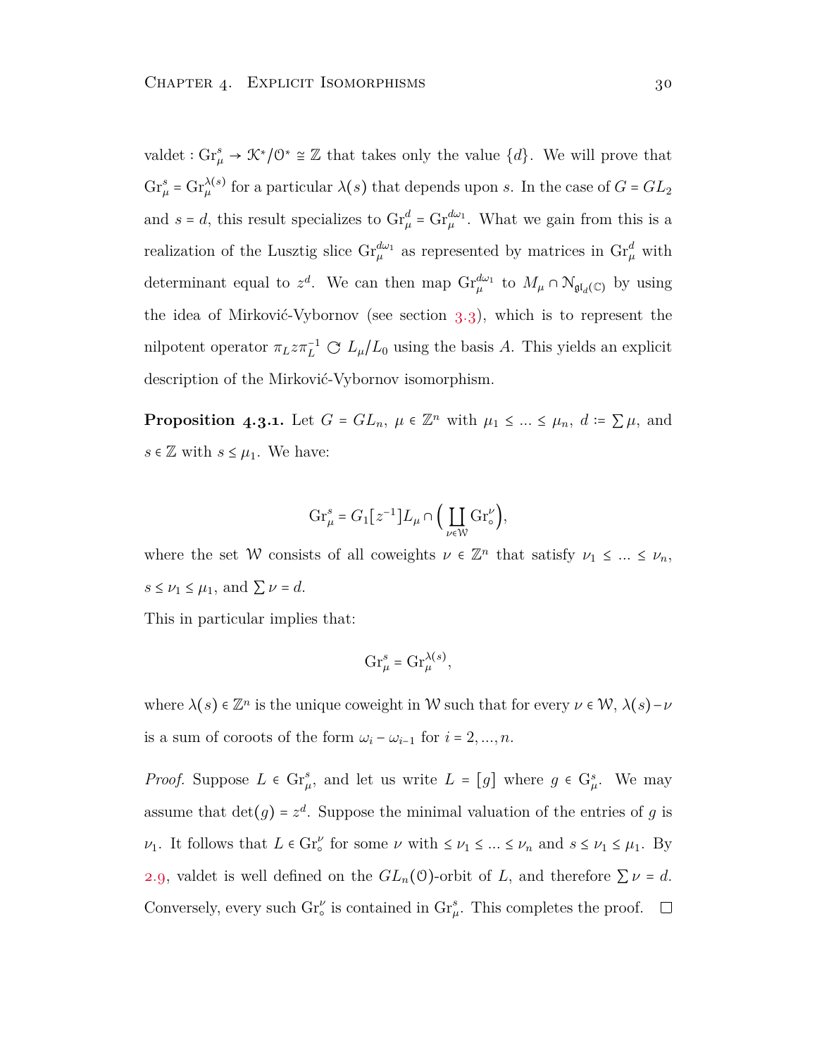valdet : $\mathrm{Gr}_\mu^s \to \mathcal{K}^*/\mathcal{O}^* \cong \mathbb{Z}$ that takes only the value $\{d\}$. We will prove that $\mathrm{Gr}_\mu^s = \mathrm{Gr}_\mu^{\lambda(s)}$ for a particular $\lambda(s)$ that depends upon $s$. In the case of $G = GL_2$ and $s = d$, this result specializes to $\mathrm{Gr}_\mu^d = \mathrm{Gr}_\mu^{d\omega_1}$. What we gain from this is a realization of the Lusztig slice $\mathrm{Gr}_\mu^{d\omega_1}$ as represented by matrices in $\mathrm{Gr}_\mu^d$ with determinant equal to $z^d$. We can then map $\mathrm{Gr}_\mu^{d\omega_1}$ to $M_\mu \cap \mathcal{N}_{\mathfrak{gl}_d(\mathbb{C})}$ by using the idea of Mirković-Vybornov (see section 3.3), which is to represent the nilpotent operator $\pi_L z \pi_L^{-1} \circlearrowright L_\mu/L_0$ using the basis $A$. This yields an explicit description of the Mirković-Vybornov isomorphism.

**Proposition 4.3.1.** Let $G = GL_n$, $\mu \in \mathbb{Z}^n$ with $\mu_1 \le \ldots \le \mu_n$, $d := \sum \mu$, and $s \in \mathbb{Z}$ with $s \le \mu_1$. We have:

$$\mathrm{Gr}_\mu^s = G_1[z^{-1}]L_\mu \cap \Big( \coprod_{\nu \in \mathcal{W}} \mathrm{Gr}_\circ^\nu \Big),$$

where the set $\mathcal{W}$ consists of all coweights $\nu \in \mathbb{Z}^n$ that satisfy $\nu_1 \le \ldots \le \nu_n$, $s \le \nu_1 \le \mu_1$, and $\sum \nu = d$.

This in particular implies that:

$$\mathrm{Gr}_\mu^s = \mathrm{Gr}_\mu^{\lambda(s)},$$

where $\lambda(s) \in \mathbb{Z}^n$ is the unique coweight in $\mathcal{W}$ such that for every $\nu \in \mathcal{W}$, $\lambda(s) - \nu$ is a sum of coroots of the form $\omega_i - \omega_{i-1}$ for $i = 2, \ldots, n$.

*Proof.* Suppose $L \in \mathrm{Gr}_\mu^s$, and let us write $L = [g]$ where $g \in \mathrm{G}_\mu^s$. We may assume that $\det(g) = z^d$. Suppose the minimal valuation of the entries of $g$ is $\nu_1$. It follows that $L \in \mathrm{Gr}_\circ^\nu$ for some $\nu$ with $\le \nu_1 \le \ldots \le \nu_n$ and $s \le \nu_1 \le \mu_1$. By 2.9, valdet is well defined on the $GL_n(\mathcal{O})$-orbit of $L$, and therefore $\sum \nu = d$. Conversely, every such $\mathrm{Gr}_\circ^\nu$ is contained in $\mathrm{Gr}_\mu^s$. This completes the proof. $\square$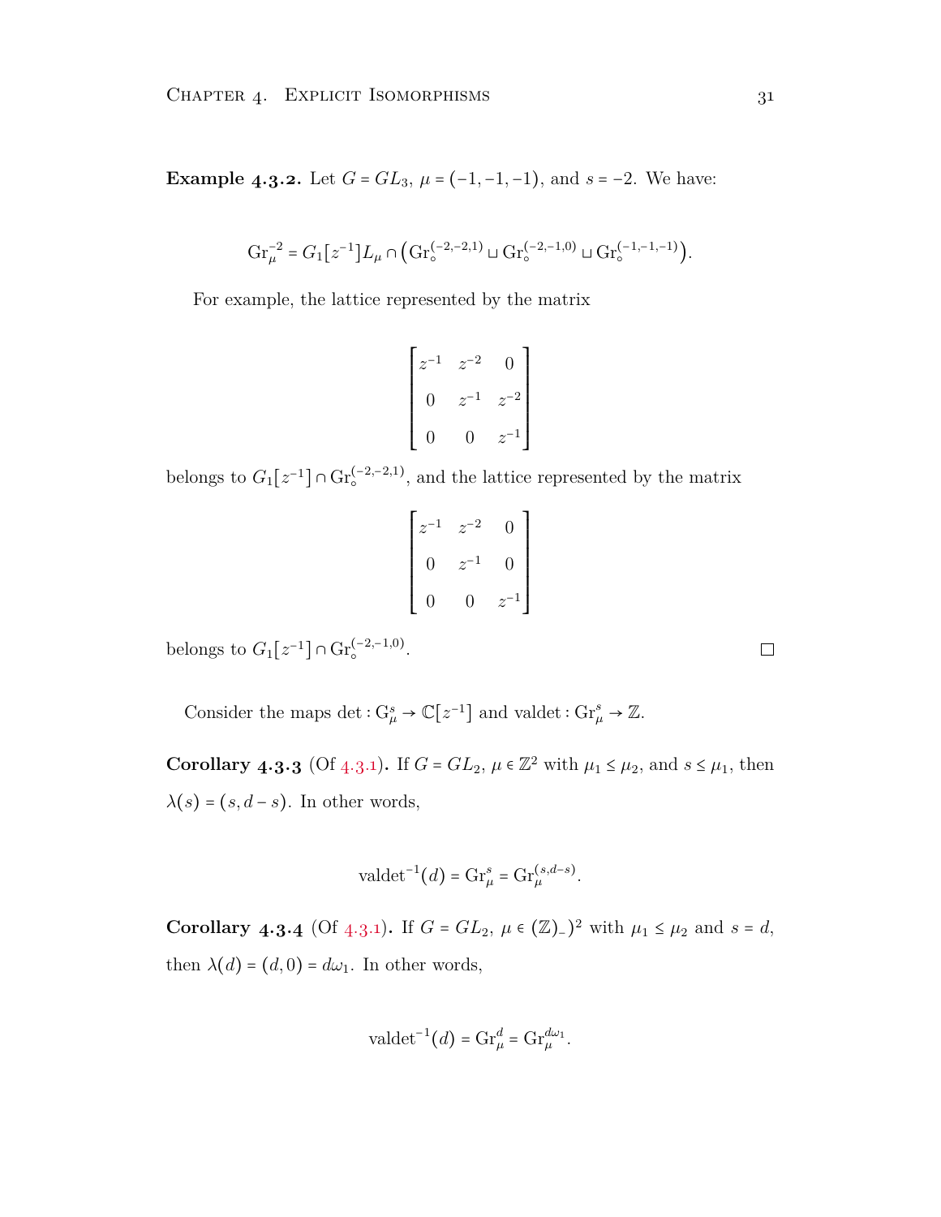**Example 4.3.2.** Let $G = GL_3$, $\mu = (-1,-1,-1)$, and $s = -2$. We have:

$$\mathrm{Gr}_\mu^{-2} = G_1[z^{-1}]L_\mu \cap \left(\mathrm{Gr}_\circ^{(-2,-2,1)} \sqcup \mathrm{Gr}_\circ^{(-2,-1,0)} \sqcup \mathrm{Gr}_\circ^{(-1,-1,-1)}\right).$$

For example, the lattice represented by the matrix

$$\begin{bmatrix} z^{-1} & z^{-2} & 0 \\ 0 & z^{-1} & z^{-2} \\ 0 & 0 & z^{-1} \end{bmatrix}$$

belongs to $G_1[z^{-1}] \cap \mathrm{Gr}_\circ^{(-2,-2,1)}$, and the lattice represented by the matrix

$$\begin{bmatrix} z^{-1} & z^{-2} & 0 \\ 0 & z^{-1} & 0 \\ 0 & 0 & z^{-1} \end{bmatrix}$$

belongs to $G_1[z^{-1}] \cap \mathrm{Gr}_\circ^{(-2,-1,0)}$. □

Consider the maps $\det : \mathrm{G}_\mu^s \to \mathbb{C}[z^{-1}]$ and $\mathrm{valdet} : \mathrm{Gr}_\mu^s \to \mathbb{Z}$.

**Corollary 4.3.3** (Of 4.3.1)**.** If $G = GL_2$, $\mu \in \mathbb{Z}^2$ with $\mu_1 \leq \mu_2$, and $s \leq \mu_1$, then $\lambda(s) = (s, d-s)$. In other words,

$$\mathrm{valdet}^{-1}(d) = \mathrm{Gr}_\mu^s = \mathrm{Gr}_\mu^{(s,d-s)}.$$

**Corollary 4.3.4** (Of 4.3.1)**.** If $G = GL_2$, $\mu \in (\mathbb{Z})_-)^2$ with $\mu_1 \leq \mu_2$ and $s = d$, then $\lambda(d) = (d, 0) = d\omega_1$. In other words,

$$\mathrm{valdet}^{-1}(d) = \mathrm{Gr}_\mu^d = \mathrm{Gr}_\mu^{d\omega_1}.$$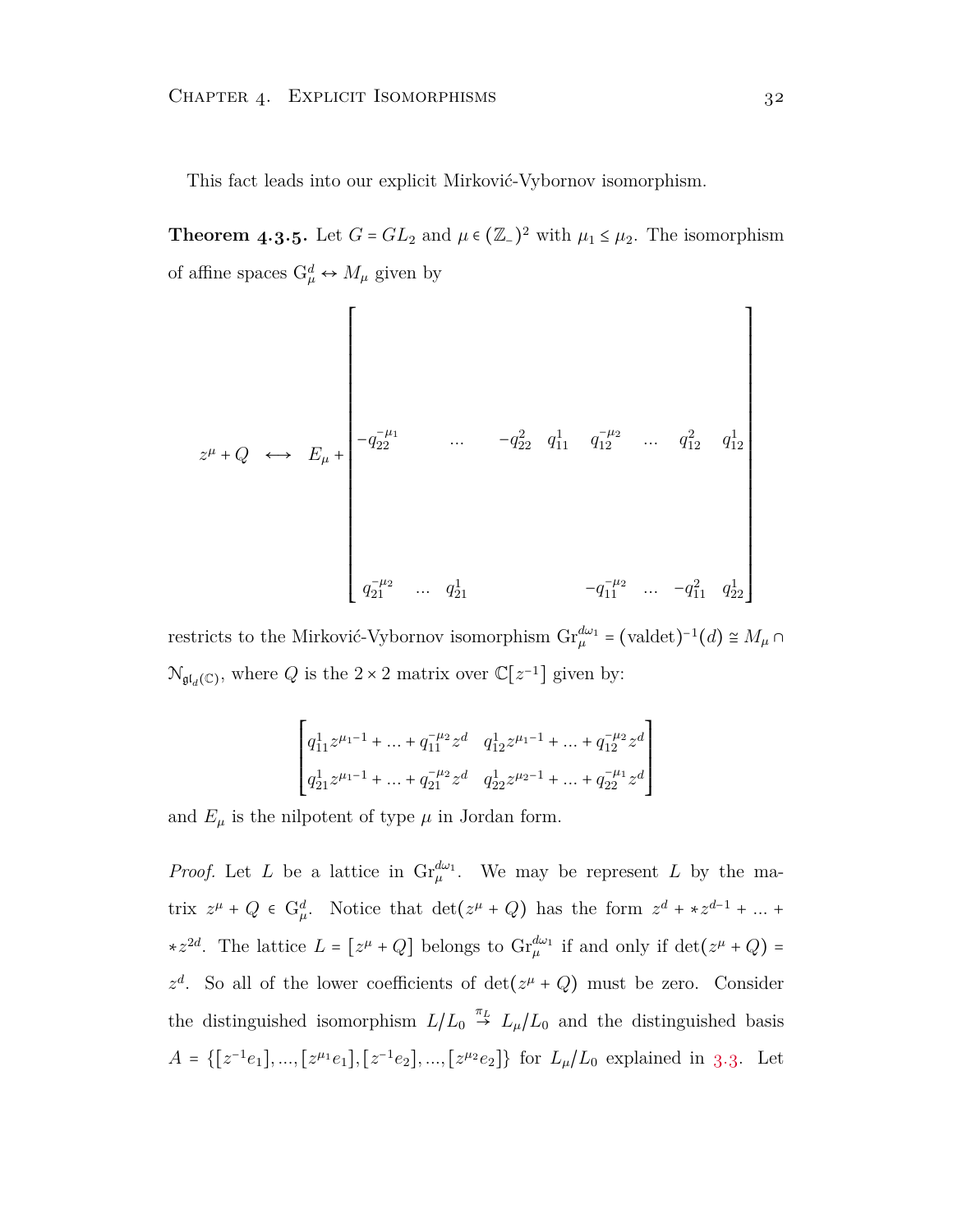This fact leads into our explicit Mirković-Vybornov isomorphism.

**Theorem 4.3.5.** Let $G = GL_2$ and $\mu \in (\mathbb{Z}_-)^2$ with $\mu_1 \leq \mu_2$. The isomorphism of affine spaces $\mathrm{G}^d_\mu \leftrightarrow M_\mu$ given by

$$z^\mu + Q \quad \longleftrightarrow \quad E_\mu + \begin{bmatrix} & & & & & & & & \\ & & & & & & & & \\ -q_{22}^{-\mu_1} & \dots & -q_{22}^2 & q_{11}^1 & q_{12}^{-\mu_2} & \dots & q_{12}^2 & q_{12}^1 \\ & & & & & & & & \\ & & & & & & & & \\ q_{21}^{-\mu_2} \quad \dots \quad q_{21}^1 & & & & -q_{11}^{-\mu_2} & \dots & -q_{11}^2 & q_{22}^1 \end{bmatrix}$$

restricts to the Mirković-Vybornov isomorphism $\mathrm{Gr}^{d\omega_1}_\mu = (\mathrm{valdet})^{-1}(d) \cong M_\mu \cap \mathcal{N}_{\mathfrak{gl}_d(\mathbb{C})}$, where $Q$ is the $2 \times 2$ matrix over $\mathbb{C}[z^{-1}]$ given by:

$$\begin{bmatrix} q_{11}^1 z^{\mu_1 - 1} + \dots + q_{11}^{-\mu_2} z^d & q_{12}^1 z^{\mu_1 - 1} + \dots + q_{12}^{-\mu_2} z^d \\ q_{21}^1 z^{\mu_1 - 1} + \dots + q_{21}^{-\mu_2} z^d & q_{22}^1 z^{\mu_2 - 1} + \dots + q_{22}^{-\mu_1} z^d \end{bmatrix}$$

and $E_\mu$ is the nilpotent of type $\mu$ in Jordan form.

*Proof.* Let $L$ be a lattice in $\mathrm{Gr}^{d\omega_1}_\mu$. We may be represent $L$ by the matrix $z^\mu + Q \in \mathrm{G}^d_\mu$. Notice that $\det(z^\mu + Q)$ has the form $z^d + * z^{d-1} + \dots + * z^{2d}$. The lattice $L = [z^\mu + Q]$ belongs to $\mathrm{Gr}^{d\omega_1}_\mu$ if and only if $\det(z^\mu + Q) = z^d$. So all of the lower coefficients of $\det(z^\mu + Q)$ must be zero. Consider the distinguished isomorphism $L/L_0 \overset{\pi_L}{\to} L_\mu/L_0$ and the distinguished basis $A = \{[z^{-1}e_1], \dots, [z^{\mu_1}e_1], [z^{-1}e_2], \dots, [z^{\mu_2}e_2]\}$ for $L_\mu/L_0$ explained in 3.3. Let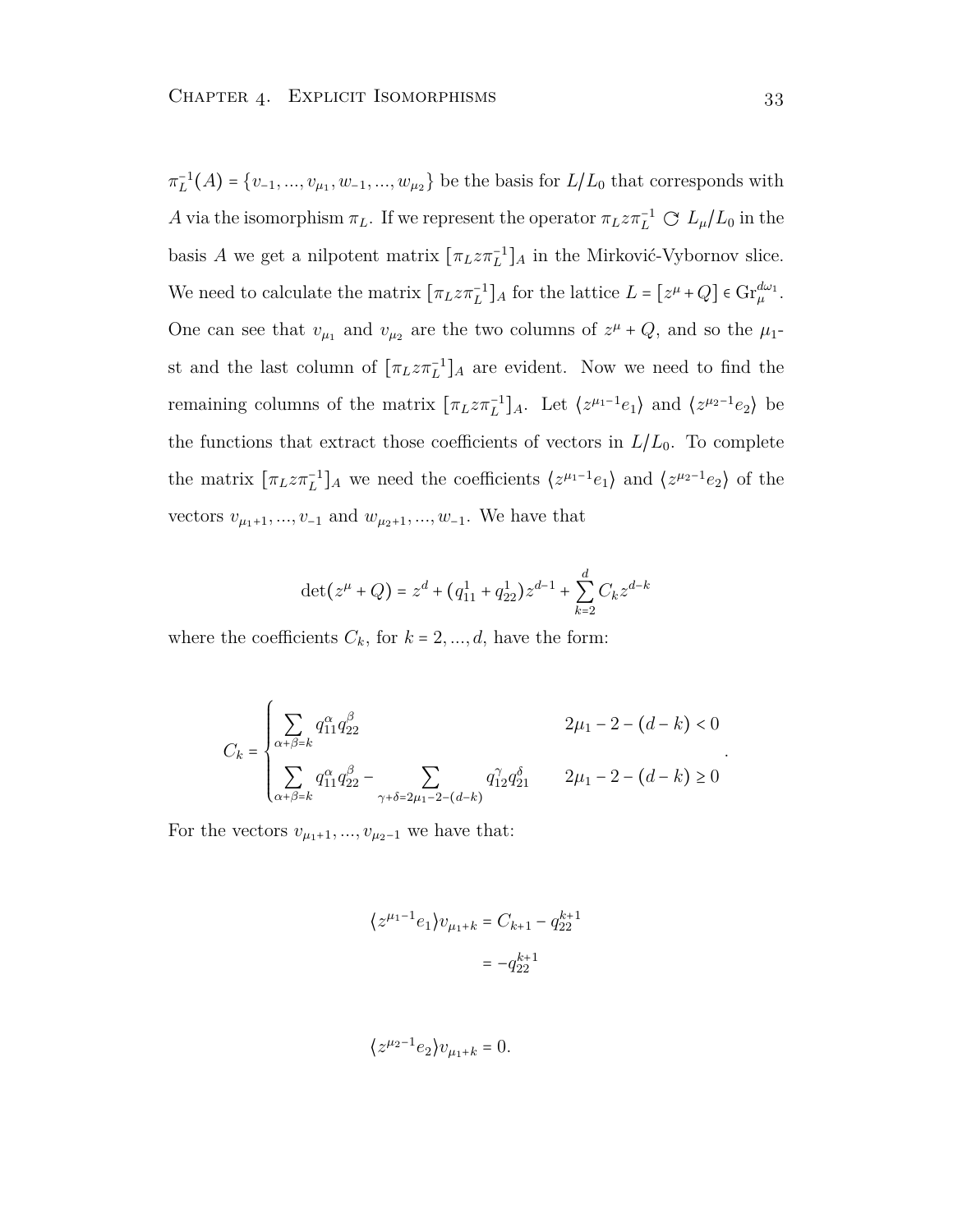$\pi_L^{-1}(A) = \{v_{-1}, ..., v_{\mu_1}, w_{-1}, ..., w_{\mu_2}\}$ be the basis for $L/L_0$ that corresponds with $A$ via the isomorphism $\pi_L$. If we represent the operator $\pi_L z \pi_L^{-1} \circlearrowright L_\mu/L_0$ in the basis $A$ we get a nilpotent matrix $[\pi_L z \pi_L^{-1}]_A$ in the Mirković-Vybornov slice. We need to calculate the matrix $[\pi_L z \pi_L^{-1}]_A$ for the lattice $L = [z^\mu + Q] \in \mathrm{Gr}_\mu^{d\omega_1}$. One can see that $v_{\mu_1}$ and $v_{\mu_2}$ are the two columns of $z^\mu + Q$, and so the $\mu_1$-st and the last column of $[\pi_L z \pi_L^{-1}]_A$ are evident. Now we need to find the remaining columns of the matrix $[\pi_L z \pi_L^{-1}]_A$. Let $\langle z^{\mu_1 - 1} e_1 \rangle$ and $\langle z^{\mu_2 - 1} e_2 \rangle$ be the functions that extract those coefficients of vectors in $L/L_0$. To complete the matrix $[\pi_L z \pi_L^{-1}]_A$ we need the coefficients $\langle z^{\mu_1 - 1} e_1 \rangle$ and $\langle z^{\mu_2 - 1} e_2 \rangle$ of the vectors $v_{\mu_1+1}, ..., v_{-1}$ and $w_{\mu_2+1}, ..., w_{-1}$. We have that

$$\det(z^\mu + Q) = z^d + (q_{11}^1 + q_{22}^1) z^{d-1} + \sum_{k=2}^{d} C_k z^{d-k}$$

where the coefficients $C_k$, for $k = 2, ..., d$, have the form:

$$C_k = \begin{cases} \displaystyle\sum_{\alpha+\beta=k} q_{11}^\alpha q_{22}^\beta & 2\mu_1 - 2 - (d-k) < 0 \\ \displaystyle\sum_{\alpha+\beta=k} q_{11}^\alpha q_{22}^\beta - \sum_{\gamma+\delta=2\mu_1-2-(d-k)} q_{12}^\gamma q_{21}^\delta & 2\mu_1 - 2 - (d-k) \geq 0 \end{cases}.$$

For the vectors $v_{\mu_1+1}, ..., v_{\mu_2-1}$ we have that:

$$\begin{aligned} \langle z^{\mu_1-1} e_1 \rangle v_{\mu_1+k} &= C_{k+1} - q_{22}^{k+1} \\ &= -q_{22}^{k+1} \end{aligned}$$

$$\langle z^{\mu_2-1} e_2 \rangle v_{\mu_1+k} = 0.$$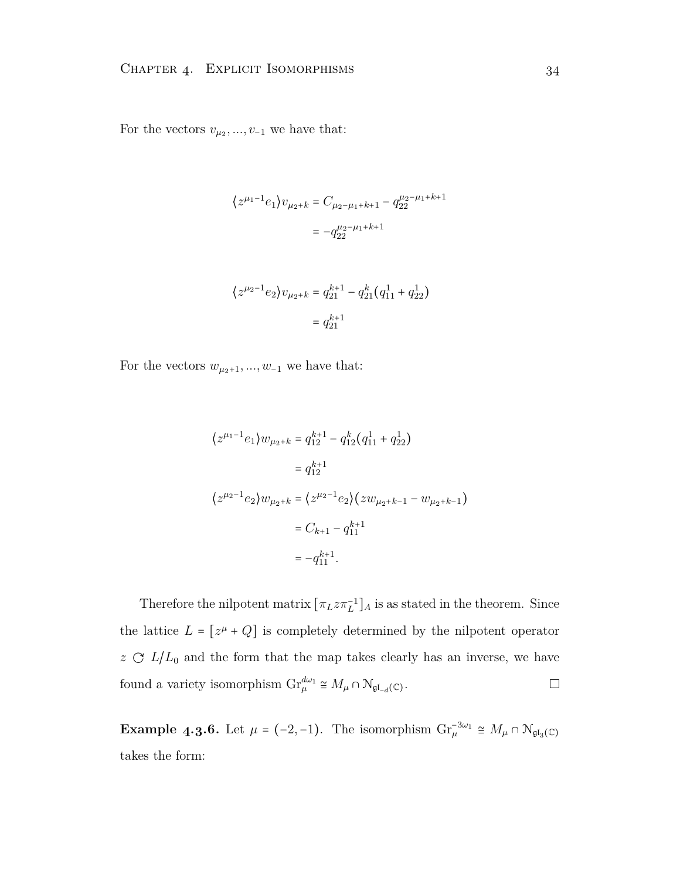For the vectors $v_{\mu_2}, ..., v_{-1}$ we have that:

$$
\begin{aligned}
\langle z^{\mu_1-1}e_1\rangle v_{\mu_2+k} &= C_{\mu_2-\mu_1+k+1} - q_{22}^{\mu_2-\mu_1+k+1} \\
&= -q_{22}^{\mu_2-\mu_1+k+1}
\end{aligned}
$$

$$
\begin{aligned}
\langle z^{\mu_2-1}e_2\rangle v_{\mu_2+k} &= q_{21}^{k+1} - q_{21}^{k}(q_{11}^{1} + q_{22}^{1}) \\
&= q_{21}^{k+1}
\end{aligned}
$$

For the vectors $w_{\mu_2+1}, ..., w_{-1}$ we have that:

$$
\begin{aligned}
\langle z^{\mu_1-1}e_1\rangle w_{\mu_2+k} &= q_{12}^{k+1} - q_{12}^{k}(q_{11}^{1} + q_{22}^{1}) \\
&= q_{12}^{k+1} \\
\langle z^{\mu_2-1}e_2\rangle w_{\mu_2+k} &= \langle z^{\mu_2-1}e_2\rangle (z w_{\mu_2+k-1} - w_{\mu_2+k-1}) \\
&= C_{k+1} - q_{11}^{k+1} \\
&= -q_{11}^{k+1}.
\end{aligned}
$$

Therefore the nilpotent matrix $[\pi_L z \pi_L^{-1}]_A$ is as stated in the theorem. Since the lattice $L = [z^\mu + Q]$ is completely determined by the nilpotent operator $z \circlearrowright L/L_0$ and the form that the map takes clearly has an inverse, we have found a variety isomorphism $\mathrm{Gr}_\mu^{d\omega_1} \cong M_\mu \cap \mathcal{N}_{\mathfrak{gl}_{-d}(\mathbb{C})}$. $\square$

**Example 4.3.6.** Let $\mu = (-2, -1)$. The isomorphism $\mathrm{Gr}_\mu^{-3\omega_1} \cong M_\mu \cap \mathcal{N}_{\mathfrak{gl}_3(\mathbb{C})}$ takes the form: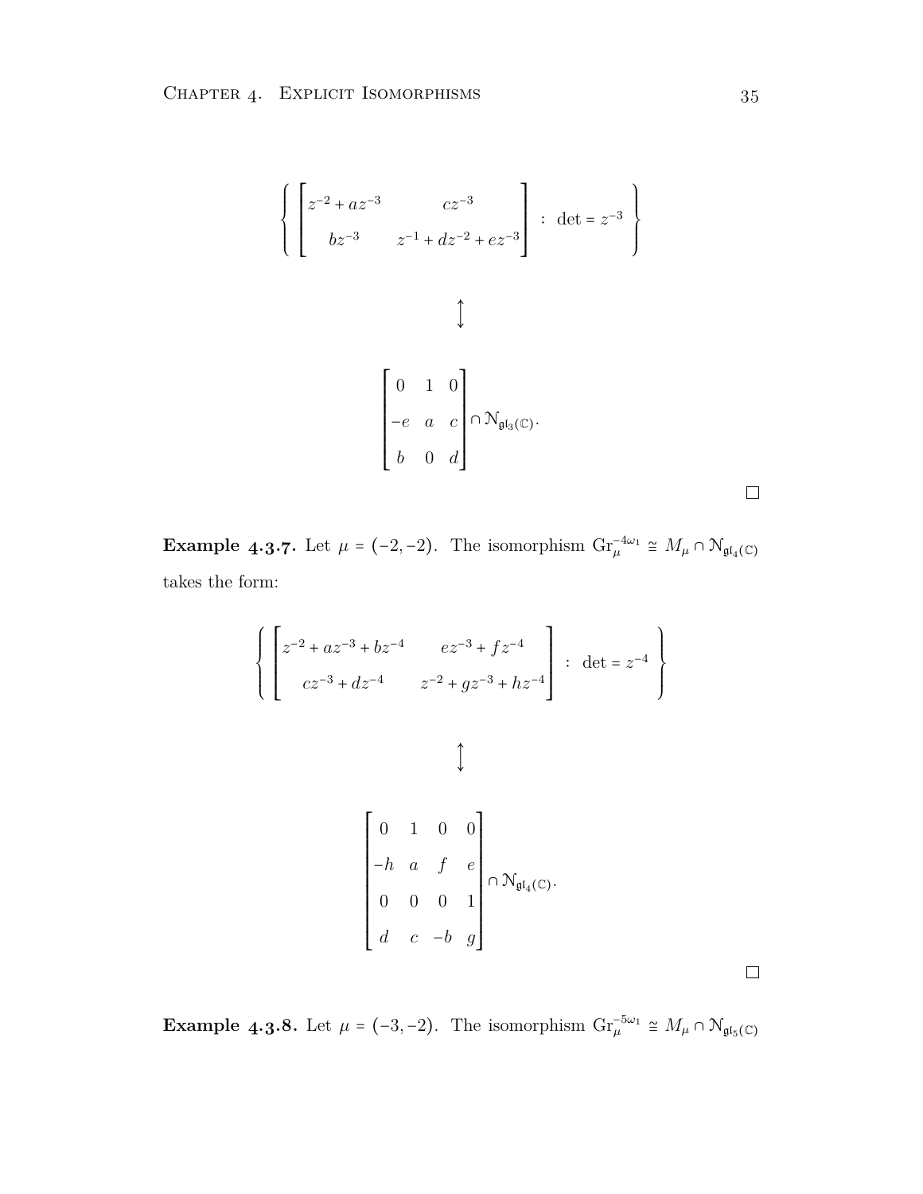$$\left\{ \begin{bmatrix} z^{-2} + az^{-3} & cz^{-3} \\ bz^{-3} & z^{-1} + dz^{-2} + ez^{-3} \end{bmatrix} : \det = z^{-3} \right\}$$

$$\updownarrow$$

$$\begin{bmatrix} 0 & 1 & 0 \\ -e & a & c \\ b & 0 & d \end{bmatrix} \cap \mathcal{N}_{\mathfrak{gl}_3(\mathbb{C})}.$$

□

**Example 4.3.7.** Let $\mu = (-2, -2)$. The isomorphism $\mathrm{Gr}_\mu^{-4\omega_1} \cong M_\mu \cap \mathcal{N}_{\mathfrak{gl}_4(\mathbb{C})}$ takes the form:

$$\left\{ \begin{bmatrix} z^{-2} + az^{-3} + bz^{-4} & ez^{-3} + fz^{-4} \\ cz^{-3} + dz^{-4} & z^{-2} + gz^{-3} + hz^{-4} \end{bmatrix} : \det = z^{-4} \right\}$$

$$\updownarrow$$

$$\begin{bmatrix} 0 & 1 & 0 & 0 \\ -h & a & f & e \\ 0 & 0 & 0 & 1 \\ d & c & -b & g \end{bmatrix} \cap \mathcal{N}_{\mathfrak{gl}_4(\mathbb{C})}.$$

□

**Example 4.3.8.** Let $\mu = (-3, -2)$. The isomorphism $\mathrm{Gr}_\mu^{-5\omega_1} \cong M_\mu \cap \mathcal{N}_{\mathfrak{gl}_5(\mathbb{C})}$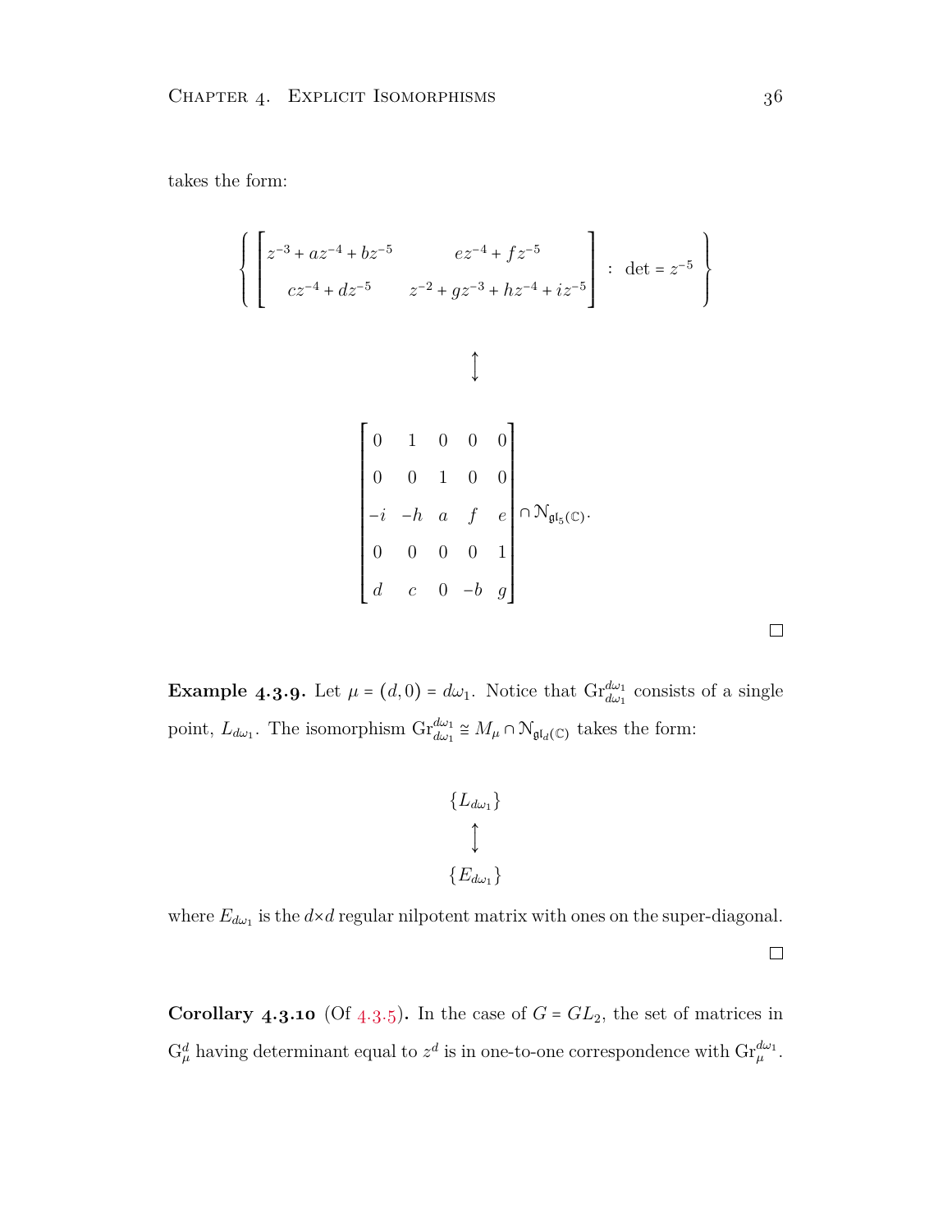takes the form:

$$\left\{ \begin{bmatrix} z^{-3} + az^{-4} + bz^{-5} & ez^{-4} + fz^{-5} \\ cz^{-4} + dz^{-5} & z^{-2} + gz^{-3} + hz^{-4} + iz^{-5} \end{bmatrix} : \ \det = z^{-5} \right\}$$

$$\updownarrow$$

$$\begin{bmatrix} 0 & 1 & 0 & 0 & 0 \\ 0 & 0 & 1 & 0 & 0 \\ -i & -h & a & f & e \\ 0 & 0 & 0 & 0 & 1 \\ d & c & 0 & -b & g \end{bmatrix} \cap \mathcal{N}_{\mathfrak{gl}_5(\mathbb{C})}.$$

□

**Example 4.3.9.** Let $\mu = (d, 0) = d\omega_1$. Notice that $\mathrm{Gr}_{d\omega_1}^{d\omega_1}$ consists of a single point, $L_{d\omega_1}$. The isomorphism $\mathrm{Gr}_{d\omega_1}^{d\omega_1} \cong M_\mu \cap \mathcal{N}_{\mathfrak{gl}_d(\mathbb{C})}$ takes the form:

$$\{L_{d\omega_1}\}$$
$$\updownarrow$$
$$\{E_{d\omega_1}\}$$

where $E_{d\omega_1}$ is the $d \times d$ regular nilpotent matrix with ones on the super-diagonal.

□

**Corollary 4.3.10** (Of 4.3.5)**.** In the case of $G = GL_2$, the set of matrices in $\mathrm{G}_\mu^d$ having determinant equal to $z^d$ is in one-to-one correspondence with $\mathrm{Gr}_\mu^{d\omega_1}$.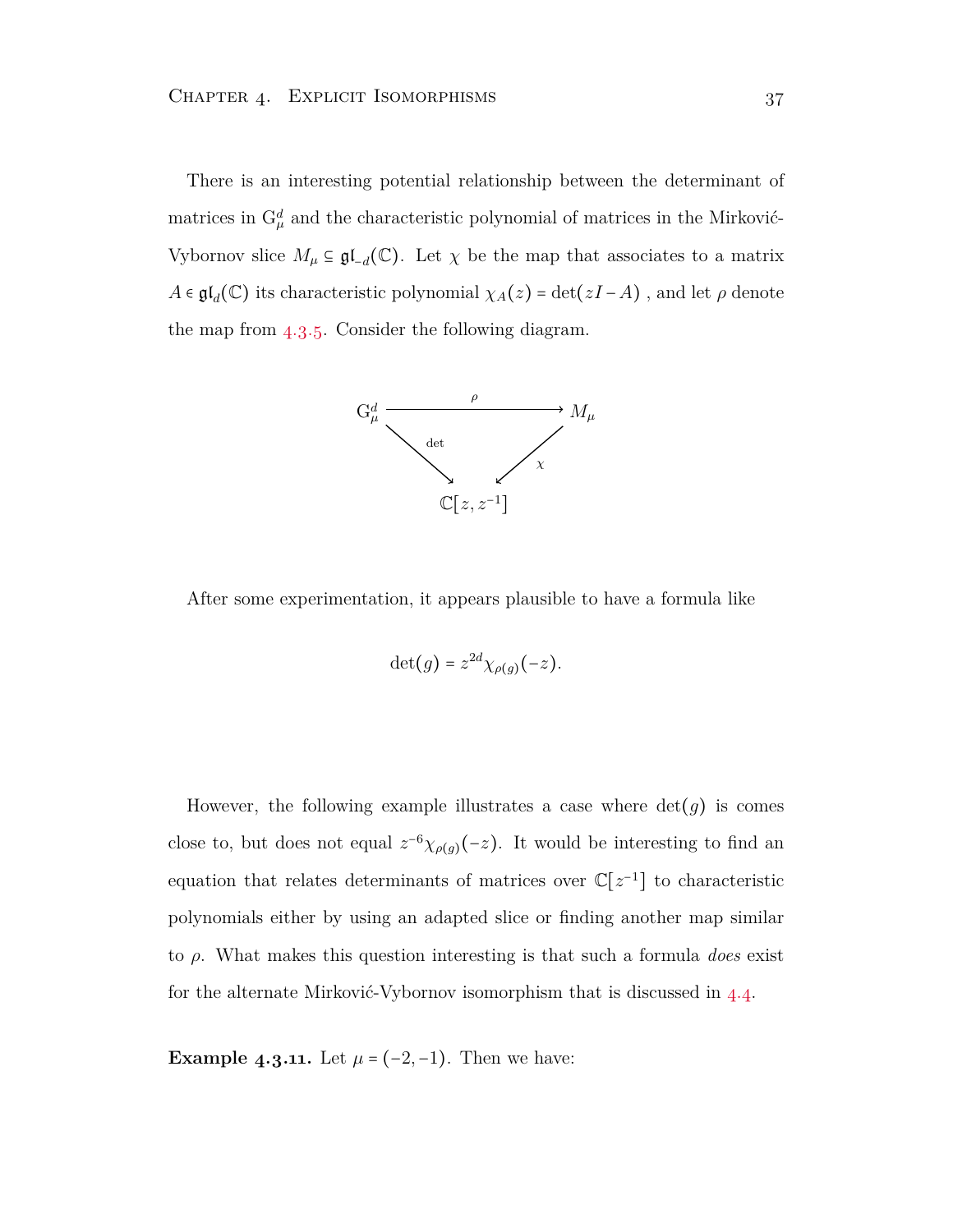There is an interesting potential relationship between the determinant of matrices in $\mathrm{G}^d_\mu$ and the characteristic polynomial of matrices in the Mirković-Vybornov slice $M_\mu \subseteq \mathfrak{gl}_{-d}(\mathbb{C})$. Let $\chi$ be the map that associates to a matrix $A \in \mathfrak{gl}_d(\mathbb{C})$ its characteristic polynomial $\chi_A(z) = \det(zI - A)$ , and let $\rho$ denote the map from 4.3.5. Consider the following diagram.

$$
\begin{array}{ccc}
\mathrm{G}^d_\mu & \xrightarrow{\rho} & M_\mu \\
& \searrow^{\det} \quad \swarrow_{\chi} & \\
& \mathbb{C}[z, z^{-1}] &
\end{array}
$$

After some experimentation, it appears plausible to have a formula like

$$\det(g) = z^{2d}\chi_{\rho(g)}(-z).$$

However, the following example illustrates a case where $\det(g)$ is comes close to, but does not equal $z^{-6}\chi_{\rho(g)}(-z)$. It would be interesting to find an equation that relates determinants of matrices over $\mathbb{C}[z^{-1}]$ to characteristic polynomials either by using an adapted slice or finding another map similar to $\rho$. What makes this question interesting is that such a formula *does* exist for the alternate Mirković-Vybornov isomorphism that is discussed in 4.4.

**Example 4.3.11.** Let $\mu = (-2, -1)$. Then we have: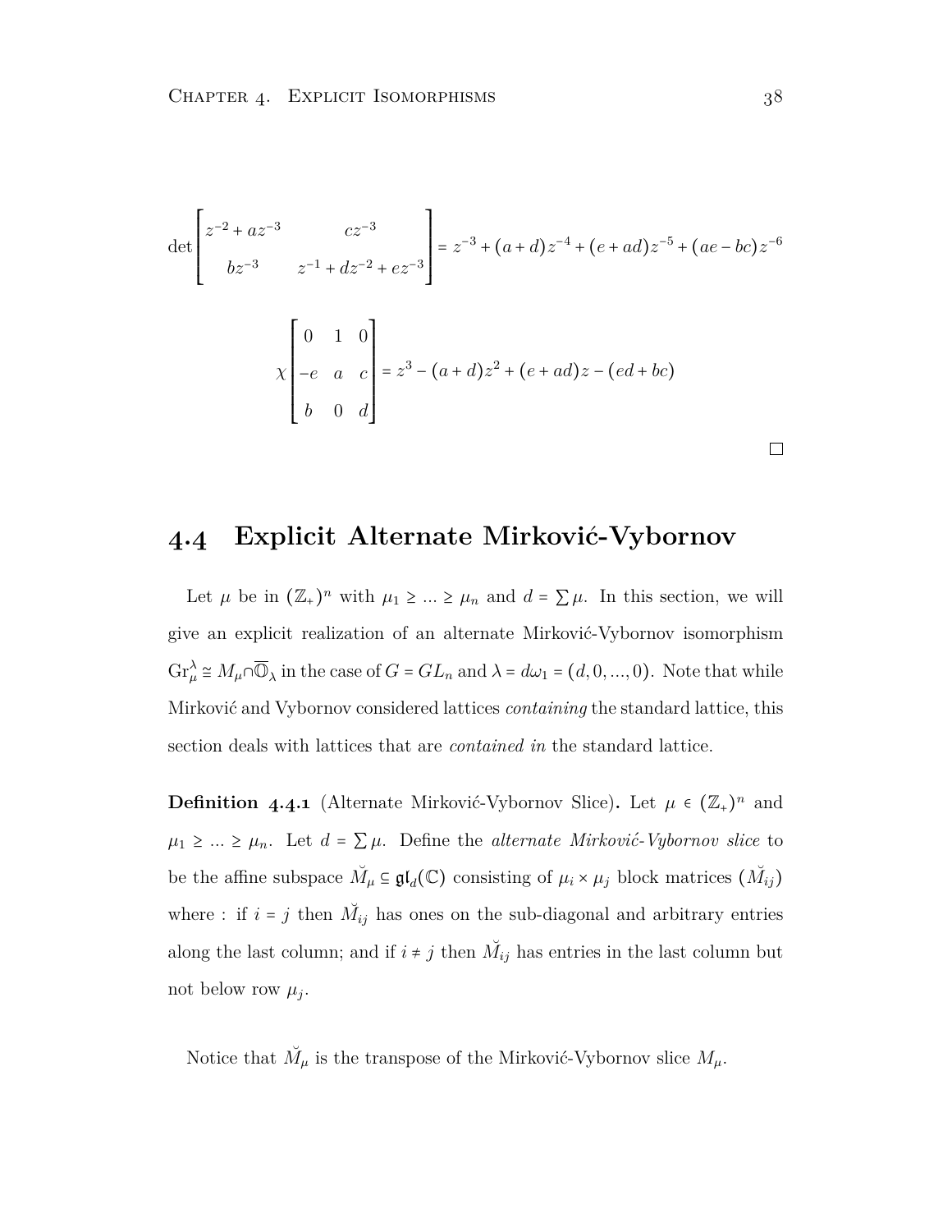$$\det \begin{bmatrix} z^{-2} + az^{-3} & cz^{-3} \\ bz^{-3} & z^{-1} + dz^{-2} + ez^{-3} \end{bmatrix} = z^{-3} + (a+d)z^{-4} + (e+ad)z^{-5} + (ae-bc)z^{-6}$$

$$\chi \begin{bmatrix} 0 & 1 & 0 \\ -e & a & c \\ b & 0 & d \end{bmatrix} = z^3 - (a+d)z^2 + (e+ad)z - (ed+bc)$$

□

## 4.4 Explicit Alternate Mirković-Vybornov

Let $\mu$ be in $(\mathbb{Z}_+)^n$ with $\mu_1 \geq \ldots \geq \mu_n$ and $d = \sum \mu$. In this section, we will give an explicit realization of an alternate Mirković-Vybornov isomorphism $\mathrm{Gr}^\lambda_\mu \cong M_\mu \cap \overline{\mathbb{O}}_\lambda$ in the case of $G = GL_n$ and $\lambda = d\omega_1 = (d, 0, \ldots, 0)$. Note that while Mirković and Vybornov considered lattices *containing* the standard lattice, this section deals with lattices that are *contained in* the standard lattice.

**Definition 4.4.1** (Alternate Mirković-Vybornov Slice)**.** Let $\mu \in (\mathbb{Z}_+)^n$ and $\mu_1 \geq \ldots \geq \mu_n$. Let $d = \sum \mu$. Define the *alternate Mirković-Vybornov slice* to be the affine subspace $\breve{M}_\mu \subseteq \mathfrak{gl}_d(\mathbb{C})$ consisting of $\mu_i \times \mu_j$ block matrices $(\breve{M}_{ij})$ where : if $i = j$ then $\breve{M}_{ij}$ has ones on the sub-diagonal and arbitrary entries along the last column; and if $i \neq j$ then $\breve{M}_{ij}$ has entries in the last column but not below row $\mu_j$.

Notice that $\breve{M}_\mu$ is the transpose of the Mirković-Vybornov slice $M_\mu$.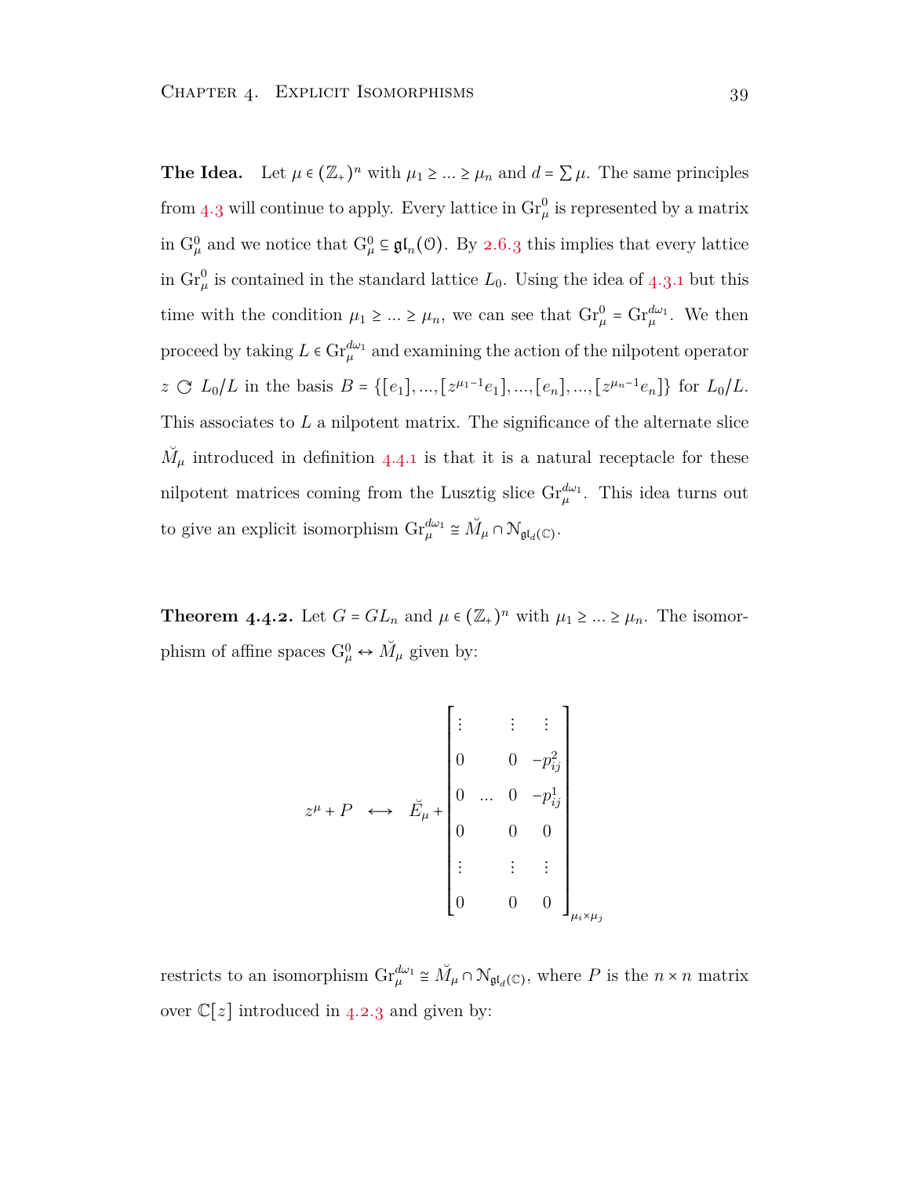**The Idea.** Let $\mu \in (\mathbb{Z}_+)^n$ with $\mu_1 \geq \ldots \geq \mu_n$ and $d = \sum \mu$. The same principles from 4.3 will continue to apply. Every lattice in $\mathrm{Gr}^0_\mu$ is represented by a matrix in $\mathrm{G}^0_\mu$ and we notice that $\mathrm{G}^0_\mu \subseteq \mathfrak{gl}_n(\mathcal{O})$. By 2.6.3 this implies that every lattice in $\mathrm{Gr}^0_\mu$ is contained in the standard lattice $L_0$. Using the idea of 4.3.1 but this time with the condition $\mu_1 \geq \ldots \geq \mu_n$, we can see that $\mathrm{Gr}^0_\mu = \mathrm{Gr}^{d\omega_1}_\mu$. We then proceed by taking $L \in \mathrm{Gr}^{d\omega_1}_\mu$ and examining the action of the nilpotent operator $z \circlearrowright L_0/L$ in the basis $B = \{[e_1], \ldots, [z^{\mu_1 - 1}e_1], \ldots, [e_n], \ldots, [z^{\mu_n - 1}e_n]\}$ for $L_0/L$. This associates to $L$ a nilpotent matrix. The significance of the alternate slice $\breve{M}_\mu$ introduced in definition 4.4.1 is that it is a natural receptacle for these nilpotent matrices coming from the Lusztig slice $\mathrm{Gr}^{d\omega_1}_\mu$. This idea turns out to give an explicit isomorphism $\mathrm{Gr}^{d\omega_1}_\mu \cong \breve{M}_\mu \cap \mathcal{N}_{\mathfrak{gl}_d(\mathbb{C})}$.

**Theorem 4.4.2.** Let $G = GL_n$ and $\mu \in (\mathbb{Z}_+)^n$ with $\mu_1 \geq \ldots \geq \mu_n$. The isomorphism of affine spaces $\mathrm{G}^0_\mu \leftrightarrow \breve{M}_\mu$ given by:

$$z^\mu + P \quad \longleftrightarrow \quad \breve{E}_\mu + \begin{bmatrix} \vdots & & \vdots & \vdots \\ 0 & & 0 & -p^2_{ij} \\ 0 & \cdots & 0 & -p^1_{ij} \\ 0 & & 0 & 0 \\ \vdots & & \vdots & \vdots \\ 0 & & 0 & 0 \end{bmatrix}_{\mu_i \times \mu_j}$$

restricts to an isomorphism $\mathrm{Gr}^{d\omega_1}_\mu \cong \breve{M}_\mu \cap \mathcal{N}_{\mathfrak{gl}_d(\mathbb{C})}$, where $P$ is the $n \times n$ matrix over $\mathbb{C}[z]$ introduced in 4.2.3 and given by: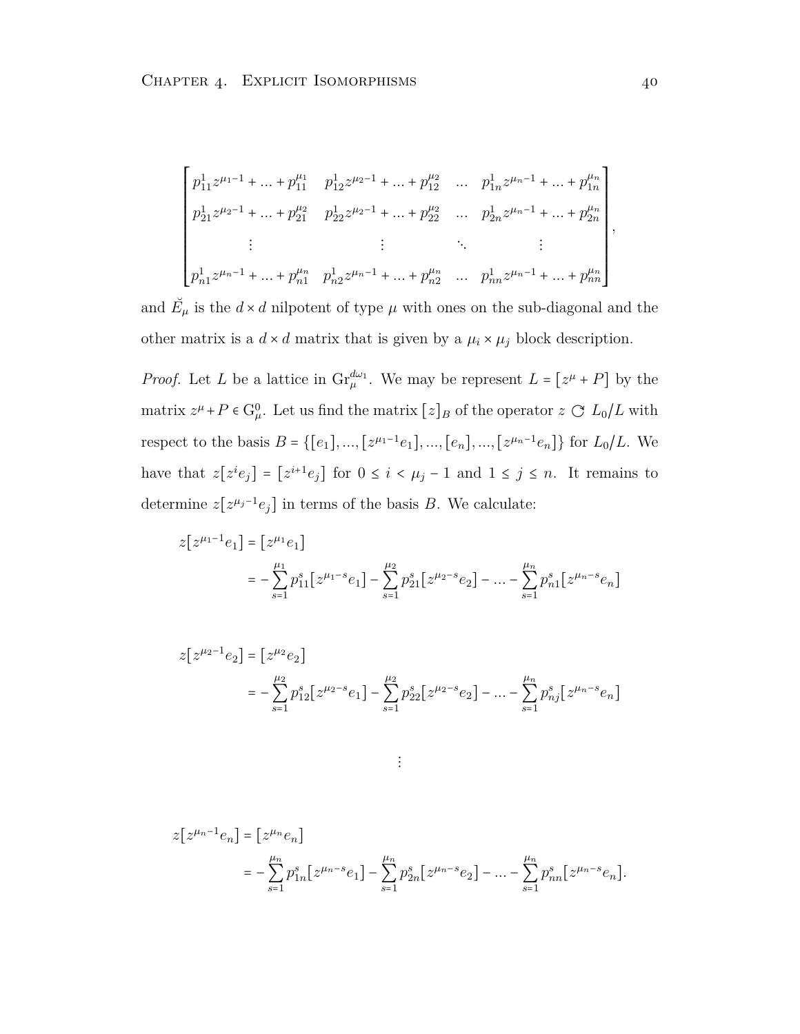$$\begin{bmatrix} p_{11}^1 z^{\mu_1 - 1} + ... + p_{11}^{\mu_1} & p_{12}^1 z^{\mu_2 - 1} + ... + p_{12}^{\mu_2} & ... & p_{1n}^1 z^{\mu_n - 1} + ... + p_{1n}^{\mu_n} \\ p_{21}^1 z^{\mu_2 - 1} + ... + p_{21}^{\mu_2} & p_{22}^1 z^{\mu_2 - 1} + ... + p_{22}^{\mu_2} & ... & p_{2n}^1 z^{\mu_n - 1} + ... + p_{2n}^{\mu_n} \\ \vdots & \vdots & \ddots & \vdots \\ p_{n1}^1 z^{\mu_n - 1} + ... + p_{n1}^{\mu_n} & p_{n2}^1 z^{\mu_n - 1} + ... + p_{n2}^{\mu_n} & ... & p_{nn}^1 z^{\mu_n - 1} + ... + p_{nn}^{\mu_n} \end{bmatrix},$$

and $\breve{E}_\mu$ is the $d \times d$ nilpotent of type $\mu$ with ones on the sub-diagonal and the other matrix is a $d \times d$ matrix that is given by a $\mu_i \times \mu_j$ block description.

*Proof.* Let $L$ be a lattice in $\mathrm{Gr}_\mu^{d\omega_1}$. We may be represent $L = [z^\mu + P]$ by the matrix $z^\mu + P \in \mathrm{G}_\mu^0$. Let us find the matrix $[z]_B$ of the operator $z \circlearrowleft L_0/L$ with respect to the basis $B = \{[e_1], ..., [z^{\mu_1 - 1} e_1], ..., [e_n], ..., [z^{\mu_n - 1} e_n]\}$ for $L_0/L$. We have that $z[z^i e_j] = [z^{i+1} e_j]$ for $0 \le i < \mu_j - 1$ and $1 \le j \le n$. It remains to determine $z[z^{\mu_j - 1} e_j]$ in terms of the basis $B$. We calculate:

$$\begin{aligned} z[z^{\mu_1 - 1} e_1] &= [z^{\mu_1} e_1] \\ &= -\sum_{s=1}^{\mu_1} p_{11}^s [z^{\mu_1 - s} e_1] - \sum_{s=1}^{\mu_2} p_{21}^s [z^{\mu_2 - s} e_2] - ... - \sum_{s=1}^{\mu_n} p_{n1}^s [z^{\mu_n - s} e_n] \end{aligned}$$

$$\begin{aligned} z[z^{\mu_2 - 1} e_2] &= [z^{\mu_2} e_2] \\ &= -\sum_{s=1}^{\mu_2} p_{12}^s [z^{\mu_2 - s} e_1] - \sum_{s=1}^{\mu_2} p_{22}^s [z^{\mu_2 - s} e_2] - ... - \sum_{s=1}^{\mu_n} p_{nj}^s [z^{\mu_n - s} e_n] \end{aligned}$$

$$\vdots$$

$$\begin{aligned} z[z^{\mu_n - 1} e_n] &= [z^{\mu_n} e_n] \\ &= -\sum_{s=1}^{\mu_n} p_{1n}^s [z^{\mu_n - s} e_1] - \sum_{s=1}^{\mu_n} p_{2n}^s [z^{\mu_n - s} e_2] - ... - \sum_{s=1}^{\mu_n} p_{nn}^s [z^{\mu_n - s} e_n]. \end{aligned}$$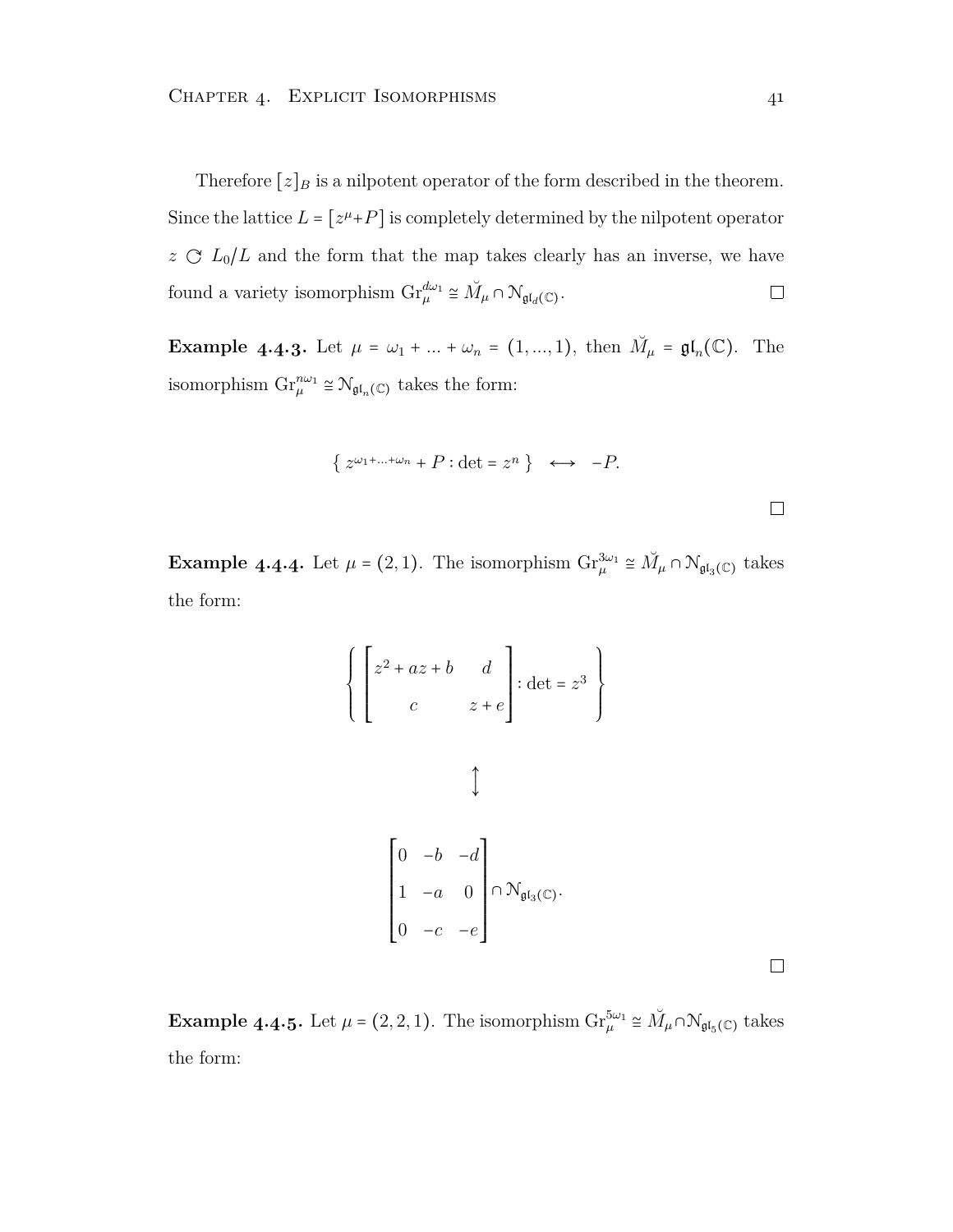Therefore $[z]_B$ is a nilpotent operator of the form described in the theorem. Since the lattice $L = [z^\mu + P]$ is completely determined by the nilpotent operator $z \circlearrowright L_0/L$ and the form that the map takes clearly has an inverse, we have found a variety isomorphism $\mathrm{Gr}_\mu^{d\omega_1} \cong \breve{M}_\mu \cap \mathcal{N}_{\mathfrak{gl}_d(\mathbb{C})}$. $\square$

**Example 4.4.3.** Let $\mu = \omega_1 + ... + \omega_n = (1, ..., 1)$, then $\breve{M}_\mu = \mathfrak{gl}_n(\mathbb{C})$. The isomorphism $\mathrm{Gr}_\mu^{n\omega_1} \cong \mathcal{N}_{\mathfrak{gl}_n(\mathbb{C})}$ takes the form:

$$\{ \, z^{\omega_1 + ... + \omega_n} + P : \det = z^n \, \} \quad \longleftrightarrow \quad -P.$$

$\square$

**Example 4.4.4.** Let $\mu = (2,1)$. The isomorphism $\mathrm{Gr}_\mu^{3\omega_1} \cong \breve{M}_\mu \cap \mathcal{N}_{\mathfrak{gl}_3(\mathbb{C})}$ takes the form:

$$\left\{ \begin{bmatrix} z^2 + az + b & d \\ c & z + e \end{bmatrix} : \det = z^3 \right\}$$

$$\updownarrow$$

$$\begin{bmatrix} 0 & -b & -d \\ 1 & -a & 0 \\ 0 & -c & -e \end{bmatrix} \cap \mathcal{N}_{\mathfrak{gl}_3(\mathbb{C})}.$$

$\square$

**Example 4.4.5.** Let $\mu = (2,2,1)$. The isomorphism $\mathrm{Gr}_\mu^{5\omega_1} \cong \breve{M}_\mu \cap \mathcal{N}_{\mathfrak{gl}_5(\mathbb{C})}$ takes the form: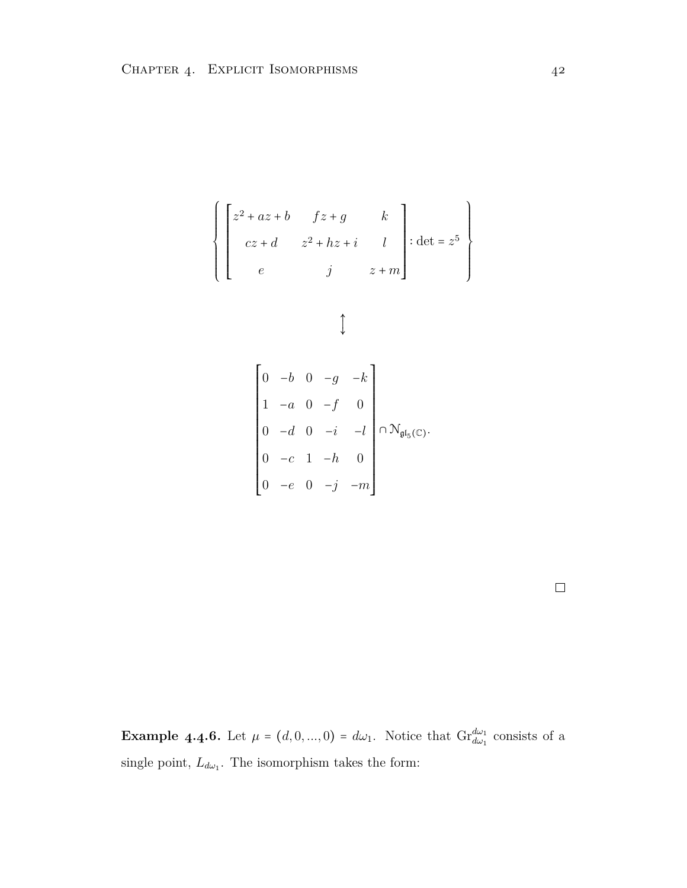$$\left\{ \begin{bmatrix} z^2 + az + b & fz + g & k \\ cz + d & z^2 + hz + i & l \\ e & j & z + m \end{bmatrix} : \det = z^5 \right\}$$

$$\updownarrow$$

$$\begin{bmatrix} 0 & -b & 0 & -g & -k \\ 1 & -a & 0 & -f & 0 \\ 0 & -d & 0 & -i & -l \\ 0 & -c & 1 & -h & 0 \\ 0 & -e & 0 & -j & -m \end{bmatrix} \cap \mathcal{N}_{\mathfrak{gl}_5(\mathbb{C})}.$$

□

**Example 4.4.6.** Let $\mu = (d, 0, ..., 0) = d\omega_1$. Notice that $\mathrm{Gr}^{d\omega_1}_{d\omega_1}$ consists of a single point, $L_{d\omega_1}$. The isomorphism takes the form: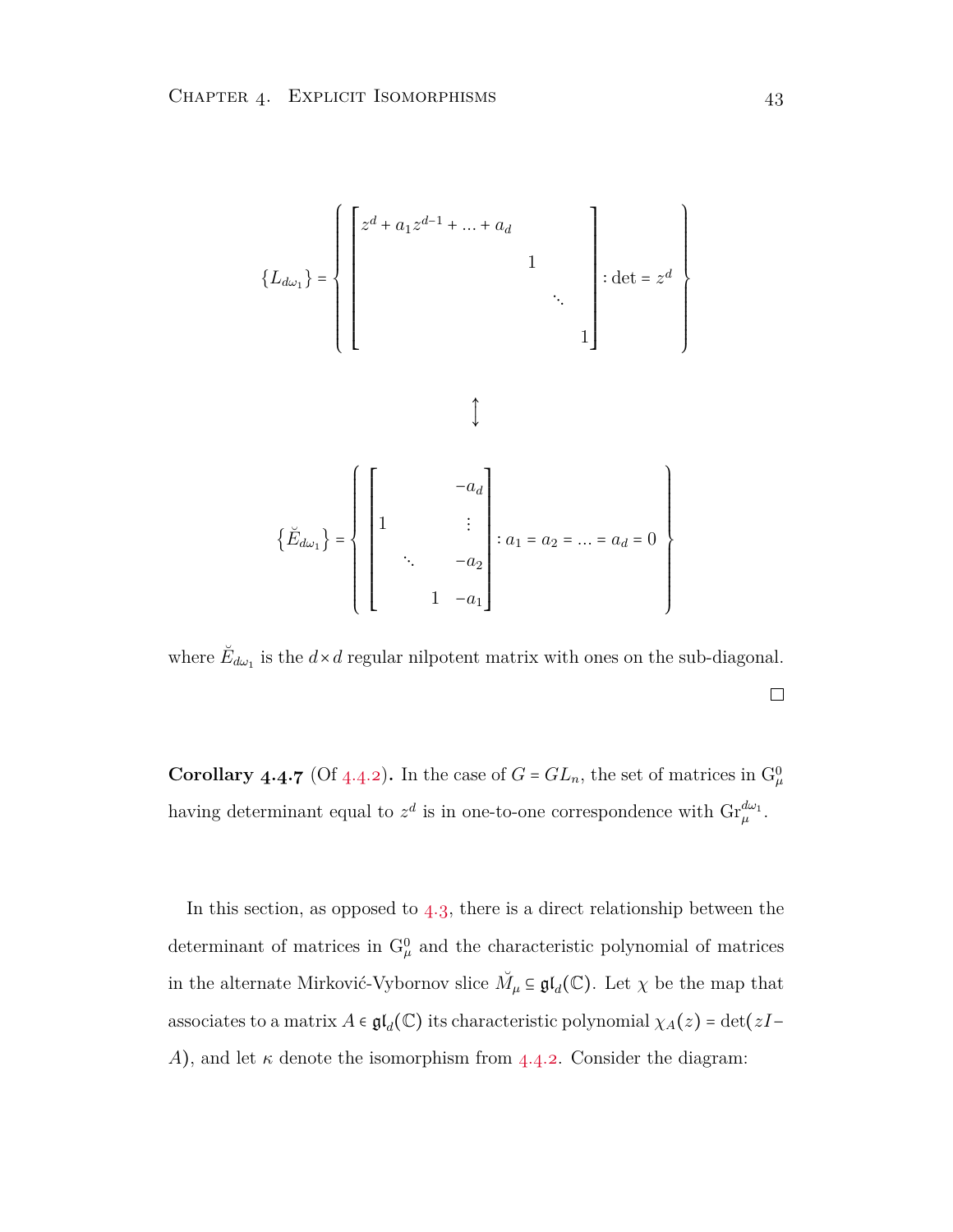$$\{L_{d\omega_1}\} = \left\{ \begin{bmatrix} z^d + a_1 z^{d-1} + \ldots + a_d & & & \\ & 1 & & \\ & & \ddots & \\ & & & 1 \end{bmatrix} : \det = z^d \right\}$$

$$\updownarrow$$

$$\left\{\breve{E}_{d\omega_1}\right\} = \left\{ \begin{bmatrix} & & -a_d \\ 1 & & \vdots \\ & \ddots & -a_2 \\ & 1 & -a_1 \end{bmatrix} : a_1 = a_2 = \ldots = a_d = 0 \right\}$$

where $\breve{E}_{d\omega_1}$ is the $d \times d$ regular nilpotent matrix with ones on the sub-diagonal.

□

**Corollary 4.4.7** (Of 4.4.2)**.** In the case of $G = GL_n$, the set of matrices in $\mathrm{G}^0_\mu$ having determinant equal to $z^d$ is in one-to-one correspondence with $\mathrm{Gr}^{d\omega_1}_\mu$.

In this section, as opposed to 4.3, there is a direct relationship between the determinant of matrices in $\mathrm{G}^0_\mu$ and the characteristic polynomial of matrices in the alternate Mirković-Vybornov slice $\breve{M}_\mu \subseteq \mathfrak{gl}_d(\mathbb{C})$. Let $\chi$ be the map that associates to a matrix $A \in \mathfrak{gl}_d(\mathbb{C})$ its characteristic polynomial $\chi_A(z) = \det(zI - A)$, and let $\kappa$ denote the isomorphism from 4.4.2. Consider the diagram: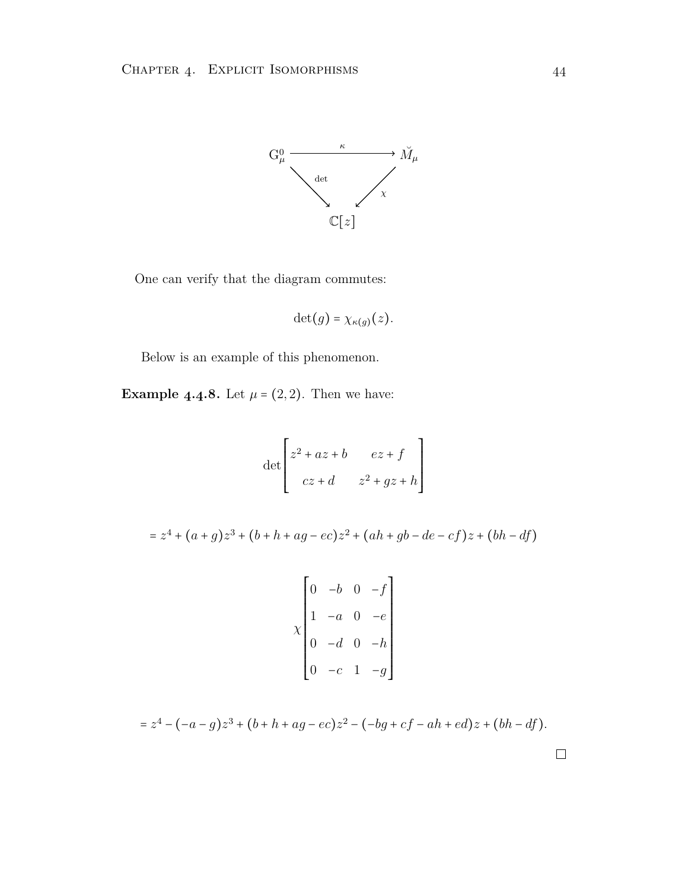$$
\begin{array}{ccc}
G^0_\mu & \xrightarrow{\kappa} & \breve{M}_\mu \\
& {\scriptstyle\det}\searrow \quad \swarrow{\scriptstyle\chi} & \\
& \mathbb{C}[z] &
\end{array}
$$

One can verify that the diagram commutes:

$$\det(g) = \chi_{\kappa(g)}(z).$$

Below is an example of this phenomenon.

**Example 4.4.8.** Let $\mu = (2,2)$. Then we have:

$$\det\begin{bmatrix} z^2 + az + b & ez + f \\ cz + d & z^2 + gz + h \end{bmatrix}$$

$$= z^4 + (a+g)z^3 + (b+h+ag-ec)z^2 + (ah+gb-de-cf)z + (bh-df)$$

$$\chi\begin{bmatrix} 0 & -b & 0 & -f \\ 1 & -a & 0 & -e \\ 0 & -d & 0 & -h \\ 0 & -c & 1 & -g \end{bmatrix}$$

$$= z^4 - (-a-g)z^3 + (b+h+ag-ec)z^2 - (-bg+cf-ah+ed)z + (bh-df).$$

□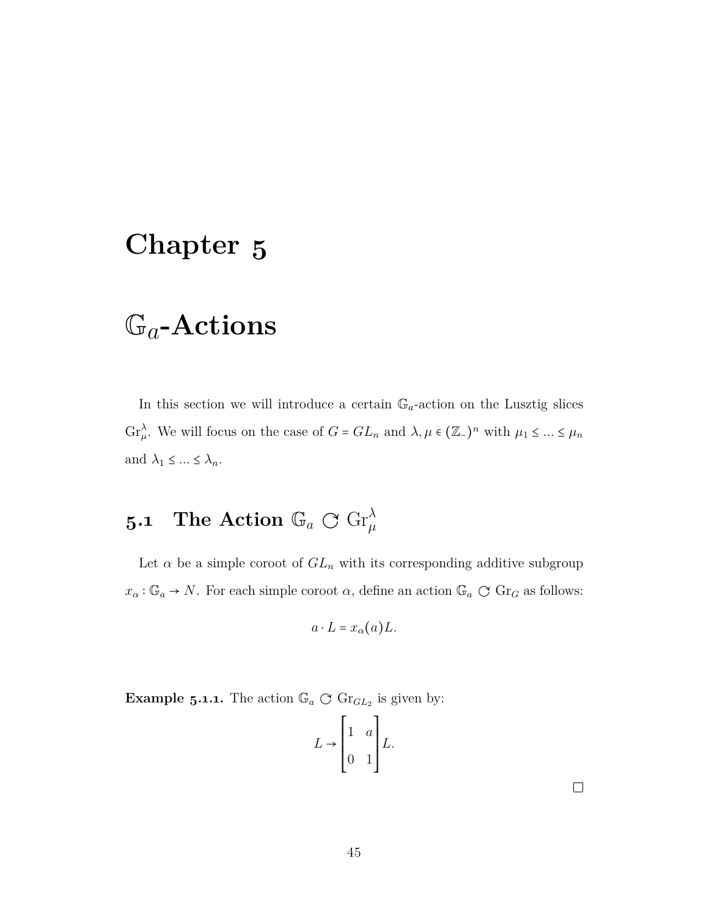# Chapter 5

# $\mathbb{G}_a$-Actions

In this section we will introduce a certain $\mathbb{G}_a$-action on the Lusztig slices $\mathrm{Gr}^{\lambda}_{\mu}$. We will focus on the case of $G = GL_n$ and $\lambda, \mu \in (\mathbb{Z}_{-})^n$ with $\mu_1 \leq \ldots \leq \mu_n$ and $\lambda_1 \leq \ldots \leq \lambda_n$.

## 5.1 The Action $\mathbb{G}_a \circlearrowright \mathrm{Gr}^{\lambda}_{\mu}$

Let $\alpha$ be a simple coroot of $GL_n$ with its corresponding additive subgroup $x_\alpha : \mathbb{G}_a \to N$. For each simple coroot $\alpha$, define an action $\mathbb{G}_a \circlearrowright \mathrm{Gr}_G$ as follows:

$$a \cdot L = x_\alpha(a) L.$$

**Example 5.1.1.** The action $\mathbb{G}_a \circlearrowright \mathrm{Gr}_{GL_2}$ is given by:

$$L \to \begin{bmatrix} 1 & a \\ 0 & 1 \end{bmatrix} L.$$

□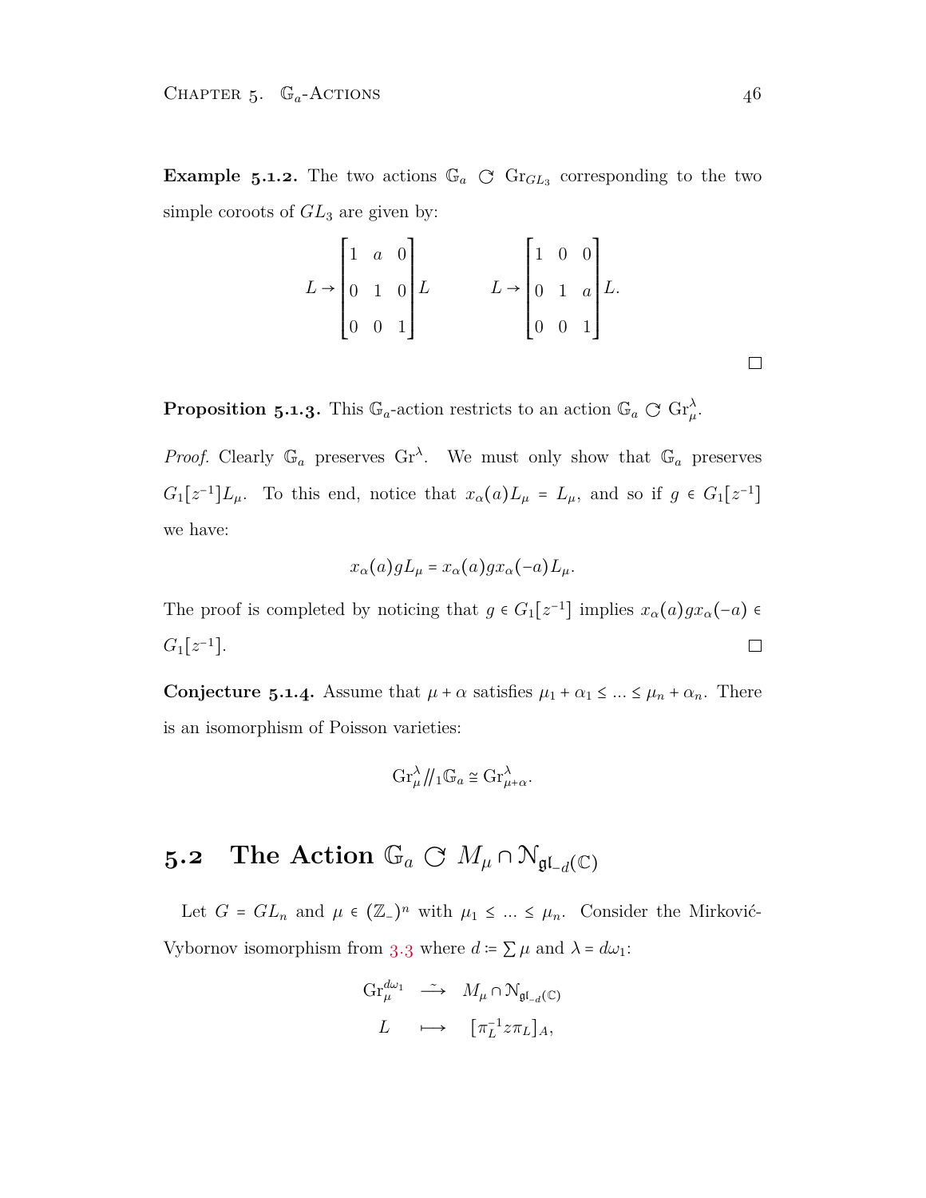**Example 5.1.2.** The two actions $\mathbb{G}_a \circlearrowright \mathrm{Gr}_{GL_3}$ corresponding to the two simple coroots of $GL_3$ are given by:

$$L \to \begin{bmatrix} 1 & a & 0 \\ 0 & 1 & 0 \\ 0 & 0 & 1 \end{bmatrix} L \qquad L \to \begin{bmatrix} 1 & 0 & 0 \\ 0 & 1 & a \\ 0 & 0 & 1 \end{bmatrix} L.$$

□

**Proposition 5.1.3.** This $\mathbb{G}_a$-action restricts to an action $\mathbb{G}_a \circlearrowright \mathrm{Gr}^\lambda_\mu$.

*Proof.* Clearly $\mathbb{G}_a$ preserves $\mathrm{Gr}^\lambda$. We must only show that $\mathbb{G}_a$ preserves $G_1[z^{-1}]L_\mu$. To this end, notice that $x_\alpha(a)L_\mu = L_\mu$, and so if $g \in G_1[z^{-1}]$ we have:

$$x_\alpha(a)gL_\mu = x_\alpha(a)gx_\alpha(-a)L_\mu.$$

The proof is completed by noticing that $g \in G_1[z^{-1}]$ implies $x_\alpha(a)gx_\alpha(-a) \in G_1[z^{-1}]$. □

**Conjecture 5.1.4.** Assume that $\mu + \alpha$ satisfies $\mu_1 + \alpha_1 \leq ... \leq \mu_n + \alpha_n$. There is an isomorphism of Poisson varieties:

$$\mathrm{Gr}^\lambda_\mu /\!/_1 \mathbb{G}_a \cong \mathrm{Gr}^\lambda_{\mu+\alpha}.$$

## 5.2 The Action $\mathbb{G}_a \circlearrowright M_\mu \cap \mathcal{N}_{\mathfrak{gl}_{-d}(\mathbb{C})}$

Let $G = GL_n$ and $\mu \in (\mathbb{Z}_-)^n$ with $\mu_1 \leq ... \leq \mu_n$. Consider the Mirković-Vybornov isomorphism from 3.3 where $d := \sum \mu$ and $\lambda = d\omega_1$:

$$\begin{array}{ccc} \mathrm{Gr}^{d\omega_1}_\mu & \xrightarrow{\sim} & M_\mu \cap \mathcal{N}_{\mathfrak{gl}_{-d}(\mathbb{C})} \\ L & \longmapsto & [\pi_L^{-1} z \pi_L]_A, \end{array}$$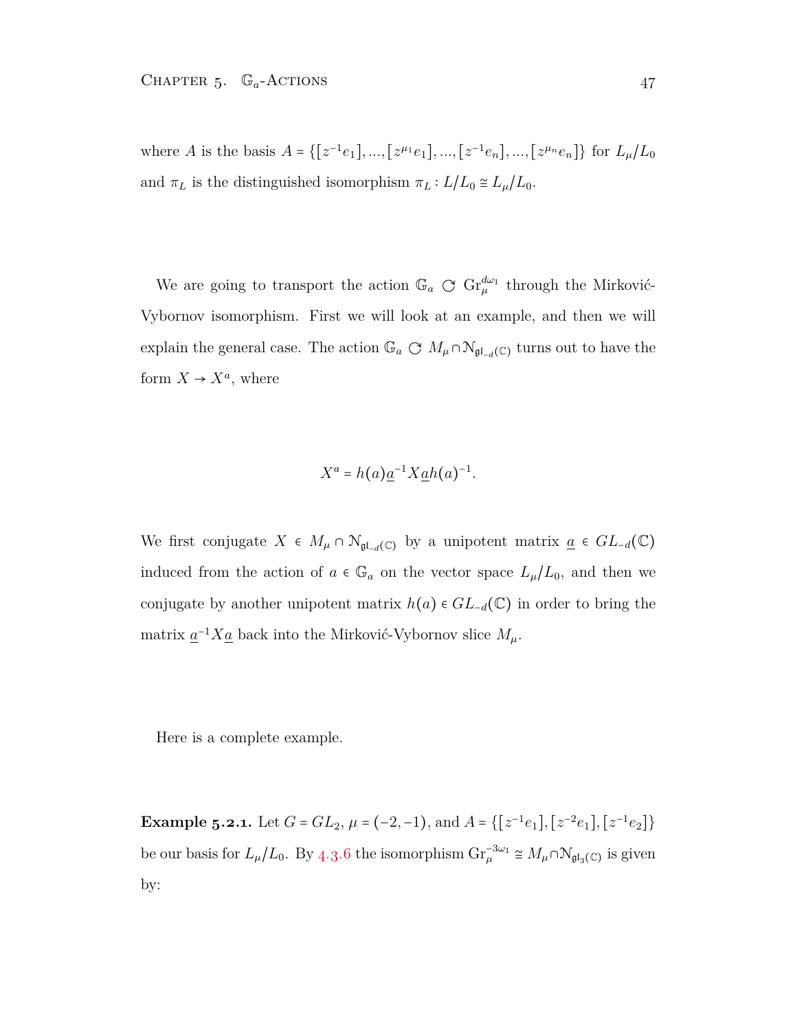where $A$ is the basis $A = \{[z^{-1}e_1], ..., [z^{\mu_1}e_1], ..., [z^{-1}e_n], ..., [z^{\mu_n}e_n]\}$ for $L_\mu/L_0$ and $\pi_L$ is the distinguished isomorphism $\pi_L : L/L_0 \cong L_\mu/L_0$.

We are going to transport the action $\mathbb{G}_a \circlearrowright \mathrm{Gr}_\mu^{d\omega_1}$ through the Mirković-Vybornov isomorphism. First we will look at an example, and then we will explain the general case. The action $\mathbb{G}_a \circlearrowright M_\mu \cap \mathcal{N}_{\mathfrak{gl}_{-d}(\mathbb{C})}$ turns out to have the form $X \to X^a$, where

$$X^a = h(a)\underline{a}^{-1} X \underline{a} h(a)^{-1}.$$

We first conjugate $X \in M_\mu \cap \mathcal{N}_{\mathfrak{gl}_{-d}(\mathbb{C})}$ by a unipotent matrix $\underline{a} \in GL_{-d}(\mathbb{C})$ induced from the action of $a \in \mathbb{G}_a$ on the vector space $L_\mu/L_0$, and then we conjugate by another unipotent matrix $h(a) \in GL_{-d}(\mathbb{C})$ in order to bring the matrix $\underline{a}^{-1} X \underline{a}$ back into the Mirković-Vybornov slice $M_\mu$.

Here is a complete example.

**Example 5.2.1.** Let $G = GL_2$, $\mu = (-2, -1)$, and $A = \{[z^{-1}e_1], [z^{-2}e_1], [z^{-1}e_2]\}$ be our basis for $L_\mu/L_0$. By 4.3.6 the isomorphism $\mathrm{Gr}_\mu^{-3\omega_1} \cong M_\mu \cap \mathcal{N}_{\mathfrak{gl}_3(\mathbb{C})}$ is given by: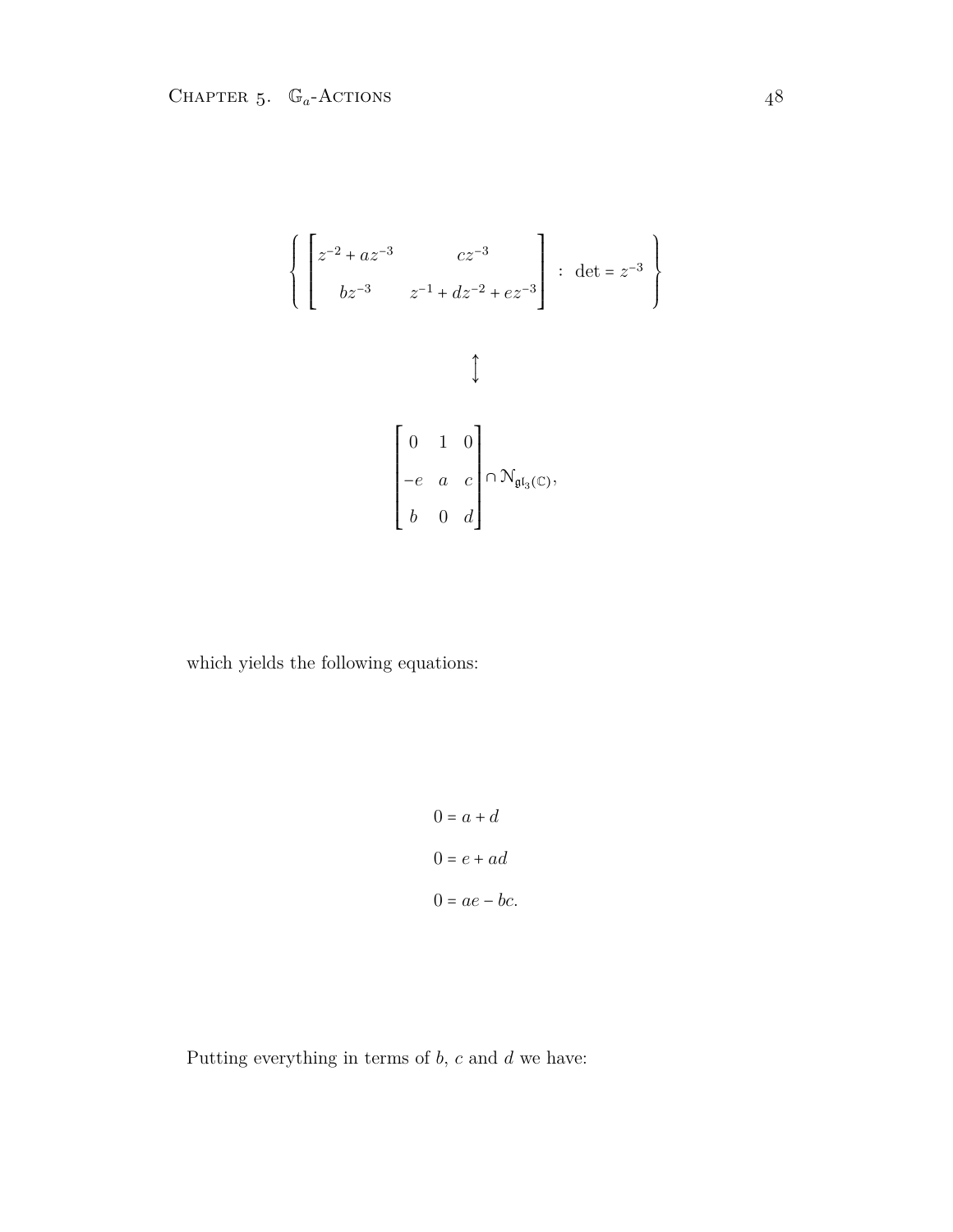$$
\left\{ \begin{bmatrix} z^{-2} + az^{-3} & cz^{-3} \\ bz^{-3} & z^{-1} + dz^{-2} + ez^{-3} \end{bmatrix} \; : \; \det = z^{-3} \right\}
$$

$$
\updownarrow
$$

$$
\begin{bmatrix} 0 & 1 & 0 \\ -e & a & c \\ b & 0 & d \end{bmatrix} \cap \mathcal{N}_{\mathfrak{gl}_3(\mathbb{C})},
$$

which yields the following equations:

$$
\begin{aligned}
0 &= a + d \\
0 &= e + ad \\
0 &= ae - bc.
\end{aligned}
$$

Putting everything in terms of $b$, $c$ and $d$ we have: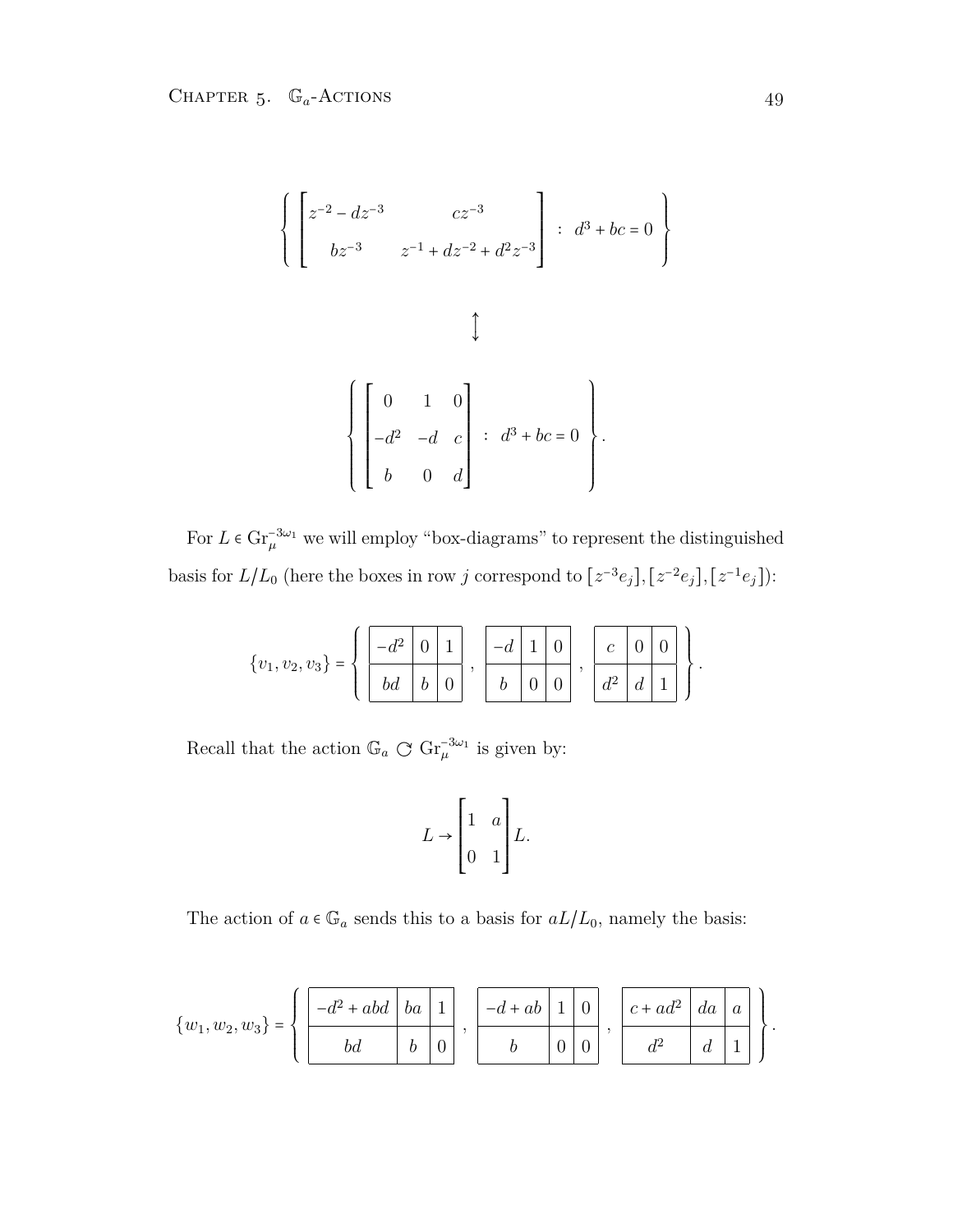$$\left\{ \begin{bmatrix} z^{-2} - dz^{-3} & cz^{-3} \\ bz^{-3} & z^{-1} + dz^{-2} + d^2 z^{-3} \end{bmatrix} \; : \; d^3 + bc = 0 \right\}$$

$$\updownarrow$$

$$\left\{ \begin{bmatrix} 0 & 1 & 0 \\ -d^2 & -d & c \\ b & 0 & d \end{bmatrix} \; : \; d^3 + bc = 0 \right\}.$$

For $L \in \mathrm{Gr}_{\mu}^{-3\omega_1}$ we will employ "box-diagrams" to represent the distinguished basis for $L/L_0$ (here the boxes in row $j$ correspond to $[z^{-3}e_j], [z^{-2}e_j], [z^{-1}e_j]$):

$$\{v_1, v_2, v_3\} = \left\{ \begin{array}{|c|c|c|} \hline -d^2 & 0 & 1 \\ \hline bd & b & 0 \\ \hline \end{array} \; , \; \begin{array}{|c|c|c|} \hline -d & 1 & 0 \\ \hline b & 0 & 0 \\ \hline \end{array} \; , \; \begin{array}{|c|c|c|} \hline c & 0 & 0 \\ \hline d^2 & d & 1 \\ \hline \end{array} \right\}.$$

Recall that the action $\mathbb{G}_a \circlearrowright \mathrm{Gr}_{\mu}^{-3\omega_1}$ is given by:

$$L \to \begin{bmatrix} 1 & a \\ 0 & 1 \end{bmatrix} L.$$

The action of $a \in \mathbb{G}_a$ sends this to a basis for $aL/L_0$, namely the basis:

$$\{w_1, w_2, w_3\} = \left\{ \begin{array}{|c|c|c|} \hline -d^2 + abd & ba & 1 \\ \hline bd & b & 0 \\ \hline \end{array} \; , \; \begin{array}{|c|c|c|} \hline -d + ab & 1 & 0 \\ \hline b & 0 & 0 \\ \hline \end{array} \; , \; \begin{array}{|c|c|c|} \hline c + ad^2 & da & a \\ \hline d^2 & d & 1 \\ \hline \end{array} \right\}.$$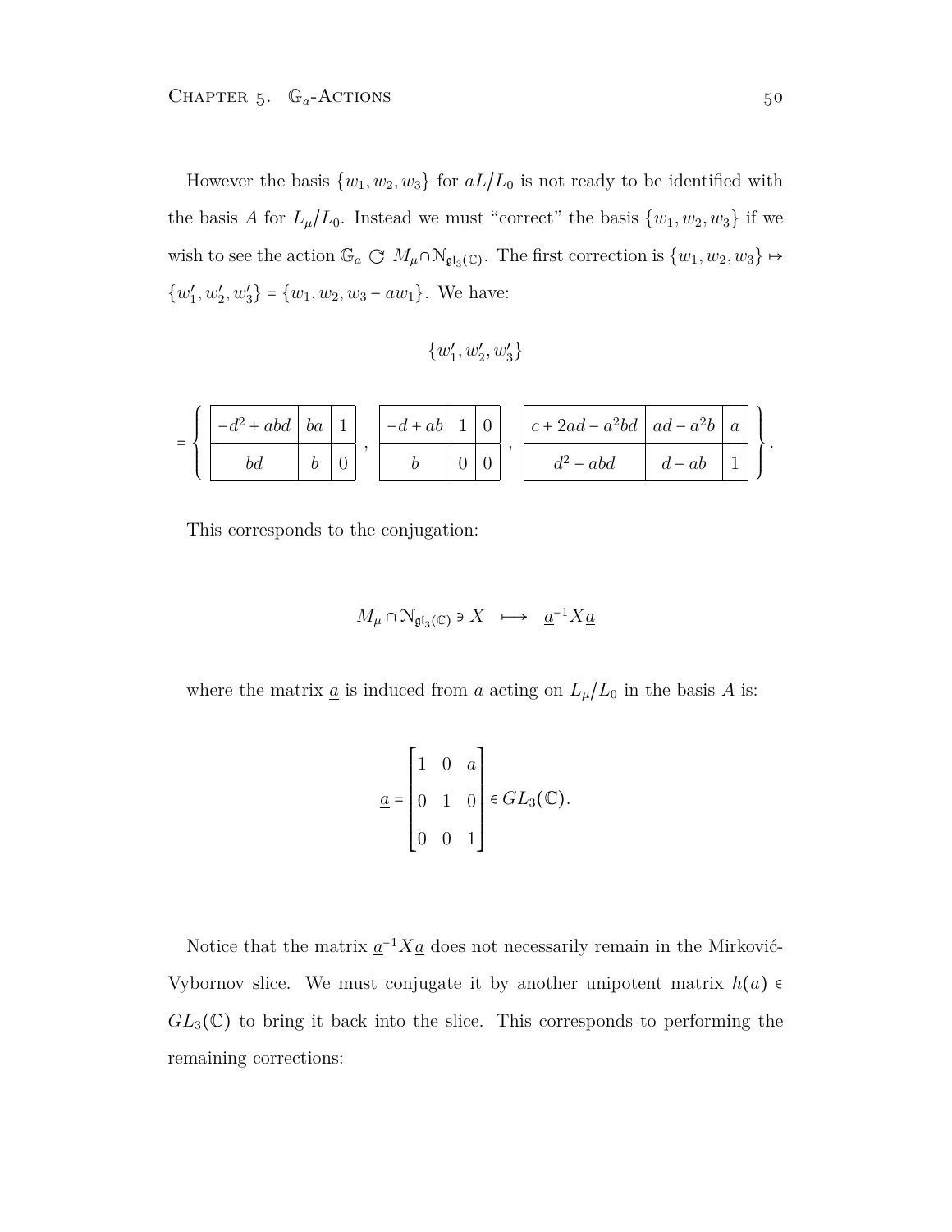However the basis $\{w_1, w_2, w_3\}$ for $aL/L_0$ is not ready to be identified with the basis $A$ for $L_\mu/L_0$. Instead we must "correct" the basis $\{w_1, w_2, w_3\}$ if we wish to see the action $\mathbb{G}_a \circlearrowright M_\mu \cap \mathcal{N}_{\mathfrak{gl}_3(\mathbb{C})}$. The first correction is $\{w_1, w_2, w_3\} \mapsto \{w_1', w_2', w_3'\} = \{w_1, w_2, w_3 - aw_1\}$. We have:

$$\{w_1', w_2', w_3'\}$$

$$= \left\{ \begin{array}{|c|c|c|} \hline -d^2 + abd & ba & 1 \\ \hline bd & b & 0 \\ \hline \end{array}\,,\ \begin{array}{|c|c|c|} \hline -d + ab & 1 & 0 \\ \hline b & 0 & 0 \\ \hline \end{array}\,,\ \begin{array}{|c|c|c|} \hline c + 2ad - a^2bd & ad - a^2b & a \\ \hline d^2 - abd & d - ab & 1 \\ \hline \end{array} \right\}.$$

This corresponds to the conjugation:

$$M_\mu \cap \mathcal{N}_{\mathfrak{gl}_3(\mathbb{C})} \ni X \quad \longmapsto \quad \underline{a}^{-1} X \underline{a}$$

where the matrix $\underline{a}$ is induced from $a$ acting on $L_\mu/L_0$ in the basis $A$ is:

$$\underline{a} = \begin{bmatrix} 1 & 0 & a \\ 0 & 1 & 0 \\ 0 & 0 & 1 \end{bmatrix} \in GL_3(\mathbb{C}).$$

Notice that the matrix $\underline{a}^{-1} X \underline{a}$ does not necessarily remain in the Mirković-Vybornov slice. We must conjugate it by another unipotent matrix $h(a) \in GL_3(\mathbb{C})$ to bring it back into the slice. This corresponds to performing the remaining corrections: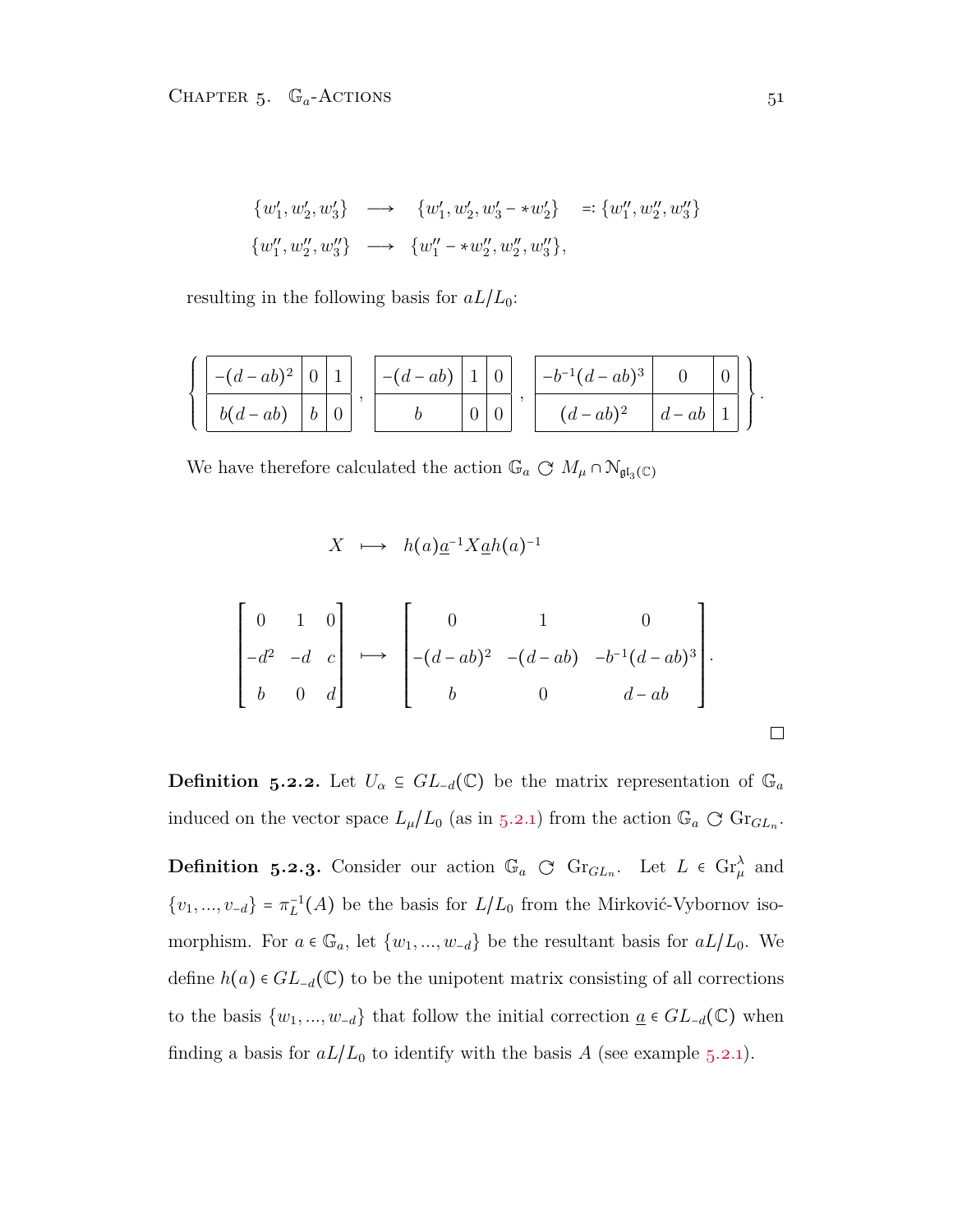$$
\begin{aligned}
\{w_1', w_2', w_3'\} \quad &\longrightarrow \quad \{w_1', w_2', w_3' - *w_2'\} \quad =: \{w_1'', w_2'', w_3''\} \\
\{w_1'', w_2'', w_3''\} \quad &\longrightarrow \quad \{w_1'' - *w_2'', w_2'', w_3''\},
\end{aligned}
$$

resulting in the following basis for $aL/L_0$:

$$
\left\{ \begin{array}{|c|c|c|} \hline -(d-ab)^2 & 0 & 1 \\ \hline b(d-ab) & b & 0 \\ \hline \end{array}, \begin{array}{|c|c|c|} \hline -(d-ab) & 1 & 0 \\ \hline b & 0 & 0 \\ \hline \end{array}, \begin{array}{|c|c|c|} \hline -b^{-1}(d-ab)^3 & 0 & 0 \\ \hline (d-ab)^2 & d-ab & 1 \\ \hline \end{array} \right\}.
$$

We have therefore calculated the action $\mathbb{G}_a \circlearrowright M_\mu \cap \mathcal{N}_{\mathfrak{gl}_3(\mathbb{C})}$

$$
X \quad \longmapsto \quad h(a)\underline{a}^{-1} X \underline{a} h(a)^{-1}
$$

$$
\begin{bmatrix} 0 & 1 & 0 \\ -d^2 & -d & c \\ b & 0 & d \end{bmatrix} \longmapsto \begin{bmatrix} 0 & 1 & 0 \\ -(d-ab)^2 & -(d-ab) & -b^{-1}(d-ab)^3 \\ b & 0 & d-ab \end{bmatrix}.
$$

□

**Definition 5.2.2.** Let $U_\alpha \subseteq GL_{-d}(\mathbb{C})$ be the matrix representation of $\mathbb{G}_a$ induced on the vector space $L_\mu/L_0$ (as in 5.2.1) from the action $\mathbb{G}_a \circlearrowright \mathrm{Gr}_{GL_n}$.

**Definition 5.2.3.** Consider our action $\mathbb{G}_a \circlearrowright \mathrm{Gr}_{GL_n}$. Let $L \in \mathrm{Gr}^\lambda_\mu$ and $\{v_1, \ldots, v_{-d}\} = \pi_L^{-1}(A)$ be the basis for $L/L_0$ from the Mirković-Vybornov isomorphism. For $a \in \mathbb{G}_a$, let $\{w_1, \ldots, w_{-d}\}$ be the resultant basis for $aL/L_0$. We define $h(a) \in GL_{-d}(\mathbb{C})$ to be the unipotent matrix consisting of all corrections to the basis $\{w_1, \ldots, w_{-d}\}$ that follow the initial correction $\underline{a} \in GL_{-d}(\mathbb{C})$ when finding a basis for $aL/L_0$ to identify with the basis $A$ (see example 5.2.1).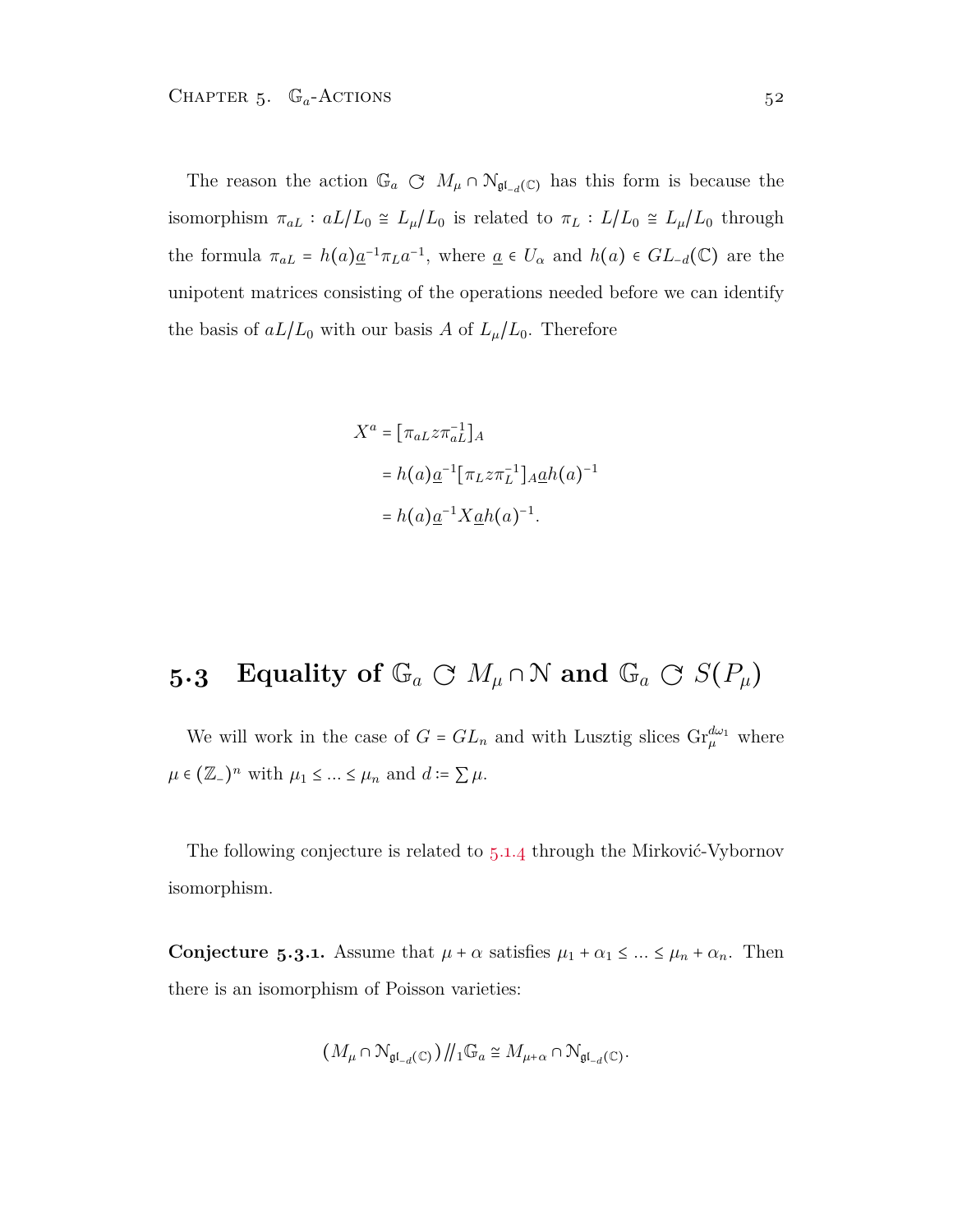The reason the action $\mathbb{G}_a \circlearrowright M_\mu \cap \mathcal{N}_{\mathfrak{gl}_{-d}(\mathbb{C})}$ has this form is because the isomorphism $\pi_{aL} : aL/L_0 \cong L_\mu/L_0$ is related to $\pi_L : L/L_0 \cong L_\mu/L_0$ through the formula $\pi_{aL} = h(a)\underline{a}^{-1}\pi_L a^{-1}$, where $\underline{a} \in U_\alpha$ and $h(a) \in GL_{-d}(\mathbb{C})$ are the unipotent matrices consisting of the operations needed before we can identify the basis of $aL/L_0$ with our basis $A$ of $L_\mu/L_0$. Therefore

$$
\begin{aligned}
X^a &= [\pi_{aL} z \pi_{aL}^{-1}]_A \\
&= h(a)\underline{a}^{-1}[\pi_L z \pi_L^{-1}]_A \underline{a} h(a)^{-1} \\
&= h(a)\underline{a}^{-1} X \underline{a} h(a)^{-1}.
\end{aligned}
$$

## 5.3 Equality of $\mathbb{G}_a \circlearrowright M_\mu \cap \mathcal{N}$ and $\mathbb{G}_a \circlearrowright S(P_\mu)$

We will work in the case of $G = GL_n$ and with Lusztig slices $\mathrm{Gr}_\mu^{d\omega_1}$ where $\mu \in (\mathbb{Z}_-)^n$ with $\mu_1 \leq \ldots \leq \mu_n$ and $d := \sum \mu$.

The following conjecture is related to 5.1.4 through the Mirković-Vybornov isomorphism.

**Conjecture 5.3.1.** Assume that $\mu + \alpha$ satisfies $\mu_1 + \alpha_1 \leq \ldots \leq \mu_n + \alpha_n$. Then there is an isomorphism of Poisson varieties:

$$
(M_\mu \cap \mathcal{N}_{\mathfrak{gl}_{-d}(\mathbb{C})}) /\!\!/_1 \mathbb{G}_a \cong M_{\mu+\alpha} \cap \mathcal{N}_{\mathfrak{gl}_{-d}(\mathbb{C})}.
$$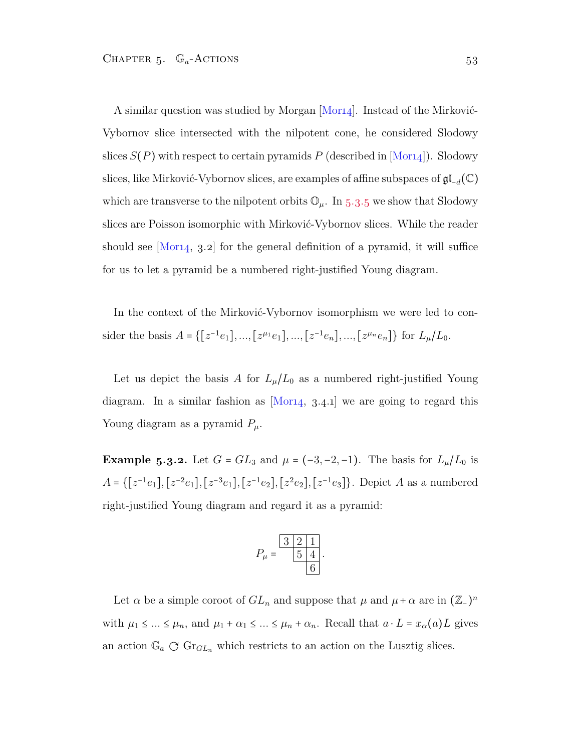A similar question was studied by Morgan [Mor14]. Instead of the Mirković-Vybornov slice intersected with the nilpotent cone, he considered Slodowy slices $S(P)$ with respect to certain pyramids $P$ (described in [Mor14]). Slodowy slices, like Mirković-Vybornov slices, are examples of affine subspaces of $\mathfrak{gl}_{-d}(\mathbb{C})$ which are transverse to the nilpotent orbits $\mathbb{O}_\mu$. In 5.3.5 we show that Slodowy slices are Poisson isomorphic with Mirković-Vybornov slices. While the reader should see [Mor14, 3.2] for the general definition of a pyramid, it will suffice for us to let a pyramid be a numbered right-justified Young diagram.

In the context of the Mirković-Vybornov isomorphism we were led to consider the basis $A = \{[z^{-1}e_1], ..., [z^{\mu_1}e_1], ..., [z^{-1}e_n], ..., [z^{\mu_n}e_n]\}$ for $L_\mu/L_0$.

Let us depict the basis $A$ for $L_\mu/L_0$ as a numbered right-justified Young diagram. In a similar fashion as [Mor14, 3.4.1] we are going to regard this Young diagram as a pyramid $P_\mu$.

**Example 5.3.2.** Let $G = GL_3$ and $\mu = (-3, -2, -1)$. The basis for $L_\mu/L_0$ is $A = \{[z^{-1}e_1], [z^{-2}e_1], [z^{-3}e_1], [z^{-1}e_2], [z^2 e_2], [z^{-1}e_3]\}$. Depict $A$ as a numbered right-justified Young diagram and regard it as a pyramid:

$$P_\mu = \begin{array}{|c|c|c|} \hline 3 & 2 & 1 \\ \hline & 5 & 4 \\ \cline{2-3} \multicolumn{1}{c}{} & \multicolumn{1}{c|}{} & 6 \\ \cline{3-3} \end{array} .$$

Let $\alpha$ be a simple coroot of $GL_n$ and suppose that $\mu$ and $\mu + \alpha$ are in $(\mathbb{Z}_-)^n$ with $\mu_1 \leq ... \leq \mu_n$, and $\mu_1 + \alpha_1 \leq ... \leq \mu_n + \alpha_n$. Recall that $a \cdot L = x_\alpha(a)L$ gives an action $\mathbb{G}_a \circlearrowright \mathrm{Gr}_{GL_n}$ which restricts to an action on the Lusztig slices.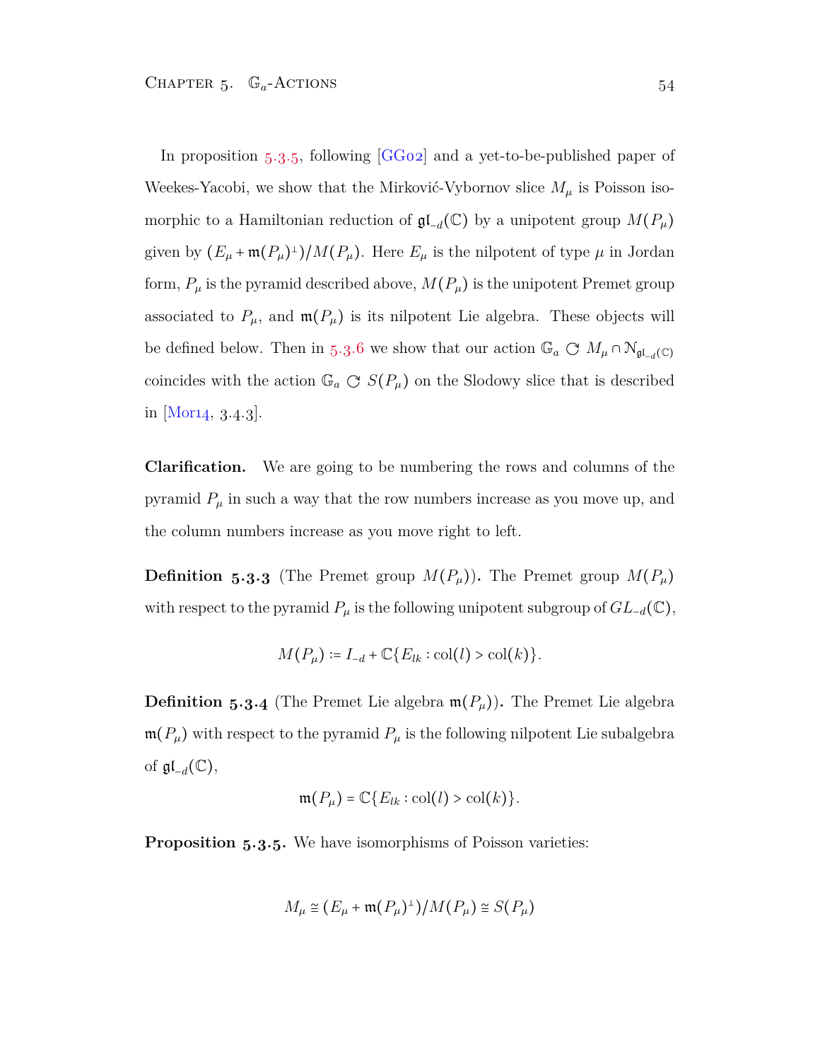In proposition 5.3.5, following [GG02] and a yet-to-be-published paper of Weekes-Yacobi, we show that the Mirković-Vybornov slice $M_\mu$ is Poisson isomorphic to a Hamiltonian reduction of $\mathfrak{gl}_{-d}(\mathbb{C})$ by a unipotent group $M(P_\mu)$ given by $(E_\mu + \mathfrak{m}(P_\mu)^\perp)/M(P_\mu)$. Here $E_\mu$ is the nilpotent of type $\mu$ in Jordan form, $P_\mu$ is the pyramid described above, $M(P_\mu)$ is the unipotent Premet group associated to $P_\mu$, and $\mathfrak{m}(P_\mu)$ is its nilpotent Lie algebra. These objects will be defined below. Then in 5.3.6 we show that our action $\mathbb{G}_a \circlearrowright M_\mu \cap \mathcal{N}_{\mathfrak{gl}_{-d}(\mathbb{C})}$ coincides with the action $\mathbb{G}_a \circlearrowright S(P_\mu)$ on the Slodowy slice that is described in [Mor14, 3.4.3].

**Clarification.** We are going to be numbering the rows and columns of the pyramid $P_\mu$ in such a way that the row numbers increase as you move up, and the column numbers increase as you move right to left.

**Definition 5.3.3** (The Premet group $M(P_\mu)$)**.** The Premet group $M(P_\mu)$ with respect to the pyramid $P_\mu$ is the following unipotent subgroup of $GL_{-d}(\mathbb{C})$,

$$M(P_\mu) := I_{-d} + \mathbb{C}\{E_{lk} : \mathrm{col}(l) > \mathrm{col}(k)\}.$$

**Definition 5.3.4** (The Premet Lie algebra $\mathfrak{m}(P_\mu)$)**.** The Premet Lie algebra $\mathfrak{m}(P_\mu)$ with respect to the pyramid $P_\mu$ is the following nilpotent Lie subalgebra of $\mathfrak{gl}_{-d}(\mathbb{C})$,

$$\mathfrak{m}(P_\mu) = \mathbb{C}\{E_{lk} : \mathrm{col}(l) > \mathrm{col}(k)\}.$$

**Proposition 5.3.5.** We have isomorphisms of Poisson varieties:

$$M_\mu \cong (E_\mu + \mathfrak{m}(P_\mu)^\perp)/M(P_\mu) \cong S(P_\mu)$$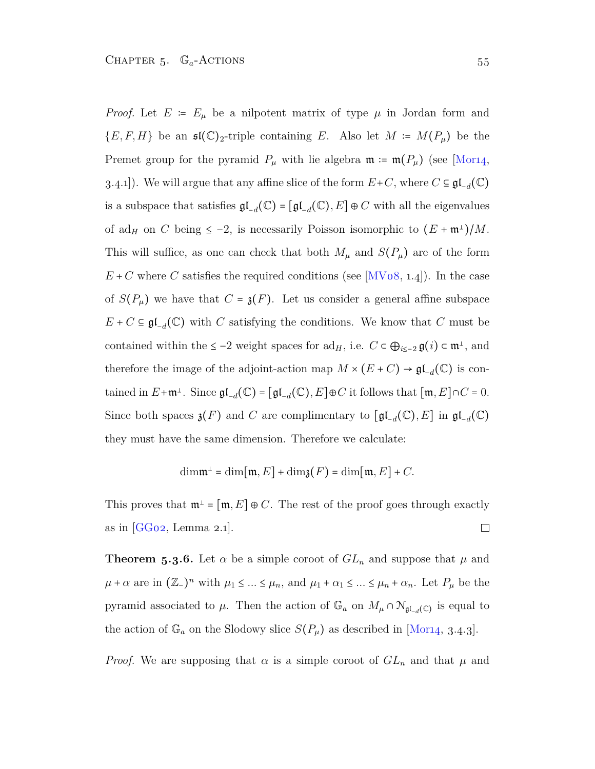*Proof.* Let $E := E_\mu$ be a nilpotent matrix of type $\mu$ in Jordan form and $\{E, F, H\}$ be an $\mathfrak{sl}(\mathbb{C})_2$-triple containing $E$. Also let $M := M(P_\mu)$ be the Premet group for the pyramid $P_\mu$ with lie algebra $\mathfrak{m} := \mathfrak{m}(P_\mu)$ (see [Mor14, 3.4.1]). We will argue that any affine slice of the form $E+C$, where $C \subseteq \mathfrak{gl}_{-d}(\mathbb{C})$ is a subspace that satisfies $\mathfrak{gl}_{-d}(\mathbb{C}) = [\mathfrak{gl}_{-d}(\mathbb{C}), E] \oplus C$ with all the eigenvalues of $\mathrm{ad}_H$ on $C$ being $\leq -2$, is necessarily Poisson isomorphic to $(E + \mathfrak{m}^\perp)/M$. This will suffice, as one can check that both $M_\mu$ and $S(P_\mu)$ are of the form $E + C$ where $C$ satisfies the required conditions (see [MV08, 1.4]). In the case of $S(P_\mu)$ we have that $C = \mathfrak{z}(F)$. Let us consider a general affine subspace $E + C \subseteq \mathfrak{gl}_{-d}(\mathbb{C})$ with $C$ satisfying the conditions. We know that $C$ must be contained within the $\leq -2$ weight spaces for $\mathrm{ad}_H$, i.e. $C \subset \bigoplus_{i \leq -2} \mathfrak{g}(i) \subset \mathfrak{m}^\perp$, and therefore the image of the adjoint-action map $M \times (E + C) \to \mathfrak{gl}_{-d}(\mathbb{C})$ is contained in $E + \mathfrak{m}^\perp$. Since $\mathfrak{gl}_{-d}(\mathbb{C}) = [\mathfrak{gl}_{-d}(\mathbb{C}), E] \oplus C$ it follows that $[\mathfrak{m}, E] \cap C = 0$. Since both spaces $\mathfrak{z}(F)$ and $C$ are complimentary to $[\mathfrak{gl}_{-d}(\mathbb{C}), E]$ in $\mathfrak{gl}_{-d}(\mathbb{C})$ they must have the same dimension. Therefore we calculate:

$$\dim \mathfrak{m}^\perp = \dim[\mathfrak{m}, E] + \dim \mathfrak{z}(F) = \dim[\mathfrak{m}, E] + C.$$

This proves that $\mathfrak{m}^\perp = [\mathfrak{m}, E] \oplus C$. The rest of the proof goes through exactly as in [GG02, Lemma 2.1]. □

**Theorem 5.3.6.** Let $\alpha$ be a simple coroot of $GL_n$ and suppose that $\mu$ and $\mu + \alpha$ are in $(\mathbb{Z}_-)^n$ with $\mu_1 \leq \ldots \leq \mu_n$, and $\mu_1 + \alpha_1 \leq \ldots \leq \mu_n + \alpha_n$. Let $P_\mu$ be the pyramid associated to $\mu$. Then the action of $\mathbb{G}_a$ on $M_\mu \cap \mathcal{N}_{\mathfrak{gl}_{-d}(\mathbb{C})}$ is equal to the action of $\mathbb{G}_a$ on the Slodowy slice $S(P_\mu)$ as described in [Mor14, 3.4.3].

*Proof.* We are supposing that $\alpha$ is a simple coroot of $GL_n$ and that $\mu$ and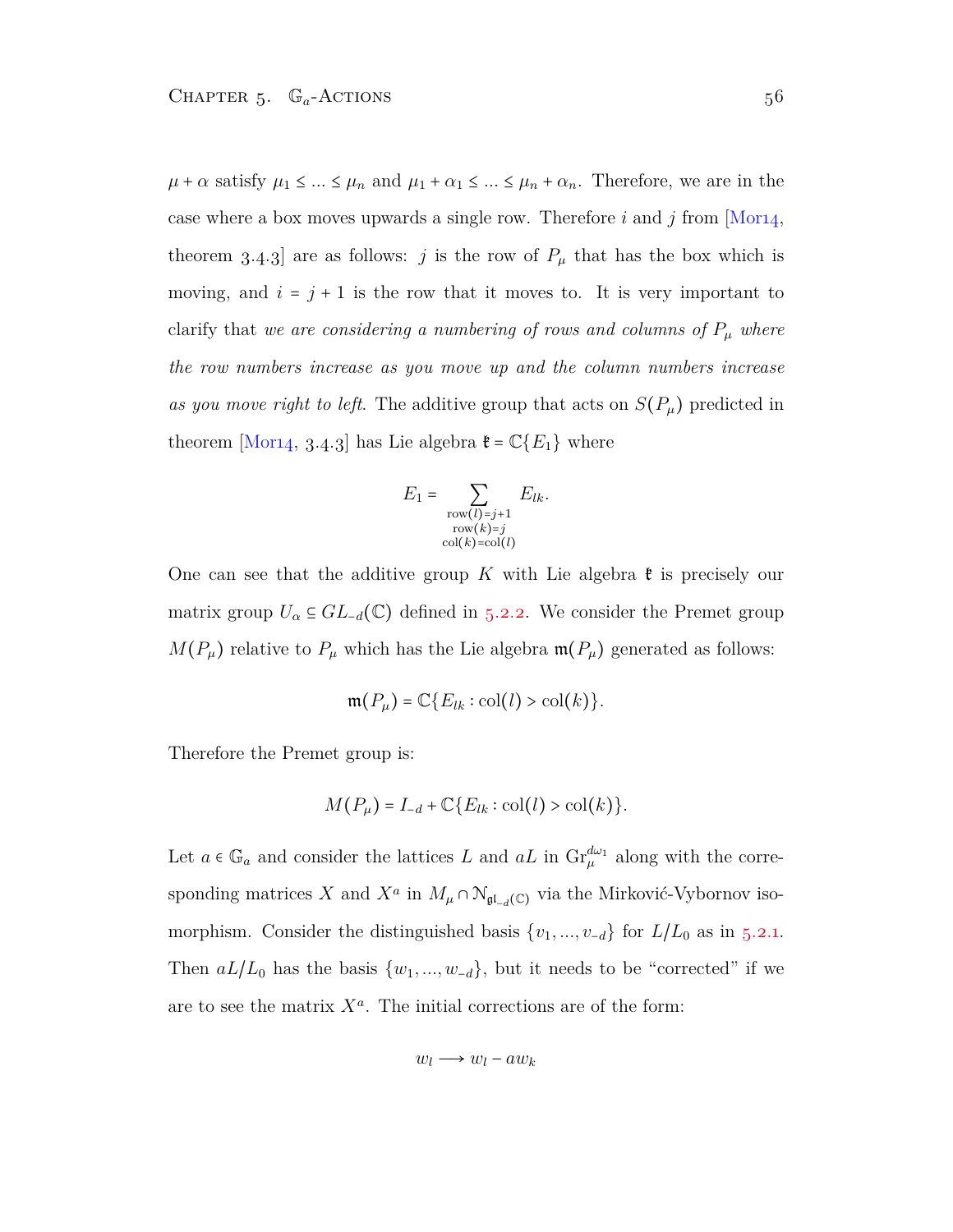$\mu + \alpha$ satisfy $\mu_1 \leq \ldots \leq \mu_n$ and $\mu_1 + \alpha_1 \leq \ldots \leq \mu_n + \alpha_n$. Therefore, we are in the case where a box moves upwards a single row. Therefore $i$ and $j$ from [Mor14, theorem 3.4.3] are as follows: $j$ is the row of $P_\mu$ that has the box which is moving, and $i = j + 1$ is the row that it moves to. It is very important to clarify that *we are considering a numbering of rows and columns of $P_\mu$ where the row numbers increase as you move up and the column numbers increase as you move right to left.* The additive group that acts on $S(P_\mu)$ predicted in theorem [Mor14, 3.4.3] has Lie algebra $\mathfrak{k} = \mathbb{C}\{E_1\}$ where

$$E_1 = \sum_{\substack{\text{row}(l)=j+1 \\ \text{row}(k)=j \\ \text{col}(k)=\text{col}(l)}} E_{lk}.$$

One can see that the additive group $K$ with Lie algebra $\mathfrak{k}$ is precisely our matrix group $U_\alpha \subseteq GL_{-d}(\mathbb{C})$ defined in 5.2.2. We consider the Premet group $M(P_\mu)$ relative to $P_\mu$ which has the Lie algebra $\mathfrak{m}(P_\mu)$ generated as follows:

$$\mathfrak{m}(P_\mu) = \mathbb{C}\{E_{lk} : \text{col}(l) > \text{col}(k)\}.$$

Therefore the Premet group is:

$$M(P_\mu) = I_{-d} + \mathbb{C}\{E_{lk} : \text{col}(l) > \text{col}(k)\}.$$

Let $a \in \mathbb{G}_a$ and consider the lattices $L$ and $aL$ in $\text{Gr}_\mu^{d\omega_1}$ along with the corresponding matrices $X$ and $X^a$ in $M_\mu \cap \mathcal{N}_{\mathfrak{gl}_{-d}(\mathbb{C})}$ via the Mirković-Vybornov isomorphism. Consider the distinguished basis $\{v_1, \ldots, v_{-d}\}$ for $L/L_0$ as in 5.2.1. Then $aL/L_0$ has the basis $\{w_1, \ldots, w_{-d}\}$, but it needs to be "corrected" if we are to see the matrix $X^a$. The initial corrections are of the form:

$$w_l \longrightarrow w_l - a w_k$$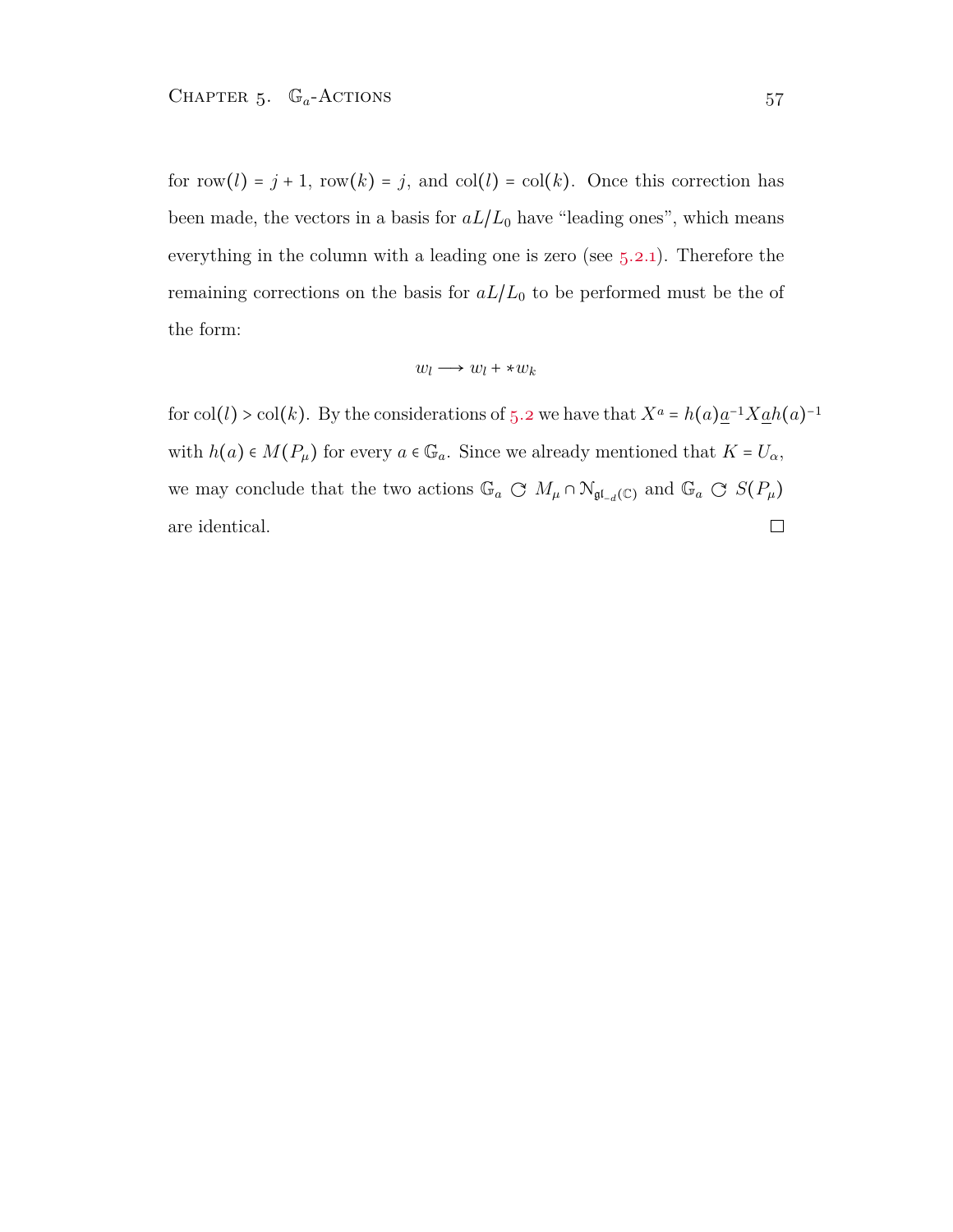for $\mathrm{row}(l) = j + 1$, $\mathrm{row}(k) = j$, and $\mathrm{col}(l) = \mathrm{col}(k)$. Once this correction has been made, the vectors in a basis for $aL/L_0$ have "leading ones", which means everything in the column with a leading one is zero (see 5.2.1). Therefore the remaining corrections on the basis for $aL/L_0$ to be performed must be the of the form:

$$w_l \longrightarrow w_l + * w_k$$

for $\mathrm{col}(l) > \mathrm{col}(k)$. By the considerations of 5.2 we have that $X^a = h(a)\underline{a}^{-1}X\underline{a}h(a)^{-1}$ with $h(a) \in M(P_\mu)$ for every $a \in \mathbb{G}_a$. Since we already mentioned that $K = U_\alpha$, we may conclude that the two actions $\mathbb{G}_a \circlearrowright M_\mu \cap \mathcal{N}_{\mathfrak{gl}_{-d}(\mathbb{C})}$ and $\mathbb{G}_a \circlearrowright S(P_\mu)$ are identical. $\square$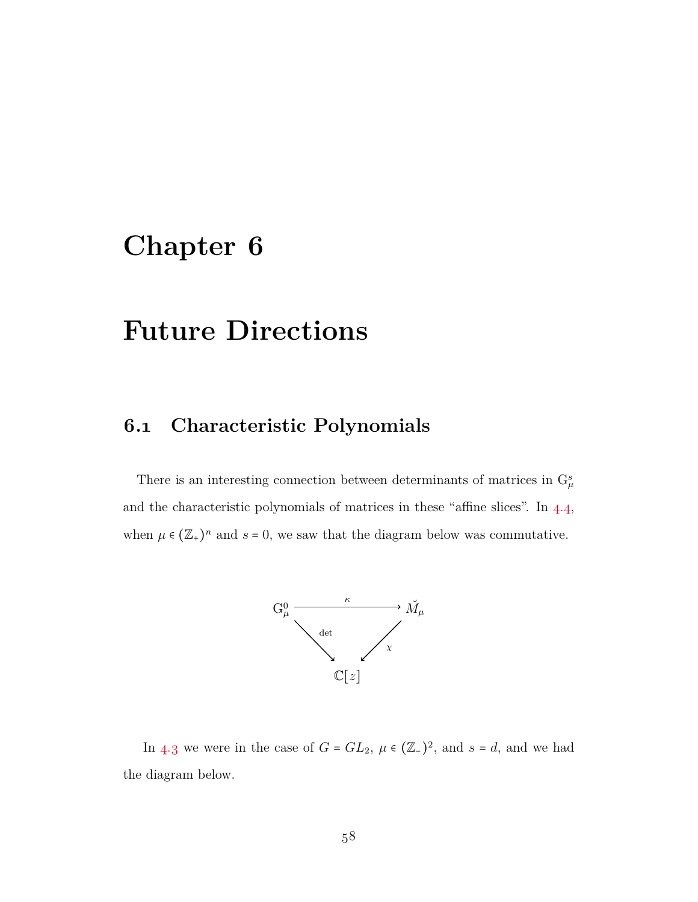# Chapter 6

# Future Directions

## 6.1 Characteristic Polynomials

There is an interesting connection between determinants of matrices in $\mathrm{G}_\mu^s$ and the characteristic polynomials of matrices in these "affine slices". In 4.4, when $\mu \in (\mathbb{Z}_+)^n$ and $s = 0$, we saw that the diagram below was commutative.

$$
\begin{array}{ccc}
\mathrm{G}_\mu^0 & \xrightarrow{\kappa} & \breve{M}_\mu \\
& {\scriptstyle \det} \searrow \quad \swarrow {\scriptstyle \chi} & \\
& \mathbb{C}[z] &
\end{array}
$$

In 4.3 we were in the case of $G = GL_2$, $\mu \in (\mathbb{Z}_-)^2$, and $s = d$, and we had the diagram below.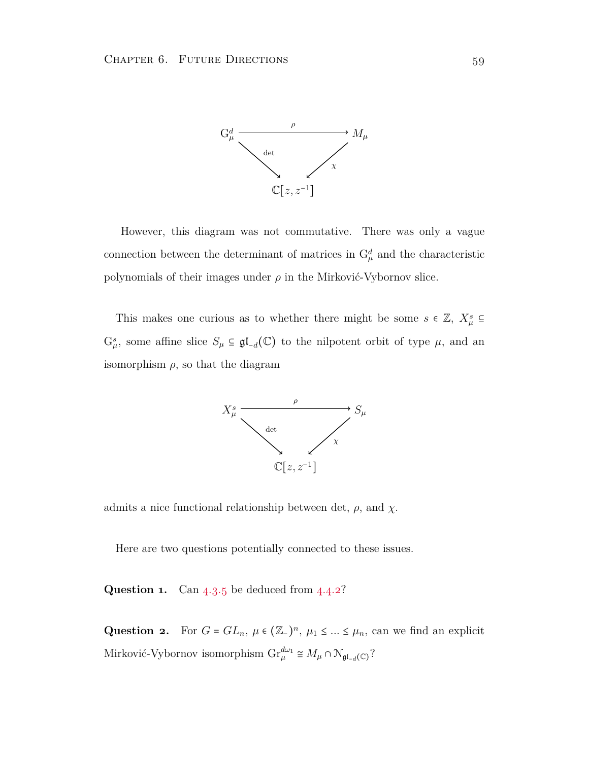$$\begin{array}{ccc} \mathrm{G}_\mu^d & \xrightarrow{\rho} & M_\mu \\ & \underset{\det}{\searrow} \quad \underset{\chi}{\swarrow} & \\ & \mathbb{C}[z, z^{-1}] & \end{array}$$

However, this diagram was not commutative. There was only a vague connection between the determinant of matrices in $\mathrm{G}_\mu^d$ and the characteristic polynomials of their images under $\rho$ in the Mirković-Vybornov slice.

This makes one curious as to whether there might be some $s \in \mathbb{Z}$, $X_\mu^s \subseteq \mathrm{G}_\mu^s$, some affine slice $S_\mu \subseteq \mathfrak{gl}_{-d}(\mathbb{C})$ to the nilpotent orbit of type $\mu$, and an isomorphism $\rho$, so that the diagram

$$\begin{array}{ccc} X_\mu^s & \xrightarrow{\rho} & S_\mu \\ & \underset{\det}{\searrow} \quad \underset{\chi}{\swarrow} & \\ & \mathbb{C}[z, z^{-1}] & \end{array}$$

admits a nice functional relationship between det, $\rho$, and $\chi$.

Here are two questions potentially connected to these issues.

**Question 1.** Can 4.3.5 be deduced from 4.4.2?

**Question 2.** For $G = GL_n$, $\mu \in (\mathbb{Z}_-)^n$, $\mu_1 \leq \ldots \leq \mu_n$, can we find an explicit Mirković-Vybornov isomorphism $\mathrm{Gr}_\mu^{d\omega_1} \cong M_\mu \cap \mathcal{N}_{\mathfrak{gl}_{-d}(\mathbb{C})}$?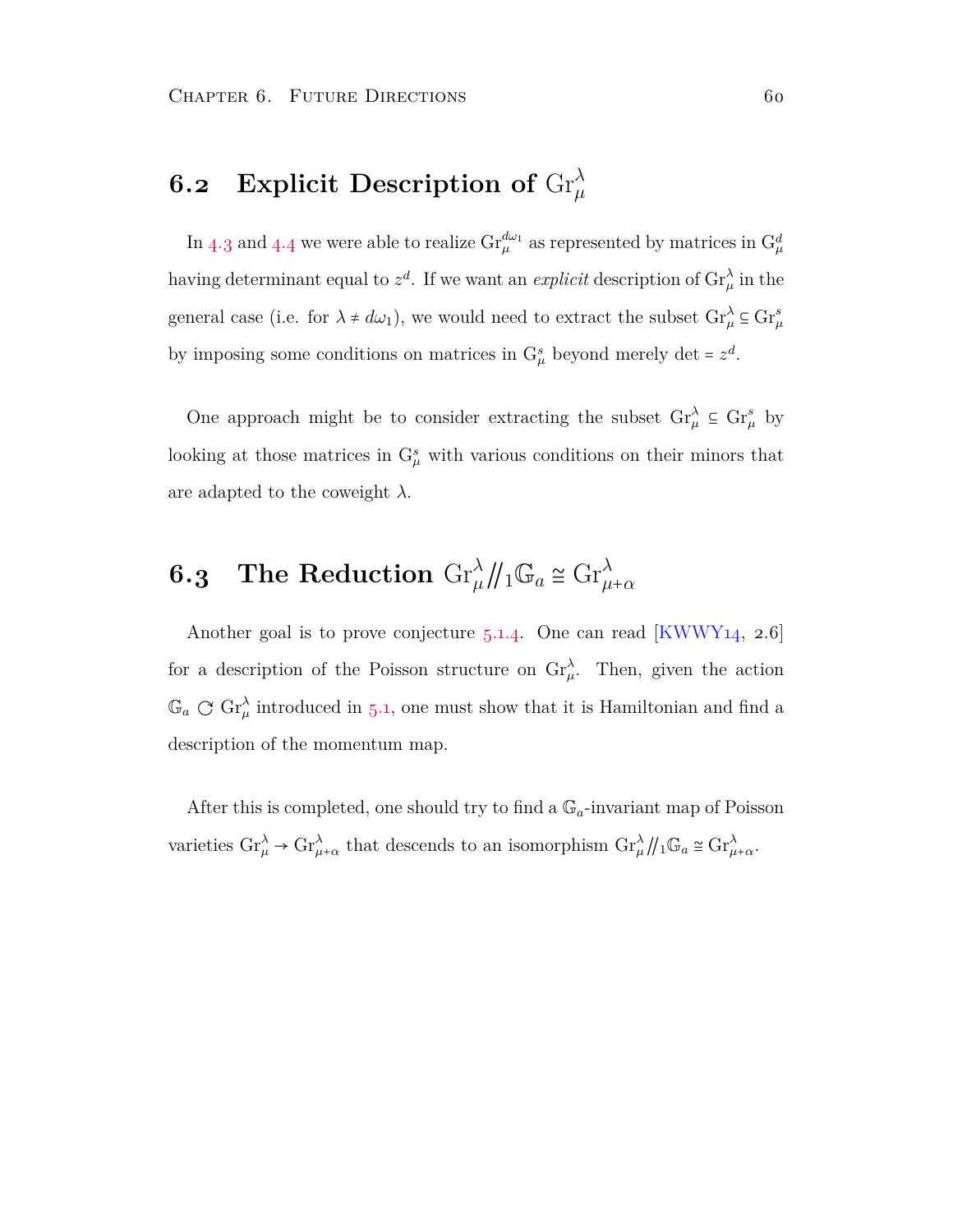## 6.2 Explicit Description of $\mathrm{Gr}_\mu^\lambda$

In 4.3 and 4.4 we were able to realize $\mathrm{Gr}_\mu^{d\omega_1}$ as represented by matrices in $\mathrm{G}_\mu^d$ having determinant equal to $z^d$. If we want an *explicit* description of $\mathrm{Gr}_\mu^\lambda$ in the general case (i.e. for $\lambda \neq d\omega_1$), we would need to extract the subset $\mathrm{Gr}_\mu^\lambda \subseteq \mathrm{Gr}_\mu^s$ by imposing some conditions on matrices in $\mathrm{G}_\mu^s$ beyond merely $\det = z^d$.

One approach might be to consider extracting the subset $\mathrm{Gr}_\mu^\lambda \subseteq \mathrm{Gr}_\mu^s$ by looking at those matrices in $\mathrm{G}_\mu^s$ with various conditions on their minors that are adapted to the coweight $\lambda$.

## 6.3 The Reduction $\mathrm{Gr}_\mu^\lambda /\!\!/_1 \mathbb{G}_a \cong \mathrm{Gr}_{\mu+\alpha}^\lambda$

Another goal is to prove conjecture 5.1.4. One can read [KWWY14, 2.6] for a description of the Poisson structure on $\mathrm{Gr}_\mu^\lambda$. Then, given the action $\mathbb{G}_a \circlearrowright \mathrm{Gr}_\mu^\lambda$ introduced in 5.1, one must show that it is Hamiltonian and find a description of the momentum map.

After this is completed, one should try to find a $\mathbb{G}_a$-invariant map of Poisson varieties $\mathrm{Gr}_\mu^\lambda \to \mathrm{Gr}_{\mu+\alpha}^\lambda$ that descends to an isomorphism $\mathrm{Gr}_\mu^\lambda /\!\!/_1 \mathbb{G}_a \cong \mathrm{Gr}_{\mu+\alpha}^\lambda$.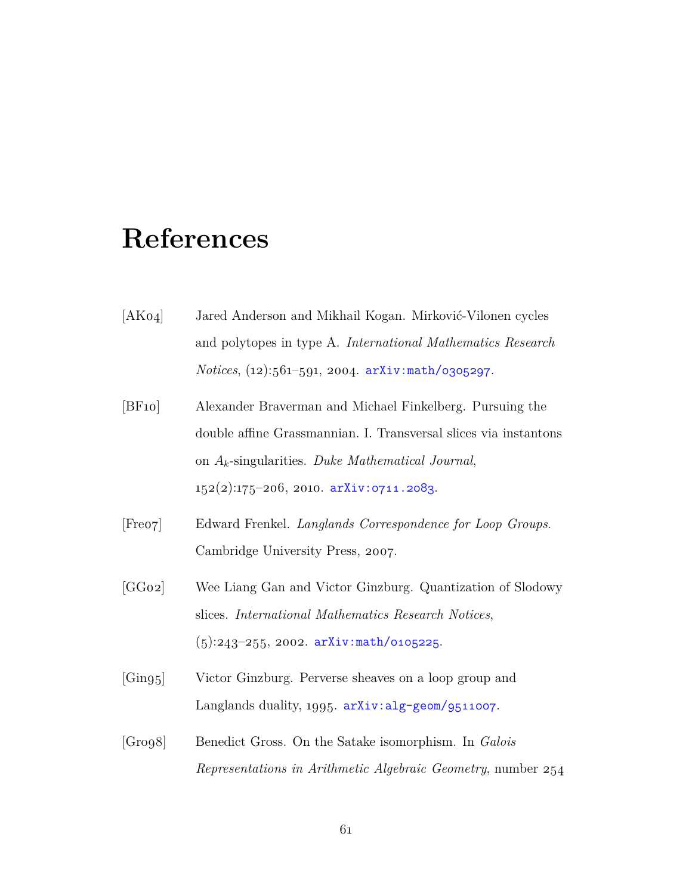# References

[AK04] Jared Anderson and Mikhail Kogan. Mirković-Vilonen cycles and polytopes in type A. *International Mathematics Research Notices*, (12):561–591, 2004. arXiv:math/0305297.

[BF10] Alexander Braverman and Michael Finkelberg. Pursuing the double affine Grassmannian. I. Transversal slices via instantons on $A_k$-singularities. *Duke Mathematical Journal*, 152(2):175–206, 2010. arXiv:0711.2083.

[Fre07] Edward Frenkel. *Langlands Correspondence for Loop Groups*. Cambridge University Press, 2007.

[GG02] Wee Liang Gan and Victor Ginzburg. Quantization of Slodowy slices. *International Mathematics Research Notices*, (5):243–255, 2002. arXiv:math/0105225.

[Gin95] Victor Ginzburg. Perverse sheaves on a loop group and Langlands duality, 1995. arXiv:alg-geom/9511007.

[Gro98] Benedict Gross. On the Satake isomorphism. In *Galois Representations in Arithmetic Algebraic Geometry*, number 254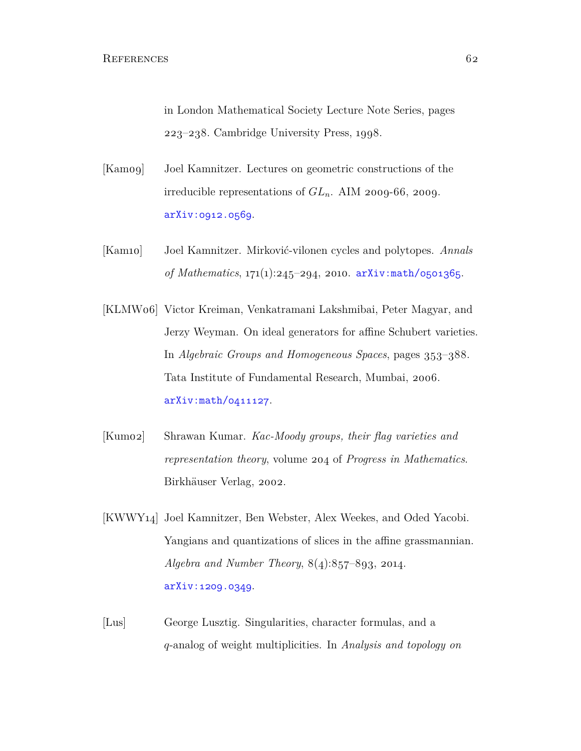in London Mathematical Society Lecture Note Series, pages 223–238. Cambridge University Press, 1998.

[Kam09] Joel Kamnitzer. Lectures on geometric constructions of the irreducible representations of $GL_n$. AIM 2009-66, 2009. arXiv:0912.0569.

[Kam10] Joel Kamnitzer. Mirković-vilonen cycles and polytopes. *Annals of Mathematics*, 171(1):245–294, 2010. arXiv:math/0501365.

[KLMW06] Victor Kreiman, Venkatramani Lakshmibai, Peter Magyar, and Jerzy Weyman. On ideal generators for affine Schubert varieties. In *Algebraic Groups and Homogeneous Spaces*, pages 353–388. Tata Institute of Fundamental Research, Mumbai, 2006. arXiv:math/0411127.

[Kum02] Shrawan Kumar. *Kac-Moody groups, their flag varieties and representation theory*, volume 204 of *Progress in Mathematics*. Birkhäuser Verlag, 2002.

[KWWY14] Joel Kamnitzer, Ben Webster, Alex Weekes, and Oded Yacobi. Yangians and quantizations of slices in the affine grassmannian. *Algebra and Number Theory*, 8(4):857–893, 2014. arXiv:1209.0349.

[Lus] George Lusztig. Singularities, character formulas, and a $q$-analog of weight multiplicities. In *Analysis and topology on*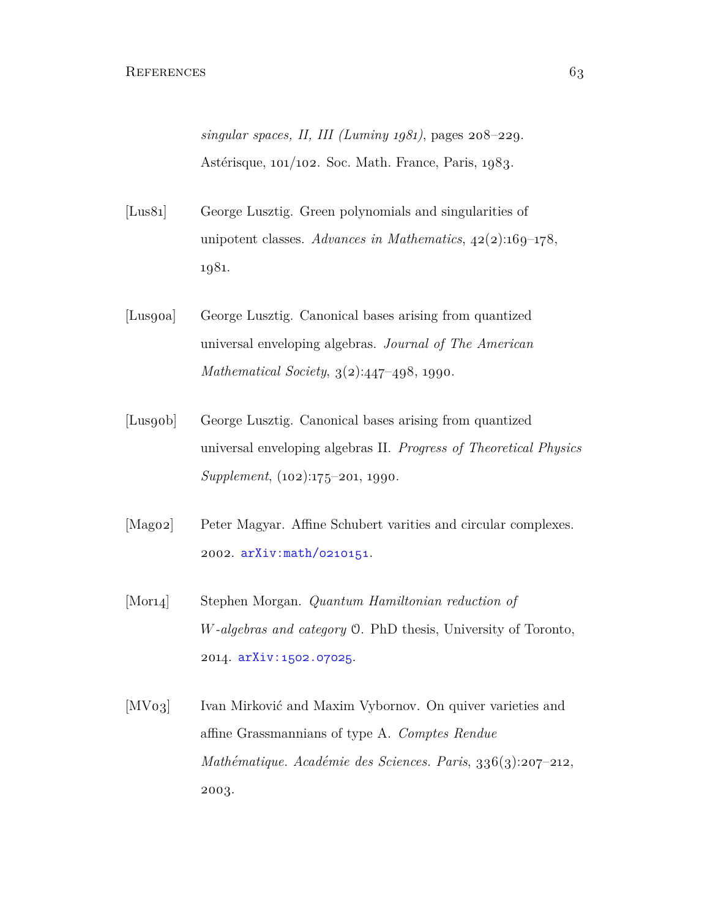*singular spaces, II, III (Luminy 1981)*, pages 208–229. Astérisque, 101/102. Soc. Math. France, Paris, 1983.

[Lus81] George Lusztig. Green polynomials and singularities of unipotent classes. *Advances in Mathematics*, 42(2):169–178, 1981.

[Lus90a] George Lusztig. Canonical bases arising from quantized universal enveloping algebras. *Journal of The American Mathematical Society*, 3(2):447–498, 1990.

[Lus90b] George Lusztig. Canonical bases arising from quantized universal enveloping algebras II. *Progress of Theoretical Physics Supplement*, (102):175–201, 1990.

[Mag02] Peter Magyar. Affine Schubert varities and circular complexes. 2002. arXiv:math/0210151.

[Mor14] Stephen Morgan. *Quantum Hamiltonian reduction of $W$-algebras and category $\mathcal{O}$*. PhD thesis, University of Toronto, 2014. arXiv:1502.07025.

[MV03] Ivan Mirković and Maxim Vybornov. On quiver varieties and affine Grassmannians of type A. *Comptes Rendue Mathématique. Académie des Sciences. Paris*, 336(3):207–212, 2003.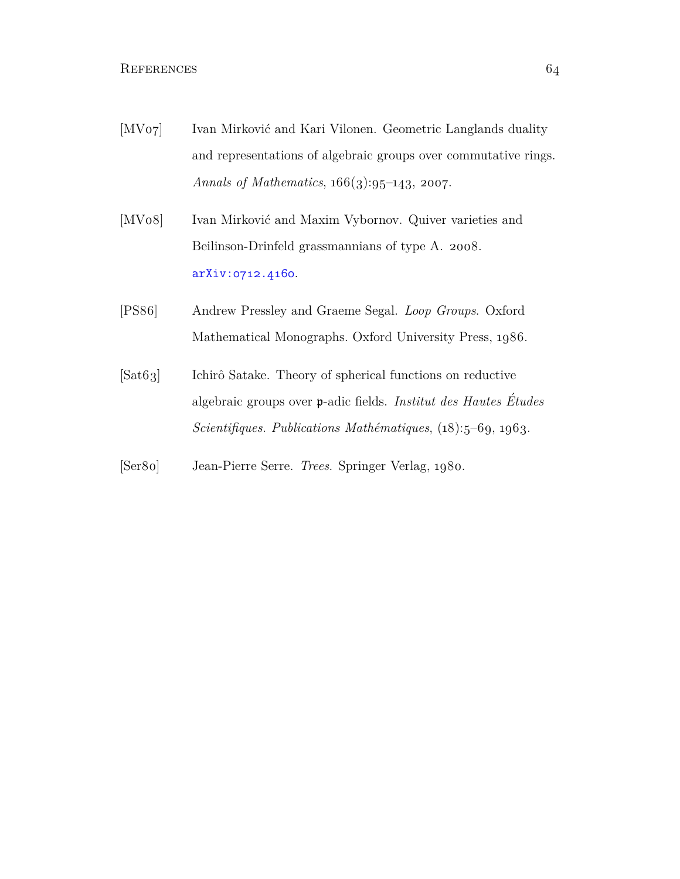[MV07] Ivan Mirković and Kari Vilonen. Geometric Langlands duality and representations of algebraic groups over commutative rings. *Annals of Mathematics*, 166(3):95–143, 2007.

[MV08] Ivan Mirković and Maxim Vybornov. Quiver varieties and Beilinson-Drinfeld grassmannians of type A. 2008. arXiv:0712.4160.

[PS86] Andrew Pressley and Graeme Segal. *Loop Groups*. Oxford Mathematical Monographs. Oxford University Press, 1986.

[Sat63] Ichirô Satake. Theory of spherical functions on reductive algebraic groups over $\mathfrak{p}$-adic fields. *Institut des Hautes Études Scientifiques. Publications Mathématiques*, (18):5–69, 1963.

[Ser80] Jean-Pierre Serre. *Trees*. Springer Verlag, 1980.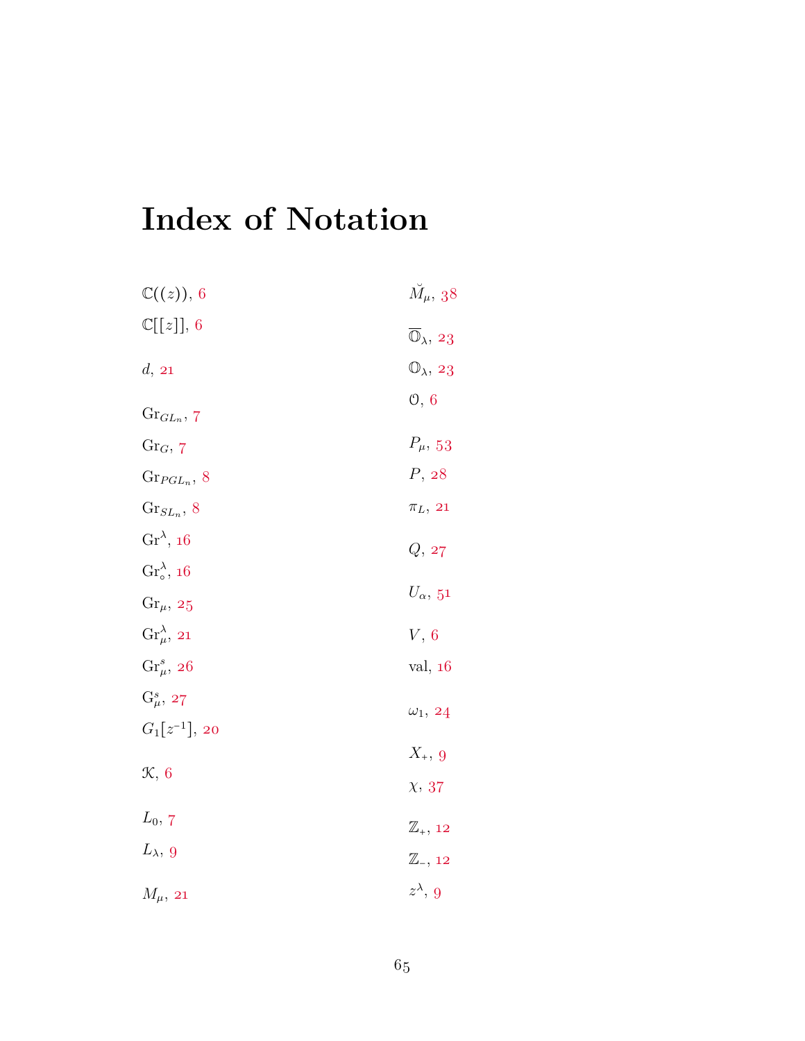# Index of Notation

$\mathbb{C}((z))$, 6

$\mathbb{C}[[z]]$, 6

$d$, 21

$\mathrm{Gr}_{GL_n}$, 7

$\mathrm{Gr}_G$, 7

$\mathrm{Gr}_{PGL_n}$, 8

$\mathrm{Gr}_{SL_n}$, 8

$\mathrm{Gr}^\lambda$, 16

$\mathrm{Gr}^\lambda_\circ$, 16

$\mathrm{Gr}_\mu$, 25

$\mathrm{Gr}^\lambda_\mu$, 21

$\mathrm{Gr}^s_\mu$, 26

$\mathrm{G}^s_\mu$, 27

$G_1[z^{-1}]$, 20

$\mathcal{K}$, 6

$L_0$, 7

$L_\lambda$, 9

$M_\mu$, 21

$\breve{M}_\mu$, 38

$\overline{\mathbb{O}}_\lambda$, 23

$\mathbb{O}_\lambda$, 23

$\mathcal{O}$, 6

$P_\mu$, 53

$P$, 28

$\pi_L$, 21

$Q$, 27

$U_\alpha$, 51

$V$, 6

val, 16

$\omega_1$, 24

$X_+$, 9

$\chi$, 37

$\mathbb{Z}_+$, 12

$\mathbb{Z}_-$, 12

$z^\lambda$, 9